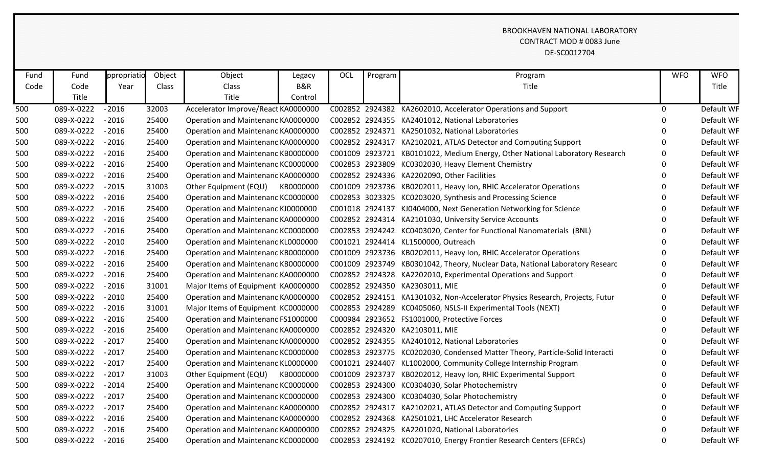BROOKHAVEN NATIONAL LABORATORY
CONTRACT MOD # 0083 June
DE-SC0012704

| Fund Code | Fund Code Title | ppropriatio Year | Object Class | Object Class Title | Legacy B&R Control | OCL | Program | Program Title | WFO | WFO Title |
|---|---|---|---|---|---|---|---|---|---|---|
| 500 | 089-X-0222 | - 2016 | 32003 | Accelerator Improve/React | KA0000000 | C002852 | 2924382 | KA2602010, Accelerator Operations and Support | 0 | Default WF |
| 500 | 089-X-0222 | - 2016 | 25400 | Operation and Maintenanc | KA0000000 | C002852 | 2924355 | KA2401012, National Laboratories | 0 | Default WF |
| 500 | 089-X-0222 | - 2016 | 25400 | Operation and Maintenanc | KA0000000 | C002852 | 2924371 | KA2501032, National Laboratories | 0 | Default WF |
| 500 | 089-X-0222 | - 2016 | 25400 | Operation and Maintenanc | KA0000000 | C002852 | 2924317 | KA2102021, ATLAS Detector and Computing Support | 0 | Default WF |
| 500 | 089-X-0222 | - 2016 | 25400 | Operation and Maintenanc | KB0000000 | C001009 | 2923721 | KB0101022, Medium Energy, Other National Laboratory Research | 0 | Default WF |
| 500 | 089-X-0222 | - 2016 | 25400 | Operation and Maintenanc | KC0000000 | C002853 | 2923809 | KC0302030, Heavy Element Chemistry | 0 | Default WF |
| 500 | 089-X-0222 | - 2016 | 25400 | Operation and Maintenanc | KA0000000 | C002852 | 2924336 | KA2202090, Other Facilities | 0 | Default WF |
| 500 | 089-X-0222 | - 2015 | 31003 | Other Equipment (EQU) | KB0000000 | C001009 | 2923736 | KB0202011, Heavy Ion, RHIC Accelerator Operations | 0 | Default WF |
| 500 | 089-X-0222 | - 2016 | 25400 | Operation and Maintenanc | KC0000000 | C002853 | 3023325 | KC0203020, Synthesis and Processing Science | 0 | Default WF |
| 500 | 089-X-0222 | - 2016 | 25400 | Operation and Maintenanc | KJ0000000 | C001018 | 2924137 | KJ0404000, Next Generation Networking for Science | 0 | Default WF |
| 500 | 089-X-0222 | - 2016 | 25400 | Operation and Maintenanc | KA0000000 | C002852 | 2924314 | KA2101030, University Service Accounts | 0 | Default WF |
| 500 | 089-X-0222 | - 2016 | 25400 | Operation and Maintenanc | KC0000000 | C002853 | 2924242 | KC0403020, Center for Functional Nanomaterials (BNL) | 0 | Default WF |
| 500 | 089-X-0222 | - 2010 | 25400 | Operation and Maintenanc | KL0000000 | C001021 | 2924414 | KL1500000, Outreach | 0 | Default WF |
| 500 | 089-X-0222 | - 2016 | 25400 | Operation and Maintenanc | KB0000000 | C001009 | 2923736 | KB0202011, Heavy Ion, RHIC Accelerator Operations | 0 | Default WF |
| 500 | 089-X-0222 | - 2016 | 25400 | Operation and Maintenanc | KB0000000 | C001009 | 2923749 | KB0301042, Theory, Nuclear Data, National Laboratory Researc | 0 | Default WF |
| 500 | 089-X-0222 | - 2016 | 25400 | Operation and Maintenanc | KA0000000 | C002852 | 2924328 | KA2202010, Experimental Operations and Support | 0 | Default WF |
| 500 | 089-X-0222 | - 2016 | 31001 | Major Items of Equipment | KA0000000 | C002852 | 2924350 | KA2303011, MIE | 0 | Default WF |
| 500 | 089-X-0222 | - 2010 | 25400 | Operation and Maintenanc | KA0000000 | C002852 | 2924151 | KA1301032, Non-Accelerator Physics Research, Projects, Futur | 0 | Default WF |
| 500 | 089-X-0222 | - 2016 | 31001 | Major Items of Equipment | KC0000000 | C002853 | 2924289 | KC0405060, NSLS-II Experimental Tools (NEXT) | 0 | Default WF |
| 500 | 089-X-0222 | - 2016 | 25400 | Operation and Maintenanc | FS1000000 | C000984 | 2923652 | FS1001000, Protective Forces | 0 | Default WF |
| 500 | 089-X-0222 | - 2016 | 25400 | Operation and Maintenanc | KA0000000 | C002852 | 2924320 | KA2103011, MIE | 0 | Default WF |
| 500 | 089-X-0222 | - 2017 | 25400 | Operation and Maintenanc | KA0000000 | C002852 | 2924355 | KA2401012, National Laboratories | 0 | Default WF |
| 500 | 089-X-0222 | - 2017 | 25400 | Operation and Maintenanc | KC0000000 | C002853 | 2923775 | KC0202030, Condensed Matter Theory, Particle-Solid Interacti | 0 | Default WF |
| 500 | 089-X-0222 | - 2017 | 25400 | Operation and Maintenanc | KL0000000 | C001021 | 2924407 | KL1002000, Community College Internship Program | 0 | Default WF |
| 500 | 089-X-0222 | - 2017 | 31003 | Other Equipment (EQU) | KB0000000 | C001009 | 2923737 | KB0202012, Heavy Ion, RHIC Experimental Support | 0 | Default WF |
| 500 | 089-X-0222 | - 2014 | 25400 | Operation and Maintenanc | KC0000000 | C002853 | 2924300 | KC0304030, Solar Photochemistry | 0 | Default WF |
| 500 | 089-X-0222 | - 2017 | 25400 | Operation and Maintenanc | KC0000000 | C002853 | 2924300 | KC0304030, Solar Photochemistry | 0 | Default WF |
| 500 | 089-X-0222 | - 2017 | 25400 | Operation and Maintenanc | KA0000000 | C002852 | 2924317 | KA2102021, ATLAS Detector and Computing Support | 0 | Default WF |
| 500 | 089-X-0222 | - 2016 | 25400 | Operation and Maintenanc | KA0000000 | C002852 | 2924368 | KA2501021, LHC Accelerator Research | 0 | Default WF |
| 500 | 089-X-0222 | - 2016 | 25400 | Operation and Maintenanc | KA0000000 | C002852 | 2924325 | KA2201020, National Laboratories | 0 | Default WF |
| 500 | 089-X-0222 | - 2016 | 25400 | Operation and Maintenanc | KC0000000 | C002853 | 2924192 | KC0207010, Energy Frontier Research Centers (EFRCs) | 0 | Default WF |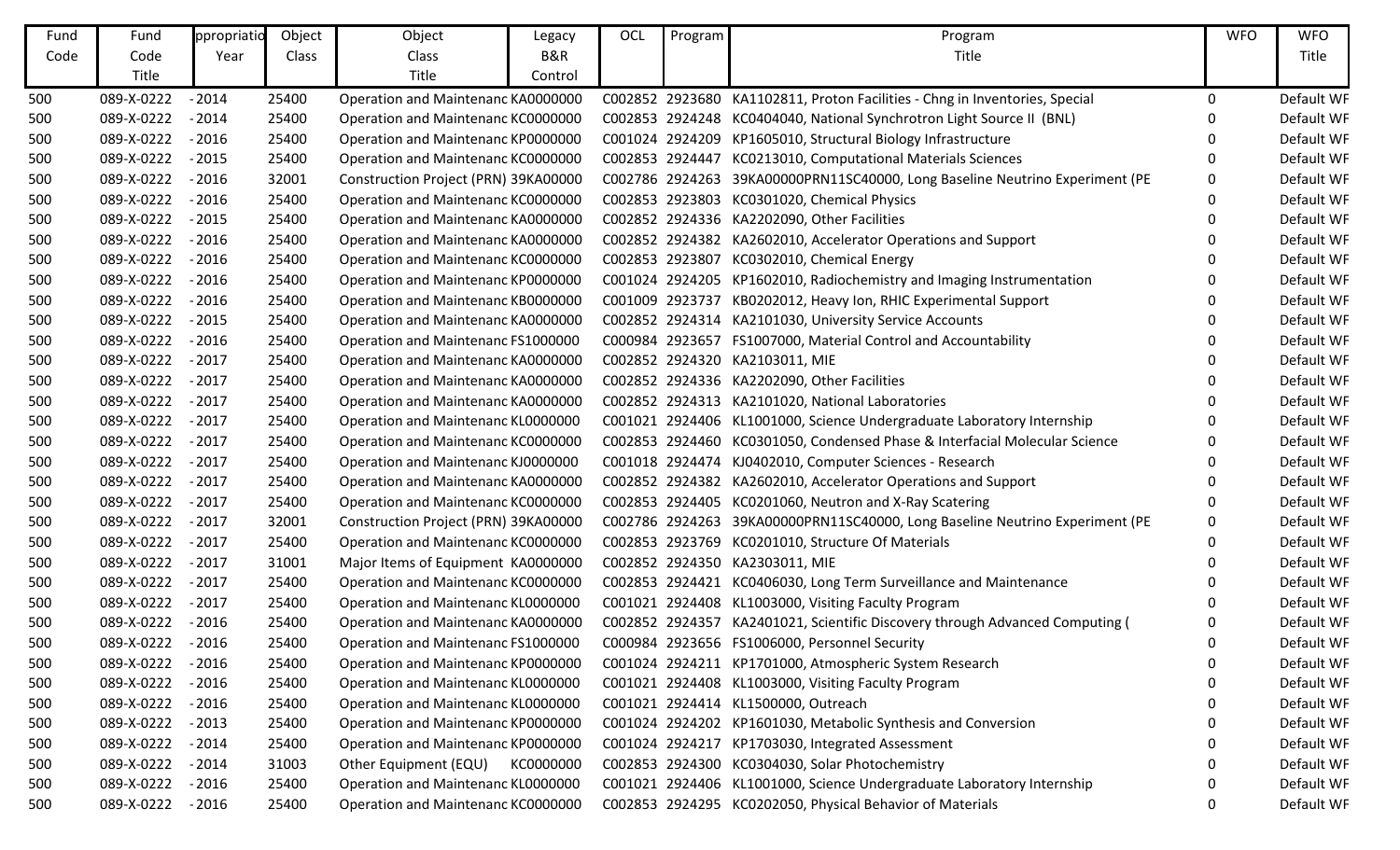| Fund Code | Fund Code Title | ppropriatio Year | Object Class | Object Class Title | Legacy B&R Control | OCL | Program | Program Title | WFO | WFO Title |
|---|---|---|---|---|---|---|---|---|---|---|
| 500 | 089-X-0222 | - 2014 | 25400 | Operation and Maintenanc | KA0000000 | C002852 | 2923680 | KA1102811, Proton Facilities - Chng in Inventories, Special | 0 | Default WF |
| 500 | 089-X-0222 | - 2014 | 25400 | Operation and Maintenanc | KC0000000 | C002853 | 2924248 | KC0404040, National Synchrotron Light Source II (BNL) | 0 | Default WF |
| 500 | 089-X-0222 | - 2016 | 25400 | Operation and Maintenanc | KP0000000 | C001024 | 2924209 | KP1605010, Structural Biology Infrastructure | 0 | Default WF |
| 500 | 089-X-0222 | - 2015 | 25400 | Operation and Maintenanc | KC0000000 | C002853 | 2924447 | KC0213010, Computational Materials Sciences | 0 | Default WF |
| 500 | 089-X-0222 | - 2016 | 32001 | Construction Project (PRN) | 39KA00000 | C002786 | 2924263 | 39KA00000PRN11SC40000, Long Baseline Neutrino Experiment (PE | 0 | Default WF |
| 500 | 089-X-0222 | - 2016 | 25400 | Operation and Maintenanc | KC0000000 | C002853 | 2923803 | KC0301020, Chemical Physics | 0 | Default WF |
| 500 | 089-X-0222 | - 2015 | 25400 | Operation and Maintenanc | KA0000000 | C002852 | 2924336 | KA2202090, Other Facilities | 0 | Default WF |
| 500 | 089-X-0222 | - 2016 | 25400 | Operation and Maintenanc | KA0000000 | C002852 | 2924382 | KA2602010, Accelerator Operations and Support | 0 | Default WF |
| 500 | 089-X-0222 | - 2016 | 25400 | Operation and Maintenanc | KC0000000 | C002853 | 2923807 | KC0302010, Chemical Energy | 0 | Default WF |
| 500 | 089-X-0222 | - 2016 | 25400 | Operation and Maintenanc | KP0000000 | C001024 | 2924205 | KP1602010, Radiochemistry and Imaging Instrumentation | 0 | Default WF |
| 500 | 089-X-0222 | - 2016 | 25400 | Operation and Maintenanc | KB0000000 | C001009 | 2923737 | KB0202012, Heavy Ion, RHIC Experimental Support | 0 | Default WF |
| 500 | 089-X-0222 | - 2015 | 25400 | Operation and Maintenanc | KA0000000 | C002852 | 2924314 | KA2101030, University Service Accounts | 0 | Default WF |
| 500 | 089-X-0222 | - 2016 | 25400 | Operation and Maintenanc | FS1000000 | C000984 | 2923657 | FS1007000, Material Control and Accountability | 0 | Default WF |
| 500 | 089-X-0222 | - 2017 | 25400 | Operation and Maintenanc | KA0000000 | C002852 | 2924320 | KA2103011, MIE | 0 | Default WF |
| 500 | 089-X-0222 | - 2017 | 25400 | Operation and Maintenanc | KA0000000 | C002852 | 2924336 | KA2202090, Other Facilities | 0 | Default WF |
| 500 | 089-X-0222 | - 2017 | 25400 | Operation and Maintenanc | KA0000000 | C002852 | 2924313 | KA2101020, National Laboratories | 0 | Default WF |
| 500 | 089-X-0222 | - 2017 | 25400 | Operation and Maintenanc | KL0000000 | C001021 | 2924406 | KL1001000, Science Undergraduate Laboratory Internship | 0 | Default WF |
| 500 | 089-X-0222 | - 2017 | 25400 | Operation and Maintenanc | KC0000000 | C002853 | 2924460 | KC0301050, Condensed Phase & Interfacial Molecular Science | 0 | Default WF |
| 500 | 089-X-0222 | - 2017 | 25400 | Operation and Maintenanc | KJ0000000 | C001018 | 2924474 | KJ0402010, Computer Sciences - Research | 0 | Default WF |
| 500 | 089-X-0222 | - 2017 | 25400 | Operation and Maintenanc | KA0000000 | C002852 | 2924382 | KA2602010, Accelerator Operations and Support | 0 | Default WF |
| 500 | 089-X-0222 | - 2017 | 25400 | Operation and Maintenanc | KC0000000 | C002853 | 2924405 | KC0201060, Neutron and X-Ray Scatering | 0 | Default WF |
| 500 | 089-X-0222 | - 2017 | 32001 | Construction Project (PRN) | 39KA00000 | C002786 | 2924263 | 39KA00000PRN11SC40000, Long Baseline Neutrino Experiment (PE | 0 | Default WF |
| 500 | 089-X-0222 | - 2017 | 25400 | Operation and Maintenanc | KC0000000 | C002853 | 2923769 | KC0201010, Structure Of Materials | 0 | Default WF |
| 500 | 089-X-0222 | - 2017 | 31001 | Major Items of Equipment | KA0000000 | C002852 | 2924350 | KA2303011, MIE | 0 | Default WF |
| 500 | 089-X-0222 | - 2017 | 25400 | Operation and Maintenanc | KC0000000 | C002853 | 2924421 | KC0406030, Long Term Surveillance and Maintenance | 0 | Default WF |
| 500 | 089-X-0222 | - 2017 | 25400 | Operation and Maintenanc | KL0000000 | C001021 | 2924408 | KL1003000, Visiting Faculty Program | 0 | Default WF |
| 500 | 089-X-0222 | - 2016 | 25400 | Operation and Maintenanc | KA0000000 | C002852 | 2924357 | KA2401021, Scientific Discovery through Advanced Computing ( | 0 | Default WF |
| 500 | 089-X-0222 | - 2016 | 25400 | Operation and Maintenanc | FS1000000 | C000984 | 2923656 | FS1006000, Personnel Security | 0 | Default WF |
| 500 | 089-X-0222 | - 2016 | 25400 | Operation and Maintenanc | KP0000000 | C001024 | 2924211 | KP1701000, Atmospheric System Research | 0 | Default WF |
| 500 | 089-X-0222 | - 2016 | 25400 | Operation and Maintenanc | KL0000000 | C001021 | 2924408 | KL1003000, Visiting Faculty Program | 0 | Default WF |
| 500 | 089-X-0222 | - 2016 | 25400 | Operation and Maintenanc | KL0000000 | C001021 | 2924414 | KL1500000, Outreach | 0 | Default WF |
| 500 | 089-X-0222 | - 2013 | 25400 | Operation and Maintenanc | KP0000000 | C001024 | 2924202 | KP1601030, Metabolic Synthesis and Conversion | 0 | Default WF |
| 500 | 089-X-0222 | - 2014 | 25400 | Operation and Maintenanc | KP0000000 | C001024 | 2924217 | KP1703030, Integrated Assessment | 0 | Default WF |
| 500 | 089-X-0222 | - 2014 | 31003 | Other Equipment (EQU) | KC0000000 | C002853 | 2924300 | KC0304030, Solar Photochemistry | 0 | Default WF |
| 500 | 089-X-0222 | - 2016 | 25400 | Operation and Maintenanc | KL0000000 | C001021 | 2924406 | KL1001000, Science Undergraduate Laboratory Internship | 0 | Default WF |
| 500 | 089-X-0222 | - 2016 | 25400 | Operation and Maintenanc | KC0000000 | C002853 | 2924295 | KC0202050, Physical Behavior of Materials | 0 | Default WF |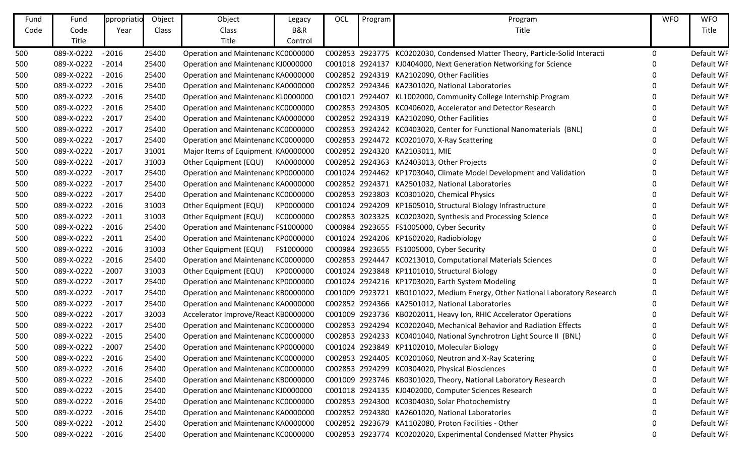| Fund Code | Fund Code Title | ppropriatio Year | Object Class | Object Class Title | Legacy B&R Control | OCL | Program | Program Title | WFO | WFO Title |
|---|---|---|---|---|---|---|---|---|---|---|
| 500 | 089-X-0222 | - 2016 | 25400 | Operation and Maintenanc | KC0000000 | C002853 | 2923775 | KC0202030, Condensed Matter Theory, Particle-Solid Interacti | 0 | Default WF |
| 500 | 089-X-0222 | - 2014 | 25400 | Operation and Maintenanc | KJ0000000 | C001018 | 2924137 | KJ0404000, Next Generation Networking for Science | 0 | Default WF |
| 500 | 089-X-0222 | - 2016 | 25400 | Operation and Maintenanc | KA0000000 | C002852 | 2924319 | KA2102090, Other Facilities | 0 | Default WF |
| 500 | 089-X-0222 | - 2016 | 25400 | Operation and Maintenanc | KA0000000 | C002852 | 2924346 | KA2301020, National Laboratories | 0 | Default WF |
| 500 | 089-X-0222 | - 2016 | 25400 | Operation and Maintenanc | KL0000000 | C001021 | 2924407 | KL1002000, Community College Internship Program | 0 | Default WF |
| 500 | 089-X-0222 | - 2016 | 25400 | Operation and Maintenanc | KC0000000 | C002853 | 2924305 | KC0406020, Accelerator and Detector Research | 0 | Default WF |
| 500 | 089-X-0222 | - 2017 | 25400 | Operation and Maintenanc | KA0000000 | C002852 | 2924319 | KA2102090, Other Facilities | 0 | Default WF |
| 500 | 089-X-0222 | - 2017 | 25400 | Operation and Maintenanc | KC0000000 | C002853 | 2924242 | KC0403020, Center for Functional Nanomaterials (BNL) | 0 | Default WF |
| 500 | 089-X-0222 | - 2017 | 25400 | Operation and Maintenanc | KC0000000 | C002853 | 2924472 | KC0201070, X-Ray Scattering | 0 | Default WF |
| 500 | 089-X-0222 | - 2017 | 31001 | Major Items of Equipment | KA0000000 | C002852 | 2924320 | KA2103011, MIE | 0 | Default WF |
| 500 | 089-X-0222 | - 2017 | 31003 | Other Equipment (EQU) | KA0000000 | C002852 | 2924363 | KA2403013, Other Projects | 0 | Default WF |
| 500 | 089-X-0222 | - 2017 | 25400 | Operation and Maintenanc | KP0000000 | C001024 | 2924462 | KP1703040, Climate Model Development and Validation | 0 | Default WF |
| 500 | 089-X-0222 | - 2017 | 25400 | Operation and Maintenanc | KA0000000 | C002852 | 2924371 | KA2501032, National Laboratories | 0 | Default WF |
| 500 | 089-X-0222 | - 2017 | 25400 | Operation and Maintenanc | KC0000000 | C002853 | 2923803 | KC0301020, Chemical Physics | 0 | Default WF |
| 500 | 089-X-0222 | - 2016 | 31003 | Other Equipment (EQU) | KP0000000 | C001024 | 2924209 | KP1605010, Structural Biology Infrastructure | 0 | Default WF |
| 500 | 089-X-0222 | - 2011 | 31003 | Other Equipment (EQU) | KC0000000 | C002853 | 3023325 | KC0203020, Synthesis and Processing Science | 0 | Default WF |
| 500 | 089-X-0222 | - 2016 | 25400 | Operation and Maintenanc | FS1000000 | C000984 | 2923655 | FS1005000, Cyber Security | 0 | Default WF |
| 500 | 089-X-0222 | - 2011 | 25400 | Operation and Maintenanc | KP0000000 | C001024 | 2924206 | KP1602020, Radiobiology | 0 | Default WF |
| 500 | 089-X-0222 | - 2016 | 31003 | Other Equipment (EQU) | FS1000000 | C000984 | 2923655 | FS1005000, Cyber Security | 0 | Default WF |
| 500 | 089-X-0222 | - 2016 | 25400 | Operation and Maintenanc | KC0000000 | C002853 | 2924447 | KC0213010, Computational Materials Sciences | 0 | Default WF |
| 500 | 089-X-0222 | - 2007 | 31003 | Other Equipment (EQU) | KP0000000 | C001024 | 2923848 | KP1101010, Structural Biology | 0 | Default WF |
| 500 | 089-X-0222 | - 2017 | 25400 | Operation and Maintenanc | KP0000000 | C001024 | 2924216 | KP1703020, Earth System Modeling | 0 | Default WF |
| 500 | 089-X-0222 | - 2017 | 25400 | Operation and Maintenanc | KB0000000 | C001009 | 2923721 | KB0101022, Medium Energy, Other National Laboratory Research | 0 | Default WF |
| 500 | 089-X-0222 | - 2017 | 25400 | Operation and Maintenanc | KA0000000 | C002852 | 2924366 | KA2501012, National Laboratories | 0 | Default WF |
| 500 | 089-X-0222 | - 2017 | 32003 | Accelerator Improve/React | KB0000000 | C001009 | 2923736 | KB0202011, Heavy Ion, RHIC Accelerator Operations | 0 | Default WF |
| 500 | 089-X-0222 | - 2017 | 25400 | Operation and Maintenanc | KC0000000 | C002853 | 2924294 | KC0202040, Mechanical Behavior and Radiation Effects | 0 | Default WF |
| 500 | 089-X-0222 | - 2015 | 25400 | Operation and Maintenanc | KC0000000 | C002853 | 2924233 | KC0401040, National Synchrotron Light Source II (BNL) | 0 | Default WF |
| 500 | 089-X-0222 | - 2007 | 25400 | Operation and Maintenanc | KP0000000 | C001024 | 2923849 | KP1102010, Molecular Biology | 0 | Default WF |
| 500 | 089-X-0222 | - 2016 | 25400 | Operation and Maintenanc | KC0000000 | C002853 | 2924405 | KC0201060, Neutron and X-Ray Scatering | 0 | Default WF |
| 500 | 089-X-0222 | - 2016 | 25400 | Operation and Maintenanc | KC0000000 | C002853 | 2924299 | KC0304020, Physical Biosciences | 0 | Default WF |
| 500 | 089-X-0222 | - 2016 | 25400 | Operation and Maintenanc | KB0000000 | C001009 | 2923746 | KB0301020, Theory, National Laboratory Research | 0 | Default WF |
| 500 | 089-X-0222 | - 2015 | 25400 | Operation and Maintenanc | KJ0000000 | C001018 | 2924135 | KJ0402000, Computer Sciences Research | 0 | Default WF |
| 500 | 089-X-0222 | - 2016 | 25400 | Operation and Maintenanc | KC0000000 | C002853 | 2924300 | KC0304030, Solar Photochemistry | 0 | Default WF |
| 500 | 089-X-0222 | - 2016 | 25400 | Operation and Maintenanc | KA0000000 | C002852 | 2924380 | KA2601020, National Laboratories | 0 | Default WF |
| 500 | 089-X-0222 | - 2012 | 25400 | Operation and Maintenanc | KA0000000 | C002852 | 2923679 | KA1102080, Proton Facilities - Other | 0 | Default WF |
| 500 | 089-X-0222 | - 2016 | 25400 | Operation and Maintenanc | KC0000000 | C002853 | 2923774 | KC0202020, Experimental Condensed Matter Physics | 0 | Default WF |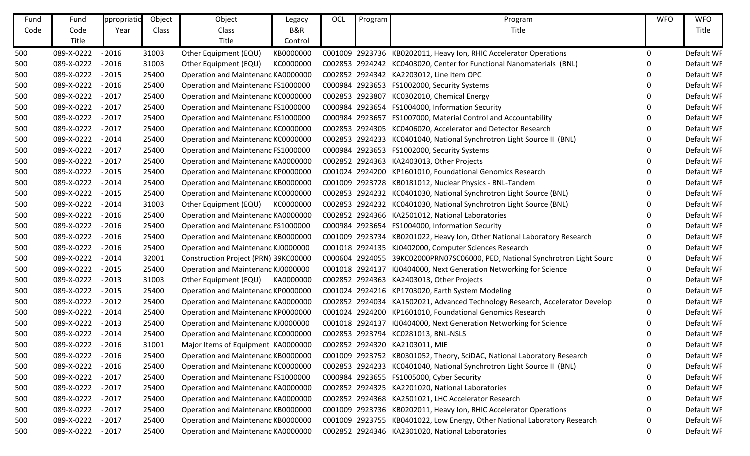| Fund Code | Fund Code Title | ppropriatio Year | Object Class | Object Class Title | Legacy B&R Control | OCL | Program | Program Title | WFO | WFO Title |
|---|---|---|---|---|---|---|---|---|---|---|
| 500 | 089-X-0222 | - 2016 | 31003 | Other Equipment (EQU) | KB0000000 | C001009 | 2923736 | KB0202011, Heavy Ion, RHIC Accelerator Operations | 0 | Default WF |
| 500 | 089-X-0222 | - 2016 | 31003 | Other Equipment (EQU) | KC0000000 | C002853 | 2924242 | KC0403020, Center for Functional Nanomaterials (BNL) | 0 | Default WF |
| 500 | 089-X-0222 | - 2015 | 25400 | Operation and Maintenanc | KA0000000 | C002852 | 2924342 | KA2203012, Line Item OPC | 0 | Default WF |
| 500 | 089-X-0222 | - 2016 | 25400 | Operation and Maintenanc | FS1000000 | C000984 | 2923653 | FS1002000, Security Systems | 0 | Default WF |
| 500 | 089-X-0222 | - 2017 | 25400 | Operation and Maintenanc | KC0000000 | C002853 | 2923807 | KC0302010, Chemical Energy | 0 | Default WF |
| 500 | 089-X-0222 | - 2017 | 25400 | Operation and Maintenanc | FS1000000 | C000984 | 2923654 | FS1004000, Information Security | 0 | Default WF |
| 500 | 089-X-0222 | - 2017 | 25400 | Operation and Maintenanc | FS1000000 | C000984 | 2923657 | FS1007000, Material Control and Accountability | 0 | Default WF |
| 500 | 089-X-0222 | - 2017 | 25400 | Operation and Maintenanc | KC0000000 | C002853 | 2924305 | KC0406020, Accelerator and Detector Research | 0 | Default WF |
| 500 | 089-X-0222 | - 2014 | 25400 | Operation and Maintenanc | KC0000000 | C002853 | 2924233 | KC0401040, National Synchrotron Light Source II (BNL) | 0 | Default WF |
| 500 | 089-X-0222 | - 2017 | 25400 | Operation and Maintenanc | FS1000000 | C000984 | 2923653 | FS1002000, Security Systems | 0 | Default WF |
| 500 | 089-X-0222 | - 2017 | 25400 | Operation and Maintenanc | KA0000000 | C002852 | 2924363 | KA2403013, Other Projects | 0 | Default WF |
| 500 | 089-X-0222 | - 2015 | 25400 | Operation and Maintenanc | KP0000000 | C001024 | 2924200 | KP1601010, Foundational Genomics Research | 0 | Default WF |
| 500 | 089-X-0222 | - 2014 | 25400 | Operation and Maintenanc | KB0000000 | C001009 | 2923728 | KB0181012, Nuclear Physics - BNL-Tandem | 0 | Default WF |
| 500 | 089-X-0222 | - 2015 | 25400 | Operation and Maintenanc | KC0000000 | C002853 | 2924232 | KC0401030, National Synchrotron Light Source (BNL) | 0 | Default WF |
| 500 | 089-X-0222 | - 2014 | 31003 | Other Equipment (EQU) | KC0000000 | C002853 | 2924232 | KC0401030, National Synchrotron Light Source (BNL) | 0 | Default WF |
| 500 | 089-X-0222 | - 2016 | 25400 | Operation and Maintenanc | KA0000000 | C002852 | 2924366 | KA2501012, National Laboratories | 0 | Default WF |
| 500 | 089-X-0222 | - 2016 | 25400 | Operation and Maintenanc | FS1000000 | C000984 | 2923654 | FS1004000, Information Security | 0 | Default WF |
| 500 | 089-X-0222 | - 2016 | 25400 | Operation and Maintenanc | KB0000000 | C001009 | 2923734 | KB0201022, Heavy Ion, Other National Laboratory Research | 0 | Default WF |
| 500 | 089-X-0222 | - 2016 | 25400 | Operation and Maintenanc | KJ0000000 | C001018 | 2924135 | KJ0402000, Computer Sciences Research | 0 | Default WF |
| 500 | 089-X-0222 | - 2014 | 32001 | Construction Project (PRN) | 39KC00000 | C000604 | 2924055 | 39KC02000PRN07SC06000, PED, National Synchrotron Light Sourc | 0 | Default WF |
| 500 | 089-X-0222 | - 2015 | 25400 | Operation and Maintenanc | KJ0000000 | C001018 | 2924137 | KJ0404000, Next Generation Networking for Science | 0 | Default WF |
| 500 | 089-X-0222 | - 2013 | 31003 | Other Equipment (EQU) | KA0000000 | C002852 | 2924363 | KA2403013, Other Projects | 0 | Default WF |
| 500 | 089-X-0222 | - 2015 | 25400 | Operation and Maintenanc | KP0000000 | C001024 | 2924216 | KP1703020, Earth System Modeling | 0 | Default WF |
| 500 | 089-X-0222 | - 2012 | 25400 | Operation and Maintenanc | KA0000000 | C002852 | 2924034 | KA1502021, Advanced Technology Research, Accelerator Develop | 0 | Default WF |
| 500 | 089-X-0222 | - 2014 | 25400 | Operation and Maintenanc | KP0000000 | C001024 | 2924200 | KP1601010, Foundational Genomics Research | 0 | Default WF |
| 500 | 089-X-0222 | - 2013 | 25400 | Operation and Maintenanc | KJ0000000 | C001018 | 2924137 | KJ0404000, Next Generation Networking for Science | 0 | Default WF |
| 500 | 089-X-0222 | - 2014 | 25400 | Operation and Maintenanc | KC0000000 | C002853 | 2923794 | KC0281013, BNL-NSLS | 0 | Default WF |
| 500 | 089-X-0222 | - 2016 | 31001 | Major Items of Equipment | KA0000000 | C002852 | 2924320 | KA2103011, MIE | 0 | Default WF |
| 500 | 089-X-0222 | - 2016 | 25400 | Operation and Maintenanc | KB0000000 | C001009 | 2923752 | KB0301052, Theory, SciDAC, National Laboratory Research | 0 | Default WF |
| 500 | 089-X-0222 | - 2016 | 25400 | Operation and Maintenanc | KC0000000 | C002853 | 2924233 | KC0401040, National Synchrotron Light Source II (BNL) | 0 | Default WF |
| 500 | 089-X-0222 | - 2017 | 25400 | Operation and Maintenanc | FS1000000 | C000984 | 2923655 | FS1005000, Cyber Security | 0 | Default WF |
| 500 | 089-X-0222 | - 2017 | 25400 | Operation and Maintenanc | KA0000000 | C002852 | 2924325 | KA2201020, National Laboratories | 0 | Default WF |
| 500 | 089-X-0222 | - 2017 | 25400 | Operation and Maintenanc | KA0000000 | C002852 | 2924368 | KA2501021, LHC Accelerator Research | 0 | Default WF |
| 500 | 089-X-0222 | - 2017 | 25400 | Operation and Maintenanc | KB0000000 | C001009 | 2923736 | KB0202011, Heavy Ion, RHIC Accelerator Operations | 0 | Default WF |
| 500 | 089-X-0222 | - 2017 | 25400 | Operation and Maintenanc | KB0000000 | C001009 | 2923755 | KB0401022, Low Energy, Other National Laboratory Research | 0 | Default WF |
| 500 | 089-X-0222 | - 2017 | 25400 | Operation and Maintenanc | KA0000000 | C002852 | 2924346 | KA2301020, National Laboratories | 0 | Default WF |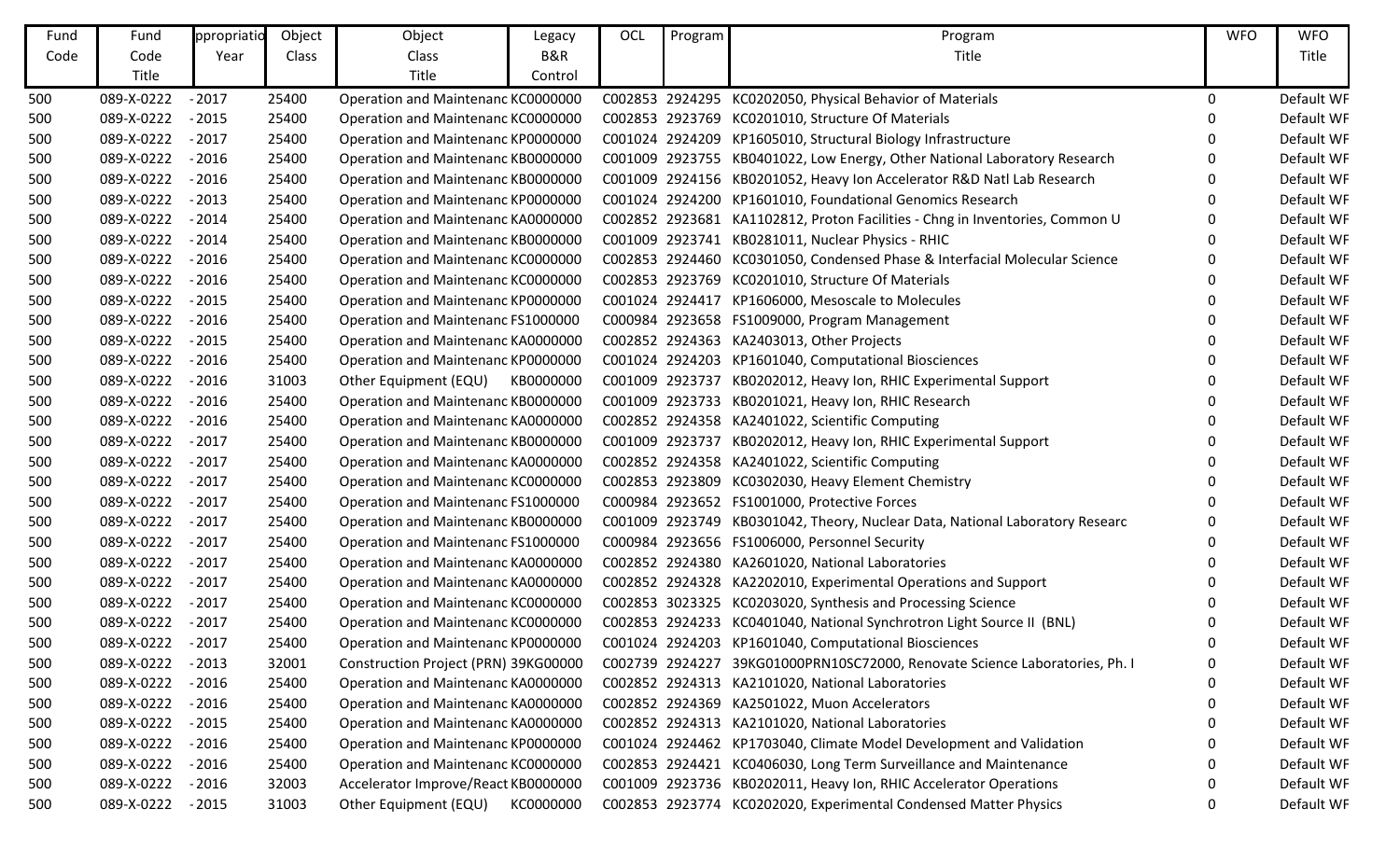| Fund Code | Fund Code Title | ppropriatio Year | Object Class | Object Class Title | Legacy B&R Control | OCL | Program | Program Title | WFO | WFO Title |
|---|---|---|---|---|---|---|---|---|---|---|
| 500 | 089-X-0222 | - 2017 | 25400 | Operation and Maintenanc | KC0000000 | C002853 | 2924295 | KC0202050, Physical Behavior of Materials | 0 | Default WF |
| 500 | 089-X-0222 | - 2015 | 25400 | Operation and Maintenanc | KC0000000 | C002853 | 2923769 | KC0201010, Structure Of Materials | 0 | Default WF |
| 500 | 089-X-0222 | - 2017 | 25400 | Operation and Maintenanc | KP0000000 | C001024 | 2924209 | KP1605010, Structural Biology Infrastructure | 0 | Default WF |
| 500 | 089-X-0222 | - 2016 | 25400 | Operation and Maintenanc | KB0000000 | C001009 | 2923755 | KB0401022, Low Energy, Other National Laboratory Research | 0 | Default WF |
| 500 | 089-X-0222 | - 2016 | 25400 | Operation and Maintenanc | KB0000000 | C001009 | 2924156 | KB0201052, Heavy Ion Accelerator R&D Natl Lab Research | 0 | Default WF |
| 500 | 089-X-0222 | - 2013 | 25400 | Operation and Maintenanc | KP0000000 | C001024 | 2924200 | KP1601010, Foundational Genomics Research | 0 | Default WF |
| 500 | 089-X-0222 | - 2014 | 25400 | Operation and Maintenanc | KA0000000 | C002852 | 2923681 | KA1102812, Proton Facilities - Chng in Inventories, Common U | 0 | Default WF |
| 500 | 089-X-0222 | - 2014 | 25400 | Operation and Maintenanc | KB0000000 | C001009 | 2923741 | KB0281011, Nuclear Physics - RHIC | 0 | Default WF |
| 500 | 089-X-0222 | - 2016 | 25400 | Operation and Maintenanc | KC0000000 | C002853 | 2924460 | KC0301050, Condensed Phase & Interfacial Molecular Science | 0 | Default WF |
| 500 | 089-X-0222 | - 2016 | 25400 | Operation and Maintenanc | KC0000000 | C002853 | 2923769 | KC0201010, Structure Of Materials | 0 | Default WF |
| 500 | 089-X-0222 | - 2015 | 25400 | Operation and Maintenanc | KP0000000 | C001024 | 2924417 | KP1606000, Mesoscale to Molecules | 0 | Default WF |
| 500 | 089-X-0222 | - 2016 | 25400 | Operation and Maintenanc | FS1000000 | C000984 | 2923658 | FS1009000, Program Management | 0 | Default WF |
| 500 | 089-X-0222 | - 2015 | 25400 | Operation and Maintenanc | KA0000000 | C002852 | 2924363 | KA2403013, Other Projects | 0 | Default WF |
| 500 | 089-X-0222 | - 2016 | 25400 | Operation and Maintenanc | KP0000000 | C001024 | 2924203 | KP1601040, Computational Biosciences | 0 | Default WF |
| 500 | 089-X-0222 | - 2016 | 31003 | Other Equipment (EQU) | KB0000000 | C001009 | 2923737 | KB0202012, Heavy Ion, RHIC Experimental Support | 0 | Default WF |
| 500 | 089-X-0222 | - 2016 | 25400 | Operation and Maintenanc | KB0000000 | C001009 | 2923733 | KB0201021, Heavy Ion, RHIC Research | 0 | Default WF |
| 500 | 089-X-0222 | - 2016 | 25400 | Operation and Maintenanc | KA0000000 | C002852 | 2924358 | KA2401022, Scientific Computing | 0 | Default WF |
| 500 | 089-X-0222 | - 2017 | 25400 | Operation and Maintenanc | KB0000000 | C001009 | 2923737 | KB0202012, Heavy Ion, RHIC Experimental Support | 0 | Default WF |
| 500 | 089-X-0222 | - 2017 | 25400 | Operation and Maintenanc | KA0000000 | C002852 | 2924358 | KA2401022, Scientific Computing | 0 | Default WF |
| 500 | 089-X-0222 | - 2017 | 25400 | Operation and Maintenanc | KC0000000 | C002853 | 2923809 | KC0302030, Heavy Element Chemistry | 0 | Default WF |
| 500 | 089-X-0222 | - 2017 | 25400 | Operation and Maintenanc | FS1000000 | C000984 | 2923652 | FS1001000, Protective Forces | 0 | Default WF |
| 500 | 089-X-0222 | - 2017 | 25400 | Operation and Maintenanc | KB0000000 | C001009 | 2923749 | KB0301042, Theory, Nuclear Data, National Laboratory Researc | 0 | Default WF |
| 500 | 089-X-0222 | - 2017 | 25400 | Operation and Maintenanc | FS1000000 | C000984 | 2923656 | FS1006000, Personnel Security | 0 | Default WF |
| 500 | 089-X-0222 | - 2017 | 25400 | Operation and Maintenanc | KA0000000 | C002852 | 2924380 | KA2601020, National Laboratories | 0 | Default WF |
| 500 | 089-X-0222 | - 2017 | 25400 | Operation and Maintenanc | KA0000000 | C002852 | 2924328 | KA2202010, Experimental Operations and Support | 0 | Default WF |
| 500 | 089-X-0222 | - 2017 | 25400 | Operation and Maintenanc | KC0000000 | C002853 | 3023325 | KC0203020, Synthesis and Processing Science | 0 | Default WF |
| 500 | 089-X-0222 | - 2017 | 25400 | Operation and Maintenanc | KC0000000 | C002853 | 2924233 | KC0401040, National Synchrotron Light Source II (BNL) | 0 | Default WF |
| 500 | 089-X-0222 | - 2017 | 25400 | Operation and Maintenanc | KP0000000 | C001024 | 2924203 | KP1601040, Computational Biosciences | 0 | Default WF |
| 500 | 089-X-0222 | - 2013 | 32001 | Construction Project (PRN) | 39KG00000 | C002739 | 2924227 | 39KG01000PRN10SC72000, Renovate Science Laboratories, Ph. I | 0 | Default WF |
| 500 | 089-X-0222 | - 2016 | 25400 | Operation and Maintenanc | KA0000000 | C002852 | 2924313 | KA2101020, National Laboratories | 0 | Default WF |
| 500 | 089-X-0222 | - 2016 | 25400 | Operation and Maintenanc | KA0000000 | C002852 | 2924369 | KA2501022, Muon Accelerators | 0 | Default WF |
| 500 | 089-X-0222 | - 2015 | 25400 | Operation and Maintenanc | KA0000000 | C002852 | 2924313 | KA2101020, National Laboratories | 0 | Default WF |
| 500 | 089-X-0222 | - 2016 | 25400 | Operation and Maintenanc | KP0000000 | C001024 | 2924462 | KP1703040, Climate Model Development and Validation | 0 | Default WF |
| 500 | 089-X-0222 | - 2016 | 25400 | Operation and Maintenanc | KC0000000 | C002853 | 2924421 | KC0406030, Long Term Surveillance and Maintenance | 0 | Default WF |
| 500 | 089-X-0222 | - 2016 | 32003 | Accelerator Improve/React | KB0000000 | C001009 | 2923736 | KB0202011, Heavy Ion, RHIC Accelerator Operations | 0 | Default WF |
| 500 | 089-X-0222 | - 2015 | 31003 | Other Equipment (EQU) | KC0000000 | C002853 | 2923774 | KC0202020, Experimental Condensed Matter Physics | 0 | Default WF |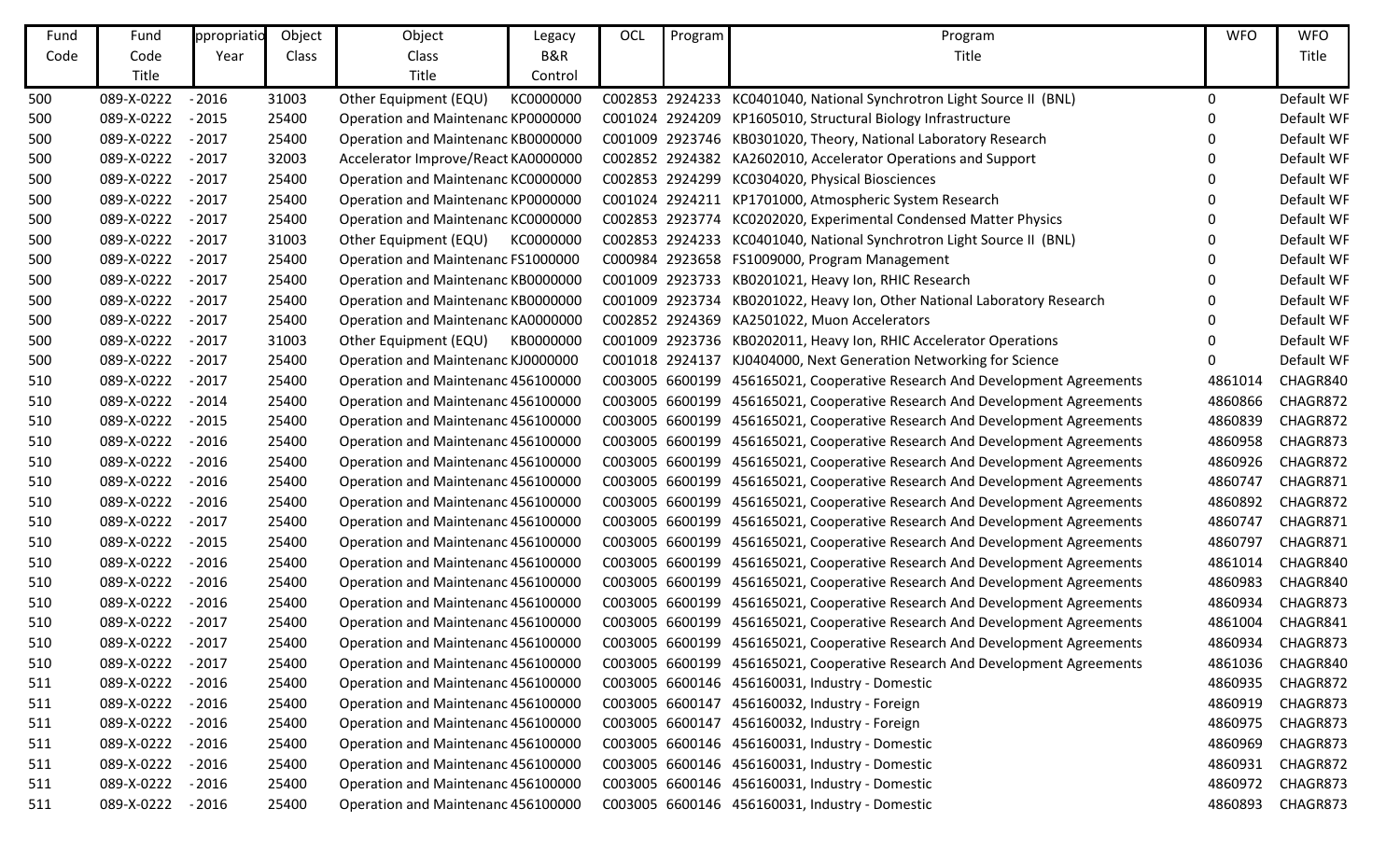| Fund Code | Fund Code Title | ppropriatio Year | Object Class | Object Class Title | Legacy B&R Control | OCL | Program | Program Title | WFO | WFO Title |
|---|---|---|---|---|---|---|---|---|---|---|
| 500 | 089-X-0222 | - 2016 | 31003 | Other Equipment (EQU) | KC0000000 | C002853 | 2924233 | KC0401040, National Synchrotron Light Source II (BNL) | 0 | Default WF |
| 500 | 089-X-0222 | - 2015 | 25400 | Operation and Maintenanc | KP0000000 | C001024 | 2924209 | KP1605010, Structural Biology Infrastructure | 0 | Default WF |
| 500 | 089-X-0222 | - 2017 | 25400 | Operation and Maintenanc | KB0000000 | C001009 | 2923746 | KB0301020, Theory, National Laboratory Research | 0 | Default WF |
| 500 | 089-X-0222 | - 2017 | 32003 | Accelerator Improve/React | KA0000000 | C002852 | 2924382 | KA2602010, Accelerator Operations and Support | 0 | Default WF |
| 500 | 089-X-0222 | - 2017 | 25400 | Operation and Maintenanc | KC0000000 | C002853 | 2924299 | KC0304020, Physical Biosciences | 0 | Default WF |
| 500 | 089-X-0222 | - 2017 | 25400 | Operation and Maintenanc | KP0000000 | C001024 | 2924211 | KP1701000, Atmospheric System Research | 0 | Default WF |
| 500 | 089-X-0222 | - 2017 | 25400 | Operation and Maintenanc | KC0000000 | C002853 | 2923774 | KC0202020, Experimental Condensed Matter Physics | 0 | Default WF |
| 500 | 089-X-0222 | - 2017 | 31003 | Other Equipment (EQU) | KC0000000 | C002853 | 2924233 | KC0401040, National Synchrotron Light Source II (BNL) | 0 | Default WF |
| 500 | 089-X-0222 | - 2017 | 25400 | Operation and Maintenanc | FS1000000 | C000984 | 2923658 | FS1009000, Program Management | 0 | Default WF |
| 500 | 089-X-0222 | - 2017 | 25400 | Operation and Maintenanc | KB0000000 | C001009 | 2923733 | KB0201021, Heavy Ion, RHIC Research | 0 | Default WF |
| 500 | 089-X-0222 | - 2017 | 25400 | Operation and Maintenanc | KB0000000 | C001009 | 2923734 | KB0201022, Heavy Ion, Other National Laboratory Research | 0 | Default WF |
| 500 | 089-X-0222 | - 2017 | 25400 | Operation and Maintenanc | KA0000000 | C002852 | 2924369 | KA2501022, Muon Accelerators | 0 | Default WF |
| 500 | 089-X-0222 | - 2017 | 31003 | Other Equipment (EQU) | KB0000000 | C001009 | 2923736 | KB0202011, Heavy Ion, RHIC Accelerator Operations | 0 | Default WF |
| 500 | 089-X-0222 | - 2017 | 25400 | Operation and Maintenanc | KJ0000000 | C001018 | 2924137 | KJ0404000, Next Generation Networking for Science | 0 | Default WF |
| 510 | 089-X-0222 | - 2017 | 25400 | Operation and Maintenanc | 456100000 | C003005 | 6600199 | 456165021, Cooperative Research And Development Agreements | 4861014 | CHAGR840 |
| 510 | 089-X-0222 | - 2014 | 25400 | Operation and Maintenanc | 456100000 | C003005 | 6600199 | 456165021, Cooperative Research And Development Agreements | 4860866 | CHAGR872 |
| 510 | 089-X-0222 | - 2015 | 25400 | Operation and Maintenanc | 456100000 | C003005 | 6600199 | 456165021, Cooperative Research And Development Agreements | 4860839 | CHAGR872 |
| 510 | 089-X-0222 | - 2016 | 25400 | Operation and Maintenanc | 456100000 | C003005 | 6600199 | 456165021, Cooperative Research And Development Agreements | 4860958 | CHAGR873 |
| 510 | 089-X-0222 | - 2016 | 25400 | Operation and Maintenanc | 456100000 | C003005 | 6600199 | 456165021, Cooperative Research And Development Agreements | 4860926 | CHAGR872 |
| 510 | 089-X-0222 | - 2016 | 25400 | Operation and Maintenanc | 456100000 | C003005 | 6600199 | 456165021, Cooperative Research And Development Agreements | 4860747 | CHAGR871 |
| 510 | 089-X-0222 | - 2016 | 25400 | Operation and Maintenanc | 456100000 | C003005 | 6600199 | 456165021, Cooperative Research And Development Agreements | 4860892 | CHAGR872 |
| 510 | 089-X-0222 | - 2017 | 25400 | Operation and Maintenanc | 456100000 | C003005 | 6600199 | 456165021, Cooperative Research And Development Agreements | 4860747 | CHAGR871 |
| 510 | 089-X-0222 | - 2015 | 25400 | Operation and Maintenanc | 456100000 | C003005 | 6600199 | 456165021, Cooperative Research And Development Agreements | 4860797 | CHAGR871 |
| 510 | 089-X-0222 | - 2016 | 25400 | Operation and Maintenanc | 456100000 | C003005 | 6600199 | 456165021, Cooperative Research And Development Agreements | 4861014 | CHAGR840 |
| 510 | 089-X-0222 | - 2016 | 25400 | Operation and Maintenanc | 456100000 | C003005 | 6600199 | 456165021, Cooperative Research And Development Agreements | 4860983 | CHAGR840 |
| 510 | 089-X-0222 | - 2016 | 25400 | Operation and Maintenanc | 456100000 | C003005 | 6600199 | 456165021, Cooperative Research And Development Agreements | 4860934 | CHAGR873 |
| 510 | 089-X-0222 | - 2017 | 25400 | Operation and Maintenanc | 456100000 | C003005 | 6600199 | 456165021, Cooperative Research And Development Agreements | 4861004 | CHAGR841 |
| 510 | 089-X-0222 | - 2017 | 25400 | Operation and Maintenanc | 456100000 | C003005 | 6600199 | 456165021, Cooperative Research And Development Agreements | 4860934 | CHAGR873 |
| 510 | 089-X-0222 | - 2017 | 25400 | Operation and Maintenanc | 456100000 | C003005 | 6600199 | 456165021, Cooperative Research And Development Agreements | 4861036 | CHAGR840 |
| 511 | 089-X-0222 | - 2016 | 25400 | Operation and Maintenanc | 456100000 | C003005 | 6600146 | 456160031, Industry - Domestic | 4860935 | CHAGR872 |
| 511 | 089-X-0222 | - 2016 | 25400 | Operation and Maintenanc | 456100000 | C003005 | 6600147 | 456160032, Industry - Foreign | 4860919 | CHAGR873 |
| 511 | 089-X-0222 | - 2016 | 25400 | Operation and Maintenanc | 456100000 | C003005 | 6600147 | 456160032, Industry - Foreign | 4860975 | CHAGR873 |
| 511 | 089-X-0222 | - 2016 | 25400 | Operation and Maintenanc | 456100000 | C003005 | 6600146 | 456160031, Industry - Domestic | 4860969 | CHAGR873 |
| 511 | 089-X-0222 | - 2016 | 25400 | Operation and Maintenanc | 456100000 | C003005 | 6600146 | 456160031, Industry - Domestic | 4860931 | CHAGR872 |
| 511 | 089-X-0222 | - 2016 | 25400 | Operation and Maintenanc | 456100000 | C003005 | 6600146 | 456160031, Industry - Domestic | 4860972 | CHAGR873 |
| 511 | 089-X-0222 | - 2016 | 25400 | Operation and Maintenanc | 456100000 | C003005 | 6600146 | 456160031, Industry - Domestic | 4860893 | CHAGR873 |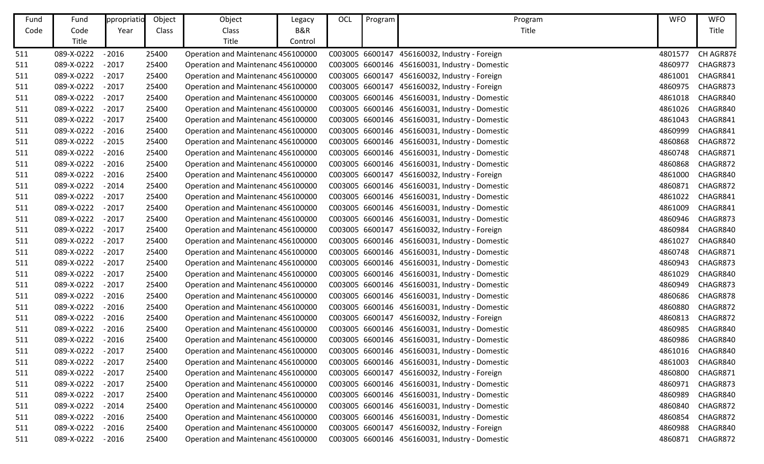| Fund Code | Fund Code Title | ppropriatio Year | Object Class | Object Class Title | Legacy B&R Control | OCL | Program | Program Title | WFO | WFO Title |
|---|---|---|---|---|---|---|---|---|---|---|
| 511 | 089-X-0222 | - 2016 | 25400 | Operation and Maintenanc | 456100000 | C003005 | 6600147 | 456160032, Industry - Foreign | 4801577 | CH AGR878 |
| 511 | 089-X-0222 | - 2017 | 25400 | Operation and Maintenanc | 456100000 | C003005 | 6600146 | 456160031, Industry - Domestic | 4860977 | CHAGR873 |
| 511 | 089-X-0222 | - 2017 | 25400 | Operation and Maintenanc | 456100000 | C003005 | 6600147 | 456160032, Industry - Foreign | 4861001 | CHAGR841 |
| 511 | 089-X-0222 | - 2017 | 25400 | Operation and Maintenanc | 456100000 | C003005 | 6600147 | 456160032, Industry - Foreign | 4860975 | CHAGR873 |
| 511 | 089-X-0222 | - 2017 | 25400 | Operation and Maintenanc | 456100000 | C003005 | 6600146 | 456160031, Industry - Domestic | 4861018 | CHAGR840 |
| 511 | 089-X-0222 | - 2017 | 25400 | Operation and Maintenanc | 456100000 | C003005 | 6600146 | 456160031, Industry - Domestic | 4861026 | CHAGR840 |
| 511 | 089-X-0222 | - 2017 | 25400 | Operation and Maintenanc | 456100000 | C003005 | 6600146 | 456160031, Industry - Domestic | 4861043 | CHAGR841 |
| 511 | 089-X-0222 | - 2016 | 25400 | Operation and Maintenanc | 456100000 | C003005 | 6600146 | 456160031, Industry - Domestic | 4860999 | CHAGR841 |
| 511 | 089-X-0222 | - 2015 | 25400 | Operation and Maintenanc | 456100000 | C003005 | 6600146 | 456160031, Industry - Domestic | 4860868 | CHAGR872 |
| 511 | 089-X-0222 | - 2016 | 25400 | Operation and Maintenanc | 456100000 | C003005 | 6600146 | 456160031, Industry - Domestic | 4860748 | CHAGR871 |
| 511 | 089-X-0222 | - 2016 | 25400 | Operation and Maintenanc | 456100000 | C003005 | 6600146 | 456160031, Industry - Domestic | 4860868 | CHAGR872 |
| 511 | 089-X-0222 | - 2016 | 25400 | Operation and Maintenanc | 456100000 | C003005 | 6600147 | 456160032, Industry - Foreign | 4861000 | CHAGR840 |
| 511 | 089-X-0222 | - 2014 | 25400 | Operation and Maintenanc | 456100000 | C003005 | 6600146 | 456160031, Industry - Domestic | 4860871 | CHAGR872 |
| 511 | 089-X-0222 | - 2017 | 25400 | Operation and Maintenanc | 456100000 | C003005 | 6600146 | 456160031, Industry - Domestic | 4861022 | CHAGR841 |
| 511 | 089-X-0222 | - 2017 | 25400 | Operation and Maintenanc | 456100000 | C003005 | 6600146 | 456160031, Industry - Domestic | 4861009 | CHAGR841 |
| 511 | 089-X-0222 | - 2017 | 25400 | Operation and Maintenanc | 456100000 | C003005 | 6600146 | 456160031, Industry - Domestic | 4860946 | CHAGR873 |
| 511 | 089-X-0222 | - 2017 | 25400 | Operation and Maintenanc | 456100000 | C003005 | 6600147 | 456160032, Industry - Foreign | 4860984 | CHAGR840 |
| 511 | 089-X-0222 | - 2017 | 25400 | Operation and Maintenanc | 456100000 | C003005 | 6600146 | 456160031, Industry - Domestic | 4861027 | CHAGR840 |
| 511 | 089-X-0222 | - 2017 | 25400 | Operation and Maintenanc | 456100000 | C003005 | 6600146 | 456160031, Industry - Domestic | 4860748 | CHAGR871 |
| 511 | 089-X-0222 | - 2017 | 25400 | Operation and Maintenanc | 456100000 | C003005 | 6600146 | 456160031, Industry - Domestic | 4860943 | CHAGR873 |
| 511 | 089-X-0222 | - 2017 | 25400 | Operation and Maintenanc | 456100000 | C003005 | 6600146 | 456160031, Industry - Domestic | 4861029 | CHAGR840 |
| 511 | 089-X-0222 | - 2017 | 25400 | Operation and Maintenanc | 456100000 | C003005 | 6600146 | 456160031, Industry - Domestic | 4860949 | CHAGR873 |
| 511 | 089-X-0222 | - 2016 | 25400 | Operation and Maintenanc | 456100000 | C003005 | 6600146 | 456160031, Industry - Domestic | 4860686 | CHAGR878 |
| 511 | 089-X-0222 | - 2016 | 25400 | Operation and Maintenanc | 456100000 | C003005 | 6600146 | 456160031, Industry - Domestic | 4860880 | CHAGR872 |
| 511 | 089-X-0222 | - 2016 | 25400 | Operation and Maintenanc | 456100000 | C003005 | 6600147 | 456160032, Industry - Foreign | 4860813 | CHAGR872 |
| 511 | 089-X-0222 | - 2016 | 25400 | Operation and Maintenanc | 456100000 | C003005 | 6600146 | 456160031, Industry - Domestic | 4860985 | CHAGR840 |
| 511 | 089-X-0222 | - 2016 | 25400 | Operation and Maintenanc | 456100000 | C003005 | 6600146 | 456160031, Industry - Domestic | 4860986 | CHAGR840 |
| 511 | 089-X-0222 | - 2017 | 25400 | Operation and Maintenanc | 456100000 | C003005 | 6600146 | 456160031, Industry - Domestic | 4861016 | CHAGR840 |
| 511 | 089-X-0222 | - 2017 | 25400 | Operation and Maintenanc | 456100000 | C003005 | 6600146 | 456160031, Industry - Domestic | 4861003 | CHAGR840 |
| 511 | 089-X-0222 | - 2017 | 25400 | Operation and Maintenanc | 456100000 | C003005 | 6600147 | 456160032, Industry - Foreign | 4860800 | CHAGR871 |
| 511 | 089-X-0222 | - 2017 | 25400 | Operation and Maintenanc | 456100000 | C003005 | 6600146 | 456160031, Industry - Domestic | 4860971 | CHAGR873 |
| 511 | 089-X-0222 | - 2017 | 25400 | Operation and Maintenanc | 456100000 | C003005 | 6600146 | 456160031, Industry - Domestic | 4860989 | CHAGR840 |
| 511 | 089-X-0222 | - 2014 | 25400 | Operation and Maintenanc | 456100000 | C003005 | 6600146 | 456160031, Industry - Domestic | 4860840 | CHAGR872 |
| 511 | 089-X-0222 | - 2016 | 25400 | Operation and Maintenanc | 456100000 | C003005 | 6600146 | 456160031, Industry - Domestic | 4860854 | CHAGR872 |
| 511 | 089-X-0222 | - 2016 | 25400 | Operation and Maintenanc | 456100000 | C003005 | 6600147 | 456160032, Industry - Foreign | 4860988 | CHAGR840 |
| 511 | 089-X-0222 | - 2016 | 25400 | Operation and Maintenanc | 456100000 | C003005 | 6600146 | 456160031, Industry - Domestic | 4860871 | CHAGR872 |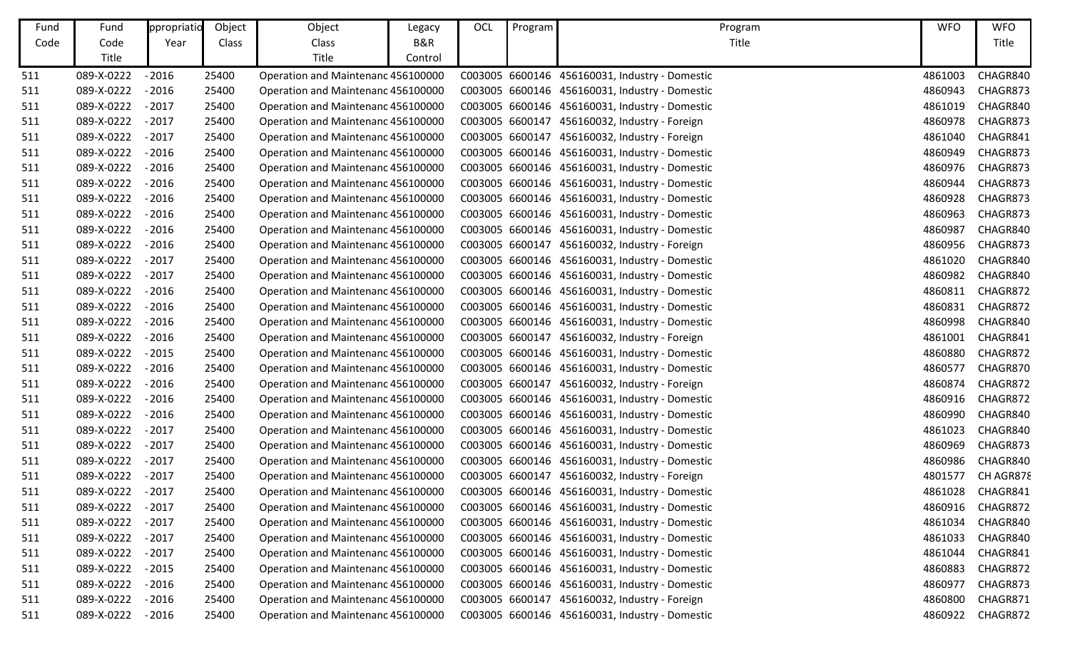| Fund Code | Fund Code Title | ppropriatio Year | Object Class | Object Class Title | Legacy B&R Control | OCL | Program | Program Title | WFO | WFO Title |
|---|---|---|---|---|---|---|---|---|---|---|
| 511 | 089-X-0222 | - 2016 | 25400 | Operation and Maintenanc | 456100000 | C003005 | 6600146 | 456160031, Industry - Domestic | 4861003 | CHAGR840 |
| 511 | 089-X-0222 | - 2016 | 25400 | Operation and Maintenanc | 456100000 | C003005 | 6600146 | 456160031, Industry - Domestic | 4860943 | CHAGR873 |
| 511 | 089-X-0222 | - 2017 | 25400 | Operation and Maintenanc | 456100000 | C003005 | 6600146 | 456160031, Industry - Domestic | 4861019 | CHAGR840 |
| 511 | 089-X-0222 | - 2017 | 25400 | Operation and Maintenanc | 456100000 | C003005 | 6600147 | 456160032, Industry - Foreign | 4860978 | CHAGR873 |
| 511 | 089-X-0222 | - 2017 | 25400 | Operation and Maintenanc | 456100000 | C003005 | 6600147 | 456160032, Industry - Foreign | 4861040 | CHAGR841 |
| 511 | 089-X-0222 | - 2016 | 25400 | Operation and Maintenanc | 456100000 | C003005 | 6600146 | 456160031, Industry - Domestic | 4860949 | CHAGR873 |
| 511 | 089-X-0222 | - 2016 | 25400 | Operation and Maintenanc | 456100000 | C003005 | 6600146 | 456160031, Industry - Domestic | 4860976 | CHAGR873 |
| 511 | 089-X-0222 | - 2016 | 25400 | Operation and Maintenanc | 456100000 | C003005 | 6600146 | 456160031, Industry - Domestic | 4860944 | CHAGR873 |
| 511 | 089-X-0222 | - 2016 | 25400 | Operation and Maintenanc | 456100000 | C003005 | 6600146 | 456160031, Industry - Domestic | 4860928 | CHAGR873 |
| 511 | 089-X-0222 | - 2016 | 25400 | Operation and Maintenanc | 456100000 | C003005 | 6600146 | 456160031, Industry - Domestic | 4860963 | CHAGR873 |
| 511 | 089-X-0222 | - 2016 | 25400 | Operation and Maintenanc | 456100000 | C003005 | 6600146 | 456160031, Industry - Domestic | 4860987 | CHAGR840 |
| 511 | 089-X-0222 | - 2016 | 25400 | Operation and Maintenanc | 456100000 | C003005 | 6600147 | 456160032, Industry - Foreign | 4860956 | CHAGR873 |
| 511 | 089-X-0222 | - 2017 | 25400 | Operation and Maintenanc | 456100000 | C003005 | 6600146 | 456160031, Industry - Domestic | 4861020 | CHAGR840 |
| 511 | 089-X-0222 | - 2017 | 25400 | Operation and Maintenanc | 456100000 | C003005 | 6600146 | 456160031, Industry - Domestic | 4860982 | CHAGR840 |
| 511 | 089-X-0222 | - 2016 | 25400 | Operation and Maintenanc | 456100000 | C003005 | 6600146 | 456160031, Industry - Domestic | 4860811 | CHAGR872 |
| 511 | 089-X-0222 | - 2016 | 25400 | Operation and Maintenanc | 456100000 | C003005 | 6600146 | 456160031, Industry - Domestic | 4860831 | CHAGR872 |
| 511 | 089-X-0222 | - 2016 | 25400 | Operation and Maintenanc | 456100000 | C003005 | 6600146 | 456160031, Industry - Domestic | 4860998 | CHAGR840 |
| 511 | 089-X-0222 | - 2016 | 25400 | Operation and Maintenanc | 456100000 | C003005 | 6600147 | 456160032, Industry - Foreign | 4861001 | CHAGR841 |
| 511 | 089-X-0222 | - 2015 | 25400 | Operation and Maintenanc | 456100000 | C003005 | 6600146 | 456160031, Industry - Domestic | 4860880 | CHAGR872 |
| 511 | 089-X-0222 | - 2016 | 25400 | Operation and Maintenanc | 456100000 | C003005 | 6600146 | 456160031, Industry - Domestic | 4860577 | CHAGR870 |
| 511 | 089-X-0222 | - 2016 | 25400 | Operation and Maintenanc | 456100000 | C003005 | 6600147 | 456160032, Industry - Foreign | 4860874 | CHAGR872 |
| 511 | 089-X-0222 | - 2016 | 25400 | Operation and Maintenanc | 456100000 | C003005 | 6600146 | 456160031, Industry - Domestic | 4860916 | CHAGR872 |
| 511 | 089-X-0222 | - 2016 | 25400 | Operation and Maintenanc | 456100000 | C003005 | 6600146 | 456160031, Industry - Domestic | 4860990 | CHAGR840 |
| 511 | 089-X-0222 | - 2017 | 25400 | Operation and Maintenanc | 456100000 | C003005 | 6600146 | 456160031, Industry - Domestic | 4861023 | CHAGR840 |
| 511 | 089-X-0222 | - 2017 | 25400 | Operation and Maintenanc | 456100000 | C003005 | 6600146 | 456160031, Industry - Domestic | 4860969 | CHAGR873 |
| 511 | 089-X-0222 | - 2017 | 25400 | Operation and Maintenanc | 456100000 | C003005 | 6600146 | 456160031, Industry - Domestic | 4860986 | CHAGR840 |
| 511 | 089-X-0222 | - 2017 | 25400 | Operation and Maintenanc | 456100000 | C003005 | 6600147 | 456160032, Industry - Foreign | 4801577 | CH AGR878 |
| 511 | 089-X-0222 | - 2017 | 25400 | Operation and Maintenanc | 456100000 | C003005 | 6600146 | 456160031, Industry - Domestic | 4861028 | CHAGR841 |
| 511 | 089-X-0222 | - 2017 | 25400 | Operation and Maintenanc | 456100000 | C003005 | 6600146 | 456160031, Industry - Domestic | 4860916 | CHAGR872 |
| 511 | 089-X-0222 | - 2017 | 25400 | Operation and Maintenanc | 456100000 | C003005 | 6600146 | 456160031, Industry - Domestic | 4861034 | CHAGR840 |
| 511 | 089-X-0222 | - 2017 | 25400 | Operation and Maintenanc | 456100000 | C003005 | 6600146 | 456160031, Industry - Domestic | 4861033 | CHAGR840 |
| 511 | 089-X-0222 | - 2017 | 25400 | Operation and Maintenanc | 456100000 | C003005 | 6600146 | 456160031, Industry - Domestic | 4861044 | CHAGR841 |
| 511 | 089-X-0222 | - 2015 | 25400 | Operation and Maintenanc | 456100000 | C003005 | 6600146 | 456160031, Industry - Domestic | 4860883 | CHAGR872 |
| 511 | 089-X-0222 | - 2016 | 25400 | Operation and Maintenanc | 456100000 | C003005 | 6600146 | 456160031, Industry - Domestic | 4860977 | CHAGR873 |
| 511 | 089-X-0222 | - 2016 | 25400 | Operation and Maintenanc | 456100000 | C003005 | 6600147 | 456160032, Industry - Foreign | 4860800 | CHAGR871 |
| 511 | 089-X-0222 | - 2016 | 25400 | Operation and Maintenanc | 456100000 | C003005 | 6600146 | 456160031, Industry - Domestic | 4860922 | CHAGR872 |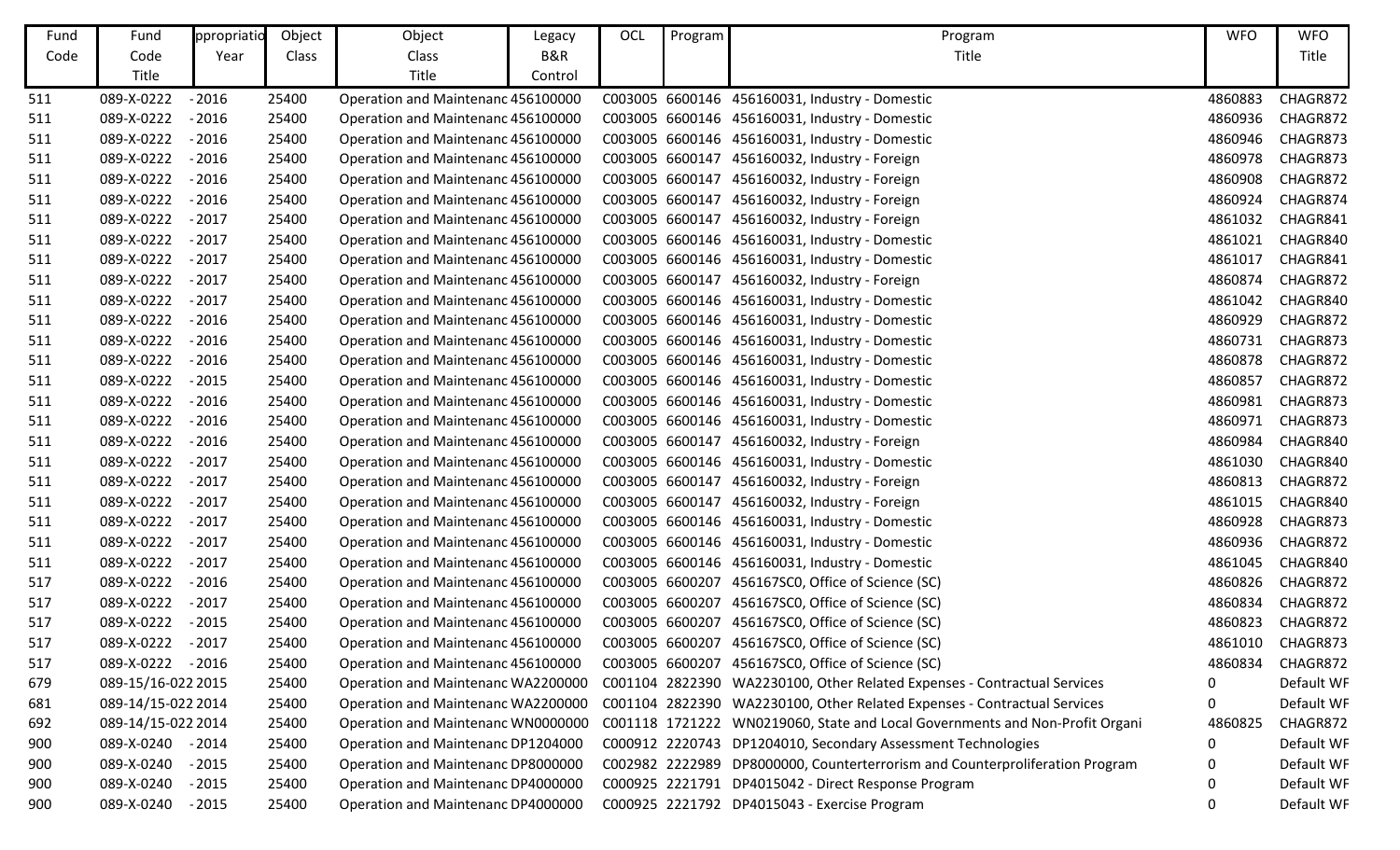| Fund Code | Fund Code Title | ppropriatio Year | Object Class | Object Class Title | Legacy B&R Control | OCL | Program | Program Title | WFO | WFO Title |
|---|---|---|---|---|---|---|---|---|---|---|
| 511 | 089-X-0222 | - 2016 | 25400 | Operation and Maintenanc | 456100000 | C003005 | 6600146 | 456160031, Industry - Domestic | 4860883 | CHAGR872 |
| 511 | 089-X-0222 | - 2016 | 25400 | Operation and Maintenanc | 456100000 | C003005 | 6600146 | 456160031, Industry - Domestic | 4860936 | CHAGR872 |
| 511 | 089-X-0222 | - 2016 | 25400 | Operation and Maintenanc | 456100000 | C003005 | 6600146 | 456160031, Industry - Domestic | 4860946 | CHAGR873 |
| 511 | 089-X-0222 | - 2016 | 25400 | Operation and Maintenanc | 456100000 | C003005 | 6600147 | 456160032, Industry - Foreign | 4860978 | CHAGR873 |
| 511 | 089-X-0222 | - 2016 | 25400 | Operation and Maintenanc | 456100000 | C003005 | 6600147 | 456160032, Industry - Foreign | 4860908 | CHAGR872 |
| 511 | 089-X-0222 | - 2016 | 25400 | Operation and Maintenanc | 456100000 | C003005 | 6600147 | 456160032, Industry - Foreign | 4860924 | CHAGR874 |
| 511 | 089-X-0222 | - 2017 | 25400 | Operation and Maintenanc | 456100000 | C003005 | 6600147 | 456160032, Industry - Foreign | 4861032 | CHAGR841 |
| 511 | 089-X-0222 | - 2017 | 25400 | Operation and Maintenanc | 456100000 | C003005 | 6600146 | 456160031, Industry - Domestic | 4861021 | CHAGR840 |
| 511 | 089-X-0222 | - 2017 | 25400 | Operation and Maintenanc | 456100000 | C003005 | 6600146 | 456160031, Industry - Domestic | 4861017 | CHAGR841 |
| 511 | 089-X-0222 | - 2017 | 25400 | Operation and Maintenanc | 456100000 | C003005 | 6600147 | 456160032, Industry - Foreign | 4860874 | CHAGR872 |
| 511 | 089-X-0222 | - 2017 | 25400 | Operation and Maintenanc | 456100000 | C003005 | 6600146 | 456160031, Industry - Domestic | 4861042 | CHAGR840 |
| 511 | 089-X-0222 | - 2016 | 25400 | Operation and Maintenanc | 456100000 | C003005 | 6600146 | 456160031, Industry - Domestic | 4860929 | CHAGR872 |
| 511 | 089-X-0222 | - 2016 | 25400 | Operation and Maintenanc | 456100000 | C003005 | 6600146 | 456160031, Industry - Domestic | 4860731 | CHAGR873 |
| 511 | 089-X-0222 | - 2016 | 25400 | Operation and Maintenanc | 456100000 | C003005 | 6600146 | 456160031, Industry - Domestic | 4860878 | CHAGR872 |
| 511 | 089-X-0222 | - 2015 | 25400 | Operation and Maintenanc | 456100000 | C003005 | 6600146 | 456160031, Industry - Domestic | 4860857 | CHAGR872 |
| 511 | 089-X-0222 | - 2016 | 25400 | Operation and Maintenanc | 456100000 | C003005 | 6600146 | 456160031, Industry - Domestic | 4860981 | CHAGR873 |
| 511 | 089-X-0222 | - 2016 | 25400 | Operation and Maintenanc | 456100000 | C003005 | 6600146 | 456160031, Industry - Domestic | 4860971 | CHAGR873 |
| 511 | 089-X-0222 | - 2016 | 25400 | Operation and Maintenanc | 456100000 | C003005 | 6600147 | 456160032, Industry - Foreign | 4860984 | CHAGR840 |
| 511 | 089-X-0222 | - 2017 | 25400 | Operation and Maintenanc | 456100000 | C003005 | 6600146 | 456160031, Industry - Domestic | 4861030 | CHAGR840 |
| 511 | 089-X-0222 | - 2017 | 25400 | Operation and Maintenanc | 456100000 | C003005 | 6600147 | 456160032, Industry - Foreign | 4860813 | CHAGR872 |
| 511 | 089-X-0222 | - 2017 | 25400 | Operation and Maintenanc | 456100000 | C003005 | 6600147 | 456160032, Industry - Foreign | 4861015 | CHAGR840 |
| 511 | 089-X-0222 | - 2017 | 25400 | Operation and Maintenanc | 456100000 | C003005 | 6600146 | 456160031, Industry - Domestic | 4860928 | CHAGR873 |
| 511 | 089-X-0222 | - 2017 | 25400 | Operation and Maintenanc | 456100000 | C003005 | 6600146 | 456160031, Industry - Domestic | 4860936 | CHAGR872 |
| 511 | 089-X-0222 | - 2017 | 25400 | Operation and Maintenanc | 456100000 | C003005 | 6600146 | 456160031, Industry - Domestic | 4861045 | CHAGR840 |
| 517 | 089-X-0222 | - 2016 | 25400 | Operation and Maintenanc | 456100000 | C003005 | 6600207 | 456167SC0, Office of Science (SC) | 4860826 | CHAGR872 |
| 517 | 089-X-0222 | - 2017 | 25400 | Operation and Maintenanc | 456100000 | C003005 | 6600207 | 456167SC0, Office of Science (SC) | 4860834 | CHAGR872 |
| 517 | 089-X-0222 | - 2015 | 25400 | Operation and Maintenanc | 456100000 | C003005 | 6600207 | 456167SC0, Office of Science (SC) | 4860823 | CHAGR872 |
| 517 | 089-X-0222 | - 2017 | 25400 | Operation and Maintenanc | 456100000 | C003005 | 6600207 | 456167SC0, Office of Science (SC) | 4861010 | CHAGR873 |
| 517 | 089-X-0222 | - 2016 | 25400 | Operation and Maintenanc | 456100000 | C003005 | 6600207 | 456167SC0, Office of Science (SC) | 4860834 | CHAGR872 |
| 679 | 089-15/16-022 | 2015 | 25400 | Operation and Maintenanc | WA2200000 | C001104 | 2822390 | WA2230100, Other Related Expenses - Contractual Services | 0 | Default WF |
| 681 | 089-14/15-022 | 2014 | 25400 | Operation and Maintenanc | WA2200000 | C001104 | 2822390 | WA2230100, Other Related Expenses - Contractual Services | 0 | Default WF |
| 692 | 089-14/15-022 | 2014 | 25400 | Operation and Maintenanc | WN0000000 | C001118 | 1721222 | WN0219060, State and Local Governments and Non-Profit Organi | 4860825 | CHAGR872 |
| 900 | 089-X-0240 | - 2014 | 25400 | Operation and Maintenanc | DP1204000 | C000912 | 2220743 | DP1204010, Secondary Assessment Technologies | 0 | Default WF |
| 900 | 089-X-0240 | - 2015 | 25400 | Operation and Maintenanc | DP8000000 | C002982 | 2222989 | DP8000000, Counterterrorism and Counterproliferation Program | 0 | Default WF |
| 900 | 089-X-0240 | - 2015 | 25400 | Operation and Maintenanc | DP4000000 | C000925 | 2221791 | DP4015042 - Direct Response Program | 0 | Default WF |
| 900 | 089-X-0240 | - 2015 | 25400 | Operation and Maintenanc | DP4000000 | C000925 | 2221792 | DP4015043 - Exercise Program | 0 | Default WF |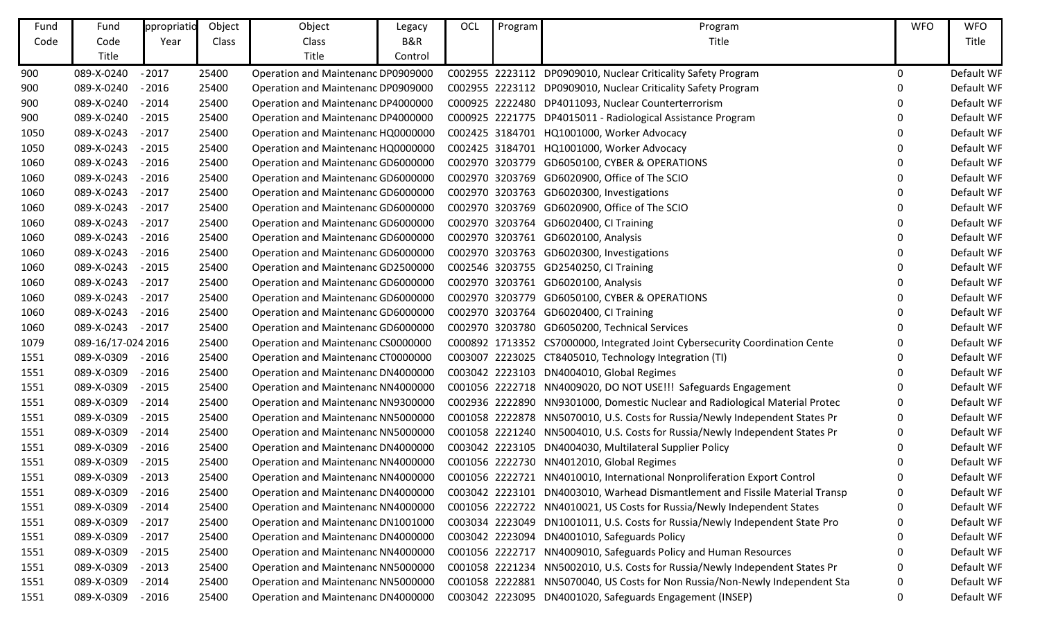| Fund Code | Fund Code Title | ppropriatio Year | Object Class | Object Class Title | Legacy B&R Control | OCL | Program | Program Title | WFO | WFO Title |
|---|---|---|---|---|---|---|---|---|---|---|
| 900 | 089-X-0240 | - 2017 | 25400 | Operation and Maintenanc DP0909000 | | C002955 | 2223112 | DP0909010, Nuclear Criticality Safety Program | 0 | Default WF |
| 900 | 089-X-0240 | - 2016 | 25400 | Operation and Maintenanc DP0909000 | | C002955 | 2223112 | DP0909010, Nuclear Criticality Safety Program | 0 | Default WF |
| 900 | 089-X-0240 | - 2014 | 25400 | Operation and Maintenanc DP4000000 | | C000925 | 2222480 | DP4011093, Nuclear Counterterrorism | 0 | Default WF |
| 900 | 089-X-0240 | - 2015 | 25400 | Operation and Maintenanc DP4000000 | | C000925 | 2221775 | DP4015011 - Radiological Assistance Program | 0 | Default WF |
| 1050 | 089-X-0243 | - 2017 | 25400 | Operation and Maintenanc HQ0000000 | | C002425 | 3184701 | HQ1001000, Worker Advocacy | 0 | Default WF |
| 1050 | 089-X-0243 | - 2015 | 25400 | Operation and Maintenanc HQ0000000 | | C002425 | 3184701 | HQ1001000, Worker Advocacy | 0 | Default WF |
| 1060 | 089-X-0243 | - 2016 | 25400 | Operation and Maintenanc GD6000000 | | C002970 | 3203779 | GD6050100, CYBER & OPERATIONS | 0 | Default WF |
| 1060 | 089-X-0243 | - 2016 | 25400 | Operation and Maintenanc GD6000000 | | C002970 | 3203769 | GD6020900, Office of The SCIO | 0 | Default WF |
| 1060 | 089-X-0243 | - 2017 | 25400 | Operation and Maintenanc GD6000000 | | C002970 | 3203763 | GD6020300, Investigations | 0 | Default WF |
| 1060 | 089-X-0243 | - 2017 | 25400 | Operation and Maintenanc GD6000000 | | C002970 | 3203769 | GD6020900, Office of The SCIO | 0 | Default WF |
| 1060 | 089-X-0243 | - 2017 | 25400 | Operation and Maintenanc GD6000000 | | C002970 | 3203764 | GD6020400, CI Training | 0 | Default WF |
| 1060 | 089-X-0243 | - 2016 | 25400 | Operation and Maintenanc GD6000000 | | C002970 | 3203761 | GD6020100, Analysis | 0 | Default WF |
| 1060 | 089-X-0243 | - 2016 | 25400 | Operation and Maintenanc GD6000000 | | C002970 | 3203763 | GD6020300, Investigations | 0 | Default WF |
| 1060 | 089-X-0243 | - 2015 | 25400 | Operation and Maintenanc GD2500000 | | C002546 | 3203755 | GD2540250, CI Training | 0 | Default WF |
| 1060 | 089-X-0243 | - 2017 | 25400 | Operation and Maintenanc GD6000000 | | C002970 | 3203761 | GD6020100, Analysis | 0 | Default WF |
| 1060 | 089-X-0243 | - 2017 | 25400 | Operation and Maintenanc GD6000000 | | C002970 | 3203779 | GD6050100, CYBER & OPERATIONS | 0 | Default WF |
| 1060 | 089-X-0243 | - 2016 | 25400 | Operation and Maintenanc GD6000000 | | C002970 | 3203764 | GD6020400, CI Training | 0 | Default WF |
| 1060 | 089-X-0243 | - 2017 | 25400 | Operation and Maintenanc GD6000000 | | C002970 | 3203780 | GD6050200, Technical Services | 0 | Default WF |
| 1079 | 089-16/17-024 | 2016 | 25400 | Operation and Maintenanc CS0000000 | | C000892 | 1713352 | CS7000000, Integrated Joint Cybersecurity Coordination Cente | 0 | Default WF |
| 1551 | 089-X-0309 | - 2016 | 25400 | Operation and Maintenanc CT0000000 | | C003007 | 2223025 | CT8405010, Technology Integration (TI) | 0 | Default WF |
| 1551 | 089-X-0309 | - 2016 | 25400 | Operation and Maintenanc DN4000000 | | C003042 | 2223103 | DN4004010, Global Regimes | 0 | Default WF |
| 1551 | 089-X-0309 | - 2015 | 25400 | Operation and Maintenanc NN4000000 | | C001056 | 2222718 | NN4009020, DO NOT USE!!! Safeguards Engagement | 0 | Default WF |
| 1551 | 089-X-0309 | - 2014 | 25400 | Operation and Maintenanc NN9300000 | | C002936 | 2222890 | NN9301000, Domestic Nuclear and Radiological Material Protec | 0 | Default WF |
| 1551 | 089-X-0309 | - 2015 | 25400 | Operation and Maintenanc NN5000000 | | C001058 | 2222878 | NN5070010, U.S. Costs for Russia/Newly Independent States Pr | 0 | Default WF |
| 1551 | 089-X-0309 | - 2014 | 25400 | Operation and Maintenanc NN5000000 | | C001058 | 2221240 | NN5004010, U.S. Costs for Russia/Newly Independent States Pr | 0 | Default WF |
| 1551 | 089-X-0309 | - 2016 | 25400 | Operation and Maintenanc DN4000000 | | C003042 | 2223105 | DN4004030, Multilateral Supplier Policy | 0 | Default WF |
| 1551 | 089-X-0309 | - 2015 | 25400 | Operation and Maintenanc NN4000000 | | C001056 | 2222730 | NN4012010, Global Regimes | 0 | Default WF |
| 1551 | 089-X-0309 | - 2013 | 25400 | Operation and Maintenanc NN4000000 | | C001056 | 2222721 | NN4010010, International Nonproliferation Export Control | 0 | Default WF |
| 1551 | 089-X-0309 | - 2016 | 25400 | Operation and Maintenanc DN4000000 | | C003042 | 2223101 | DN4003010, Warhead Dismantlement and Fissile Material Transp | 0 | Default WF |
| 1551 | 089-X-0309 | - 2014 | 25400 | Operation and Maintenanc NN4000000 | | C001056 | 2222722 | NN4010021, US Costs for Russia/Newly Independent States | 0 | Default WF |
| 1551 | 089-X-0309 | - 2017 | 25400 | Operation and Maintenanc DN1001000 | | C003034 | 2223049 | DN1001011, U.S. Costs for Russia/Newly Independent State Pro | 0 | Default WF |
| 1551 | 089-X-0309 | - 2017 | 25400 | Operation and Maintenanc DN4000000 | | C003042 | 2223094 | DN4001010, Safeguards Policy | 0 | Default WF |
| 1551 | 089-X-0309 | - 2015 | 25400 | Operation and Maintenanc NN4000000 | | C001056 | 2222717 | NN4009010, Safeguards Policy and Human Resources | 0 | Default WF |
| 1551 | 089-X-0309 | - 2013 | 25400 | Operation and Maintenanc NN5000000 | | C001058 | 2221234 | NN5002010, U.S. Costs for Russia/Newly Independent States Pr | 0 | Default WF |
| 1551 | 089-X-0309 | - 2014 | 25400 | Operation and Maintenanc NN5000000 | | C001058 | 2222881 | NN5070040, US Costs for Non Russia/Non-Newly Independent Sta | 0 | Default WF |
| 1551 | 089-X-0309 | - 2016 | 25400 | Operation and Maintenanc DN4000000 | | C003042 | 2223095 | DN4001020, Safeguards Engagement (INSEP) | 0 | Default WF |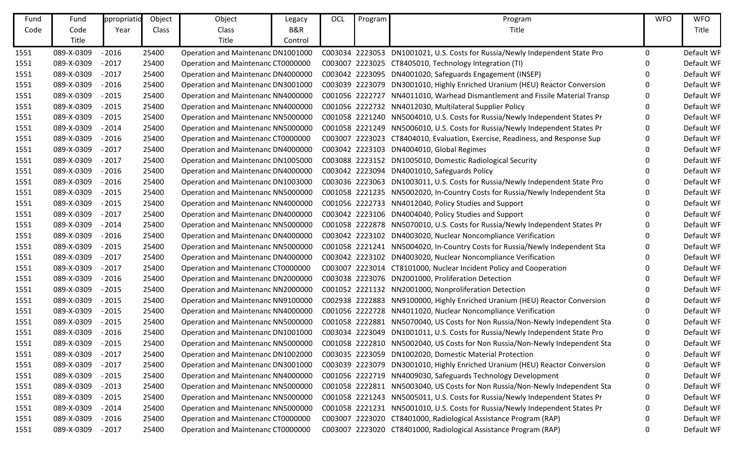| Fund Code | Fund Code Title | ppropriatio Year | Object Class | Object Class Title | Legacy B&R Control | OCL | Program | Program Title | WFO | WFO Title |
|---|---|---|---|---|---|---|---|---|---|---|
| 1551 | 089-X-0309 | - 2016 | 25400 | Operation and Maintenanc | DN1001000 | C003034 | 2223053 | DN1001021, U.S. Costs for Russia/Newly Independent State Pro | 0 | Default WF |
| 1551 | 089-X-0309 | - 2017 | 25400 | Operation and Maintenanc | CT0000000 | C003007 | 2223025 | CT8405010, Technology Integration (TI) | 0 | Default WF |
| 1551 | 089-X-0309 | - 2017 | 25400 | Operation and Maintenanc | DN4000000 | C003042 | 2223095 | DN4001020, Safeguards Engagement (INSEP) | 0 | Default WF |
| 1551 | 089-X-0309 | - 2016 | 25400 | Operation and Maintenanc | DN3001000 | C003039 | 2223079 | DN3001010, Highly Enriched Uranium (HEU) Reactor Conversion | 0 | Default WF |
| 1551 | 089-X-0309 | - 2015 | 25400 | Operation and Maintenanc | NN4000000 | C001056 | 2222727 | NN4011010, Warhead Dismantlement and Fissile Material Transp | 0 | Default WF |
| 1551 | 089-X-0309 | - 2015 | 25400 | Operation and Maintenanc | NN4000000 | C001056 | 2222732 | NN4012030, Multilateral Supplier Policy | 0 | Default WF |
| 1551 | 089-X-0309 | - 2015 | 25400 | Operation and Maintenanc | NN5000000 | C001058 | 2221240 | NN5004010, U.S. Costs for Russia/Newly Independent States Pr | 0 | Default WF |
| 1551 | 089-X-0309 | - 2014 | 25400 | Operation and Maintenanc | NN5000000 | C001058 | 2221249 | NN5006010, U.S. Costs for Russia/Newly Independent States Pr | 0 | Default WF |
| 1551 | 089-X-0309 | - 2016 | 25400 | Operation and Maintenanc | CT0000000 | C003007 | 2223023 | CT8404010, Evaluation, Exercise, Readiness, and Response Sup | 0 | Default WF |
| 1551 | 089-X-0309 | - 2017 | 25400 | Operation and Maintenanc | DN4000000 | C003042 | 2223103 | DN4004010, Global Regimes | 0 | Default WF |
| 1551 | 089-X-0309 | - 2017 | 25400 | Operation and Maintenanc | DN1005000 | C003088 | 2223152 | DN1005010, Domestic Radiological Security | 0 | Default WF |
| 1551 | 089-X-0309 | - 2016 | 25400 | Operation and Maintenanc | DN4000000 | C003042 | 2223094 | DN4001010, Safeguards Policy | 0 | Default WF |
| 1551 | 089-X-0309 | - 2016 | 25400 | Operation and Maintenanc | DN1003000 | C003036 | 2223063 | DN1003011, U.S. Costs for Russia/Newly Independent State Pro | 0 | Default WF |
| 1551 | 089-X-0309 | - 2015 | 25400 | Operation and Maintenanc | NN5000000 | C001058 | 2221235 | NN5002020, In-Country Costs for Russia/Newly Independent Sta | 0 | Default WF |
| 1551 | 089-X-0309 | - 2015 | 25400 | Operation and Maintenanc | NN4000000 | C001056 | 2222733 | NN4012040, Policy Studies and Support | 0 | Default WF |
| 1551 | 089-X-0309 | - 2017 | 25400 | Operation and Maintenanc | DN4000000 | C003042 | 2223106 | DN4004040, Policy Studies and Support | 0 | Default WF |
| 1551 | 089-X-0309 | - 2014 | 25400 | Operation and Maintenanc | NN5000000 | C001058 | 2222878 | NN5070010, U.S. Costs for Russia/Newly Independent States Pr | 0 | Default WF |
| 1551 | 089-X-0309 | - 2016 | 25400 | Operation and Maintenanc | DN4000000 | C003042 | 2223102 | DN4003020, Nuclear Noncompliance Verification | 0 | Default WF |
| 1551 | 089-X-0309 | - 2015 | 25400 | Operation and Maintenanc | NN5000000 | C001058 | 2221241 | NN5004020, In-Country Costs for Russia/Newly Independent Sta | 0 | Default WF |
| 1551 | 089-X-0309 | - 2017 | 25400 | Operation and Maintenanc | DN4000000 | C003042 | 2223102 | DN4003020, Nuclear Noncompliance Verification | 0 | Default WF |
| 1551 | 089-X-0309 | - 2017 | 25400 | Operation and Maintenanc | CT0000000 | C003007 | 2223014 | CT8101000, Nuclear Incident Policy and Cooperation | 0 | Default WF |
| 1551 | 089-X-0309 | - 2016 | 25400 | Operation and Maintenanc | DN2000000 | C003038 | 2223076 | DN2001000, Proliferation Detection | 0 | Default WF |
| 1551 | 089-X-0309 | - 2015 | 25400 | Operation and Maintenanc | NN2000000 | C001052 | 2221132 | NN2001000, Nonproliferation Detection | 0 | Default WF |
| 1551 | 089-X-0309 | - 2015 | 25400 | Operation and Maintenanc | NN9100000 | C002938 | 2222883 | NN9100000, Highly Enriched Uranium (HEU) Reactor Conversion | 0 | Default WF |
| 1551 | 089-X-0309 | - 2015 | 25400 | Operation and Maintenanc | NN4000000 | C001056 | 2222728 | NN4011020, Nuclear Noncompliance Verification | 0 | Default WF |
| 1551 | 089-X-0309 | - 2015 | 25400 | Operation and Maintenanc | NN5000000 | C001058 | 2222881 | NN5070040, US Costs for Non Russia/Non-Newly Independent Sta | 0 | Default WF |
| 1551 | 089-X-0309 | - 2016 | 25400 | Operation and Maintenanc | DN1001000 | C003034 | 2223049 | DN1001011, U.S. Costs for Russia/Newly Independent State Pro | 0 | Default WF |
| 1551 | 089-X-0309 | - 2015 | 25400 | Operation and Maintenanc | NN5000000 | C001058 | 2222810 | NN5002040, US Costs for Non Russia/Non-Newly Independent Sta | 0 | Default WF |
| 1551 | 089-X-0309 | - 2017 | 25400 | Operation and Maintenanc | DN1002000 | C003035 | 2223059 | DN1002020, Domestic Material Protection | 0 | Default WF |
| 1551 | 089-X-0309 | - 2017 | 25400 | Operation and Maintenanc | DN3001000 | C003039 | 2223079 | DN3001010, Highly Enriched Uranium (HEU) Reactor Conversion | 0 | Default WF |
| 1551 | 089-X-0309 | - 2015 | 25400 | Operation and Maintenanc | NN4000000 | C001056 | 2222719 | NN4009030, Safeguards Technology Development | 0 | Default WF |
| 1551 | 089-X-0309 | - 2013 | 25400 | Operation and Maintenanc | NN5000000 | C001058 | 2222811 | NN5003040, US Costs for Non Russia/Non-Newly Independent Sta | 0 | Default WF |
| 1551 | 089-X-0309 | - 2015 | 25400 | Operation and Maintenanc | NN5000000 | C001058 | 2221243 | NN5005011, U.S. Costs for Russia/Newly Independent States Pr | 0 | Default WF |
| 1551 | 089-X-0309 | - 2014 | 25400 | Operation and Maintenanc | NN5000000 | C001058 | 2221231 | NN5001010, U.S. Costs for Russia/Newly Independent States Pr | 0 | Default WF |
| 1551 | 089-X-0309 | - 2016 | 25400 | Operation and Maintenanc | CT0000000 | C003007 | 2223020 | CT8401000, Radiological Assistance Program (RAP) | 0 | Default WF |
| 1551 | 089-X-0309 | - 2017 | 25400 | Operation and Maintenanc | CT0000000 | C003007 | 2223020 | CT8401000, Radiological Assistance Program (RAP) | 0 | Default WF |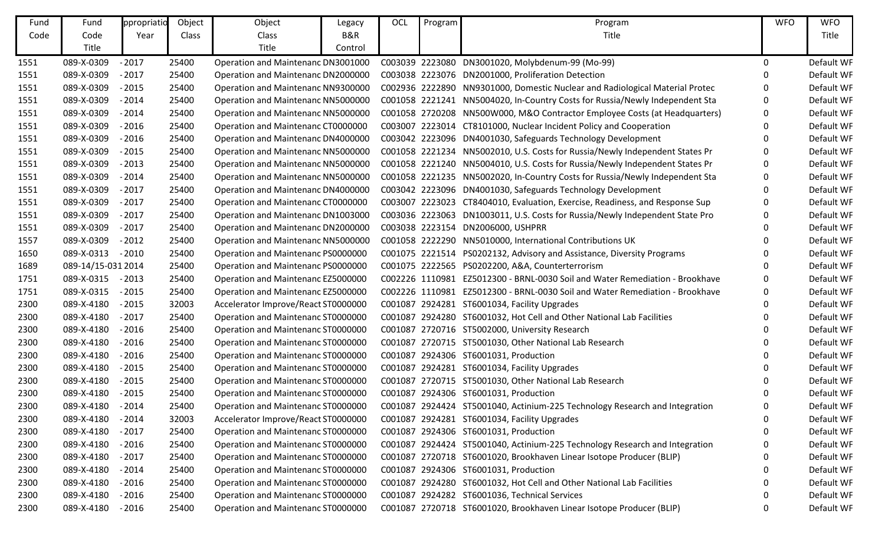| Fund Code | Fund Code Title | ppropriatio Year | Object Class | Object Class Title | Legacy B&R Control | OCL | Program | Program Title | WFO | WFO Title |
|---|---|---|---|---|---|---|---|---|---|---|
| 1551 | 089-X-0309 | - 2017 | 25400 | Operation and Maintenanc | DN3001000 | C003039 | 2223080 | DN3001020, Molybdenum-99 (Mo-99) | 0 | Default WF |
| 1551 | 089-X-0309 | - 2017 | 25400 | Operation and Maintenanc | DN2000000 | C003038 | 2223076 | DN2001000, Proliferation Detection | 0 | Default WF |
| 1551 | 089-X-0309 | - 2015 | 25400 | Operation and Maintenanc | NN9300000 | C002936 | 2222890 | NN9301000, Domestic Nuclear and Radiological Material Protec | 0 | Default WF |
| 1551 | 089-X-0309 | - 2014 | 25400 | Operation and Maintenanc | NN5000000 | C001058 | 2221241 | NN5004020, In-Country Costs for Russia/Newly Independent Sta | 0 | Default WF |
| 1551 | 089-X-0309 | - 2014 | 25400 | Operation and Maintenanc | NN5000000 | C001058 | 2720208 | NN500W000, M&O Contractor Employee Costs (at Headquarters) | 0 | Default WF |
| 1551 | 089-X-0309 | - 2016 | 25400 | Operation and Maintenanc | CT0000000 | C003007 | 2223014 | CT8101000, Nuclear Incident Policy and Cooperation | 0 | Default WF |
| 1551 | 089-X-0309 | - 2016 | 25400 | Operation and Maintenanc | DN4000000 | C003042 | 2223096 | DN4001030, Safeguards Technology Development | 0 | Default WF |
| 1551 | 089-X-0309 | - 2015 | 25400 | Operation and Maintenanc | NN5000000 | C001058 | 2221234 | NN5002010, U.S. Costs for Russia/Newly Independent States Pr | 0 | Default WF |
| 1551 | 089-X-0309 | - 2013 | 25400 | Operation and Maintenanc | NN5000000 | C001058 | 2221240 | NN5004010, U.S. Costs for Russia/Newly Independent States Pr | 0 | Default WF |
| 1551 | 089-X-0309 | - 2014 | 25400 | Operation and Maintenanc | NN5000000 | C001058 | 2221235 | NN5002020, In-Country Costs for Russia/Newly Independent Sta | 0 | Default WF |
| 1551 | 089-X-0309 | - 2017 | 25400 | Operation and Maintenanc | DN4000000 | C003042 | 2223096 | DN4001030, Safeguards Technology Development | 0 | Default WF |
| 1551 | 089-X-0309 | - 2017 | 25400 | Operation and Maintenanc | CT0000000 | C003007 | 2223023 | CT8404010, Evaluation, Exercise, Readiness, and Response Sup | 0 | Default WF |
| 1551 | 089-X-0309 | - 2017 | 25400 | Operation and Maintenanc | DN1003000 | C003036 | 2223063 | DN1003011, U.S. Costs for Russia/Newly Independent State Pro | 0 | Default WF |
| 1551 | 089-X-0309 | - 2017 | 25400 | Operation and Maintenanc | DN2000000 | C003038 | 2223154 | DN2006000, USHPRR | 0 | Default WF |
| 1557 | 089-X-0309 | - 2012 | 25400 | Operation and Maintenanc | NN5000000 | C001058 | 2222290 | NN5010000, International Contributions UK | 0 | Default WF |
| 1650 | 089-X-0313 | - 2010 | 25400 | Operation and Maintenanc | PS0000000 | C001075 | 2221514 | PS0202132, Advisory and Assistance, Diversity Programs | 0 | Default WF |
| 1689 | 089-14/15-031 | 2014 | 25400 | Operation and Maintenanc | PS0000000 | C001075 | 2222565 | PS0202200, A&A, Counterterrorism | 0 | Default WF |
| 1751 | 089-X-0315 | - 2013 | 25400 | Operation and Maintenanc | EZ5000000 | C002226 | 1110981 | EZ5012300 - BRNL-0030 Soil and Water Remediation - Brookhave | 0 | Default WF |
| 1751 | 089-X-0315 | - 2015 | 25400 | Operation and Maintenanc | EZ5000000 | C002226 | 1110981 | EZ5012300 - BRNL-0030 Soil and Water Remediation - Brookhave | 0 | Default WF |
| 2300 | 089-X-4180 | - 2015 | 32003 | Accelerator Improve/React | ST0000000 | C001087 | 2924281 | ST6001034, Facility Upgrades | 0 | Default WF |
| 2300 | 089-X-4180 | - 2017 | 25400 | Operation and Maintenanc | ST0000000 | C001087 | 2924280 | ST6001032, Hot Cell and Other National Lab Facilities | 0 | Default WF |
| 2300 | 089-X-4180 | - 2016 | 25400 | Operation and Maintenanc | ST0000000 | C001087 | 2720716 | ST5002000, University Research | 0 | Default WF |
| 2300 | 089-X-4180 | - 2016 | 25400 | Operation and Maintenanc | ST0000000 | C001087 | 2720715 | ST5001030, Other National Lab Research | 0 | Default WF |
| 2300 | 089-X-4180 | - 2016 | 25400 | Operation and Maintenanc | ST0000000 | C001087 | 2924306 | ST6001031, Production | 0 | Default WF |
| 2300 | 089-X-4180 | - 2015 | 25400 | Operation and Maintenanc | ST0000000 | C001087 | 2924281 | ST6001034, Facility Upgrades | 0 | Default WF |
| 2300 | 089-X-4180 | - 2015 | 25400 | Operation and Maintenanc | ST0000000 | C001087 | 2720715 | ST5001030, Other National Lab Research | 0 | Default WF |
| 2300 | 089-X-4180 | - 2015 | 25400 | Operation and Maintenanc | ST0000000 | C001087 | 2924306 | ST6001031, Production | 0 | Default WF |
| 2300 | 089-X-4180 | - 2014 | 25400 | Operation and Maintenanc | ST0000000 | C001087 | 2924424 | ST5001040, Actinium-225 Technology Research and Integration | 0 | Default WF |
| 2300 | 089-X-4180 | - 2014 | 32003 | Accelerator Improve/React | ST0000000 | C001087 | 2924281 | ST6001034, Facility Upgrades | 0 | Default WF |
| 2300 | 089-X-4180 | - 2017 | 25400 | Operation and Maintenanc | ST0000000 | C001087 | 2924306 | ST6001031, Production | 0 | Default WF |
| 2300 | 089-X-4180 | - 2016 | 25400 | Operation and Maintenanc | ST0000000 | C001087 | 2924424 | ST5001040, Actinium-225 Technology Research and Integration | 0 | Default WF |
| 2300 | 089-X-4180 | - 2017 | 25400 | Operation and Maintenanc | ST0000000 | C001087 | 2720718 | ST6001020, Brookhaven Linear Isotope Producer (BLIP) | 0 | Default WF |
| 2300 | 089-X-4180 | - 2014 | 25400 | Operation and Maintenanc | ST0000000 | C001087 | 2924306 | ST6001031, Production | 0 | Default WF |
| 2300 | 089-X-4180 | - 2016 | 25400 | Operation and Maintenanc | ST0000000 | C001087 | 2924280 | ST6001032, Hot Cell and Other National Lab Facilities | 0 | Default WF |
| 2300 | 089-X-4180 | - 2016 | 25400 | Operation and Maintenanc | ST0000000 | C001087 | 2924282 | ST6001036, Technical Services | 0 | Default WF |
| 2300 | 089-X-4180 | - 2016 | 25400 | Operation and Maintenanc | ST0000000 | C001087 | 2720718 | ST6001020, Brookhaven Linear Isotope Producer (BLIP) | 0 | Default WF |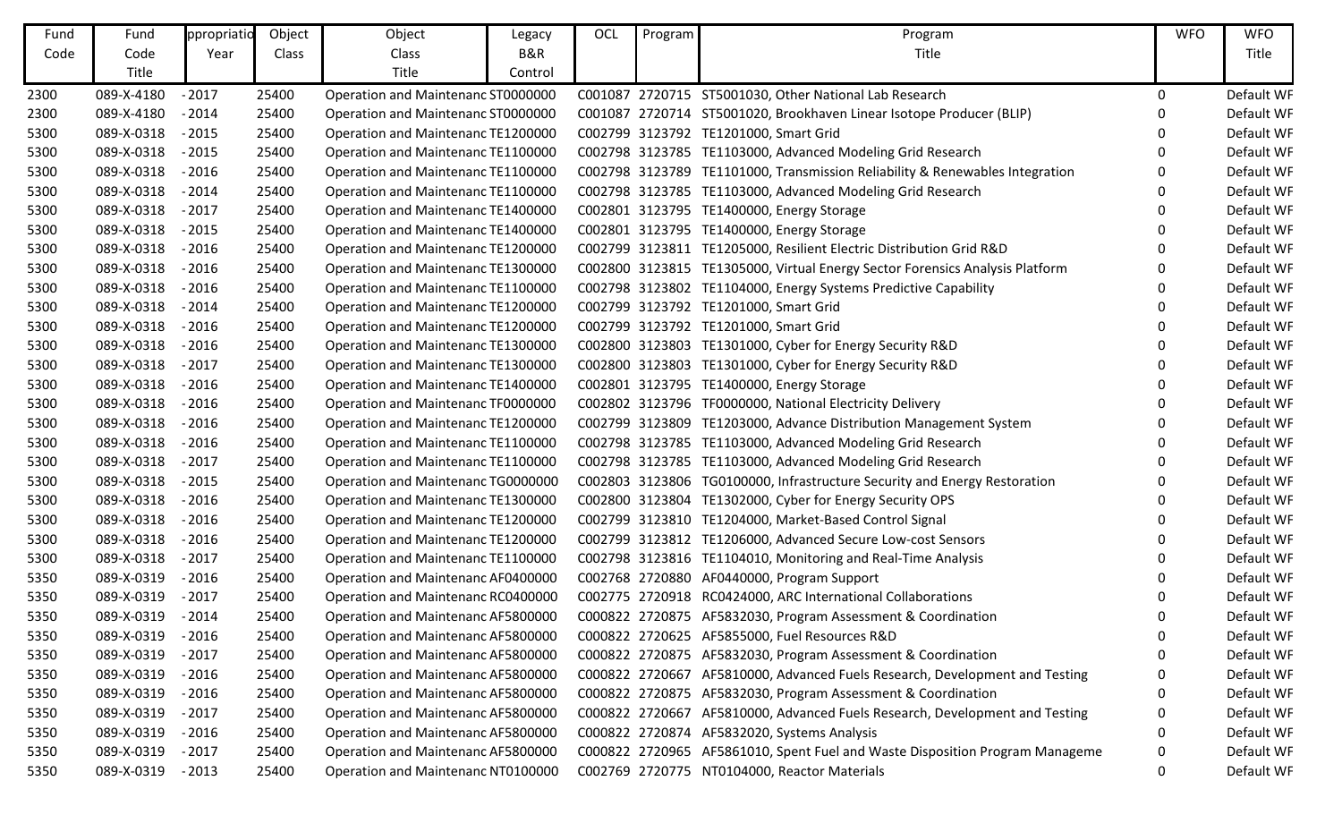| Fund Code | Fund Code Title | ppropriatio Year | Object Class | Object Class Title | Legacy B&R Control | OCL | Program | Program Title | WFO | WFO Title |
|---|---|---|---|---|---|---|---|---|---|---|
| 2300 | 089-X-4180 | - 2017 | 25400 | Operation and Maintenanc | ST0000000 | C001087 | 2720715 | ST5001030, Other National Lab Research | 0 | Default WF |
| 2300 | 089-X-4180 | - 2014 | 25400 | Operation and Maintenanc | ST0000000 | C001087 | 2720714 | ST5001020, Brookhaven Linear Isotope Producer (BLIP) | 0 | Default WF |
| 5300 | 089-X-0318 | - 2015 | 25400 | Operation and Maintenanc | TE1200000 | C002799 | 3123792 | TE1201000, Smart Grid | 0 | Default WF |
| 5300 | 089-X-0318 | - 2015 | 25400 | Operation and Maintenanc | TE1100000 | C002798 | 3123785 | TE1103000, Advanced Modeling Grid Research | 0 | Default WF |
| 5300 | 089-X-0318 | - 2016 | 25400 | Operation and Maintenanc | TE1100000 | C002798 | 3123789 | TE1101000, Transmission Reliability & Renewables Integration | 0 | Default WF |
| 5300 | 089-X-0318 | - 2014 | 25400 | Operation and Maintenanc | TE1100000 | C002798 | 3123785 | TE1103000, Advanced Modeling Grid Research | 0 | Default WF |
| 5300 | 089-X-0318 | - 2017 | 25400 | Operation and Maintenanc | TE1400000 | C002801 | 3123795 | TE1400000, Energy Storage | 0 | Default WF |
| 5300 | 089-X-0318 | - 2015 | 25400 | Operation and Maintenanc | TE1400000 | C002801 | 3123795 | TE1400000, Energy Storage | 0 | Default WF |
| 5300 | 089-X-0318 | - 2016 | 25400 | Operation and Maintenanc | TE1200000 | C002799 | 3123811 | TE1205000, Resilient Electric Distribution Grid R&D | 0 | Default WF |
| 5300 | 089-X-0318 | - 2016 | 25400 | Operation and Maintenanc | TE1300000 | C002800 | 3123815 | TE1305000, Virtual Energy Sector Forensics Analysis Platform | 0 | Default WF |
| 5300 | 089-X-0318 | - 2016 | 25400 | Operation and Maintenanc | TE1100000 | C002798 | 3123802 | TE1104000, Energy Systems Predictive Capability | 0 | Default WF |
| 5300 | 089-X-0318 | - 2014 | 25400 | Operation and Maintenanc | TE1200000 | C002799 | 3123792 | TE1201000, Smart Grid | 0 | Default WF |
| 5300 | 089-X-0318 | - 2016 | 25400 | Operation and Maintenanc | TE1200000 | C002799 | 3123792 | TE1201000, Smart Grid | 0 | Default WF |
| 5300 | 089-X-0318 | - 2016 | 25400 | Operation and Maintenanc | TE1300000 | C002800 | 3123803 | TE1301000, Cyber for Energy Security R&D | 0 | Default WF |
| 5300 | 089-X-0318 | - 2017 | 25400 | Operation and Maintenanc | TE1300000 | C002800 | 3123803 | TE1301000, Cyber for Energy Security R&D | 0 | Default WF |
| 5300 | 089-X-0318 | - 2016 | 25400 | Operation and Maintenanc | TE1400000 | C002801 | 3123795 | TE1400000, Energy Storage | 0 | Default WF |
| 5300 | 089-X-0318 | - 2016 | 25400 | Operation and Maintenanc | TF0000000 | C002802 | 3123796 | TF0000000, National Electricity Delivery | 0 | Default WF |
| 5300 | 089-X-0318 | - 2016 | 25400 | Operation and Maintenanc | TE1200000 | C002799 | 3123809 | TE1203000, Advance Distribution Management System | 0 | Default WF |
| 5300 | 089-X-0318 | - 2016 | 25400 | Operation and Maintenanc | TE1100000 | C002798 | 3123785 | TE1103000, Advanced Modeling Grid Research | 0 | Default WF |
| 5300 | 089-X-0318 | - 2017 | 25400 | Operation and Maintenanc | TE1100000 | C002798 | 3123785 | TE1103000, Advanced Modeling Grid Research | 0 | Default WF |
| 5300 | 089-X-0318 | - 2015 | 25400 | Operation and Maintenanc | TG0000000 | C002803 | 3123806 | TG0100000, Infrastructure Security and Energy Restoration | 0 | Default WF |
| 5300 | 089-X-0318 | - 2016 | 25400 | Operation and Maintenanc | TE1300000 | C002800 | 3123804 | TE1302000, Cyber for Energy Security OPS | 0 | Default WF |
| 5300 | 089-X-0318 | - 2016 | 25400 | Operation and Maintenanc | TE1200000 | C002799 | 3123810 | TE1204000, Market-Based Control Signal | 0 | Default WF |
| 5300 | 089-X-0318 | - 2016 | 25400 | Operation and Maintenanc | TE1200000 | C002799 | 3123812 | TE1206000, Advanced Secure Low-cost Sensors | 0 | Default WF |
| 5300 | 089-X-0318 | - 2017 | 25400 | Operation and Maintenanc | TE1100000 | C002798 | 3123816 | TE1104010, Monitoring and Real-Time Analysis | 0 | Default WF |
| 5350 | 089-X-0319 | - 2016 | 25400 | Operation and Maintenanc | AF0400000 | C002768 | 2720880 | AF0440000, Program Support | 0 | Default WF |
| 5350 | 089-X-0319 | - 2017 | 25400 | Operation and Maintenanc | RC0400000 | C002775 | 2720918 | RC0424000, ARC International Collaborations | 0 | Default WF |
| 5350 | 089-X-0319 | - 2014 | 25400 | Operation and Maintenanc | AF5800000 | C000822 | 2720875 | AF5832030, Program Assessment & Coordination | 0 | Default WF |
| 5350 | 089-X-0319 | - 2016 | 25400 | Operation and Maintenanc | AF5800000 | C000822 | 2720625 | AF5855000, Fuel Resources R&D | 0 | Default WF |
| 5350 | 089-X-0319 | - 2017 | 25400 | Operation and Maintenanc | AF5800000 | C000822 | 2720875 | AF5832030, Program Assessment & Coordination | 0 | Default WF |
| 5350 | 089-X-0319 | - 2016 | 25400 | Operation and Maintenanc | AF5800000 | C000822 | 2720667 | AF5810000, Advanced Fuels Research, Development and Testing | 0 | Default WF |
| 5350 | 089-X-0319 | - 2016 | 25400 | Operation and Maintenanc | AF5800000 | C000822 | 2720875 | AF5832030, Program Assessment & Coordination | 0 | Default WF |
| 5350 | 089-X-0319 | - 2017 | 25400 | Operation and Maintenanc | AF5800000 | C000822 | 2720667 | AF5810000, Advanced Fuels Research, Development and Testing | 0 | Default WF |
| 5350 | 089-X-0319 | - 2016 | 25400 | Operation and Maintenanc | AF5800000 | C000822 | 2720874 | AF5832020, Systems Analysis | 0 | Default WF |
| 5350 | 089-X-0319 | - 2017 | 25400 | Operation and Maintenanc | AF5800000 | C000822 | 2720965 | AF5861010, Spent Fuel and Waste Disposition Program Manageme | 0 | Default WF |
| 5350 | 089-X-0319 | - 2013 | 25400 | Operation and Maintenanc | NT0100000 | C002769 | 2720775 | NT0104000, Reactor Materials | 0 | Default WF |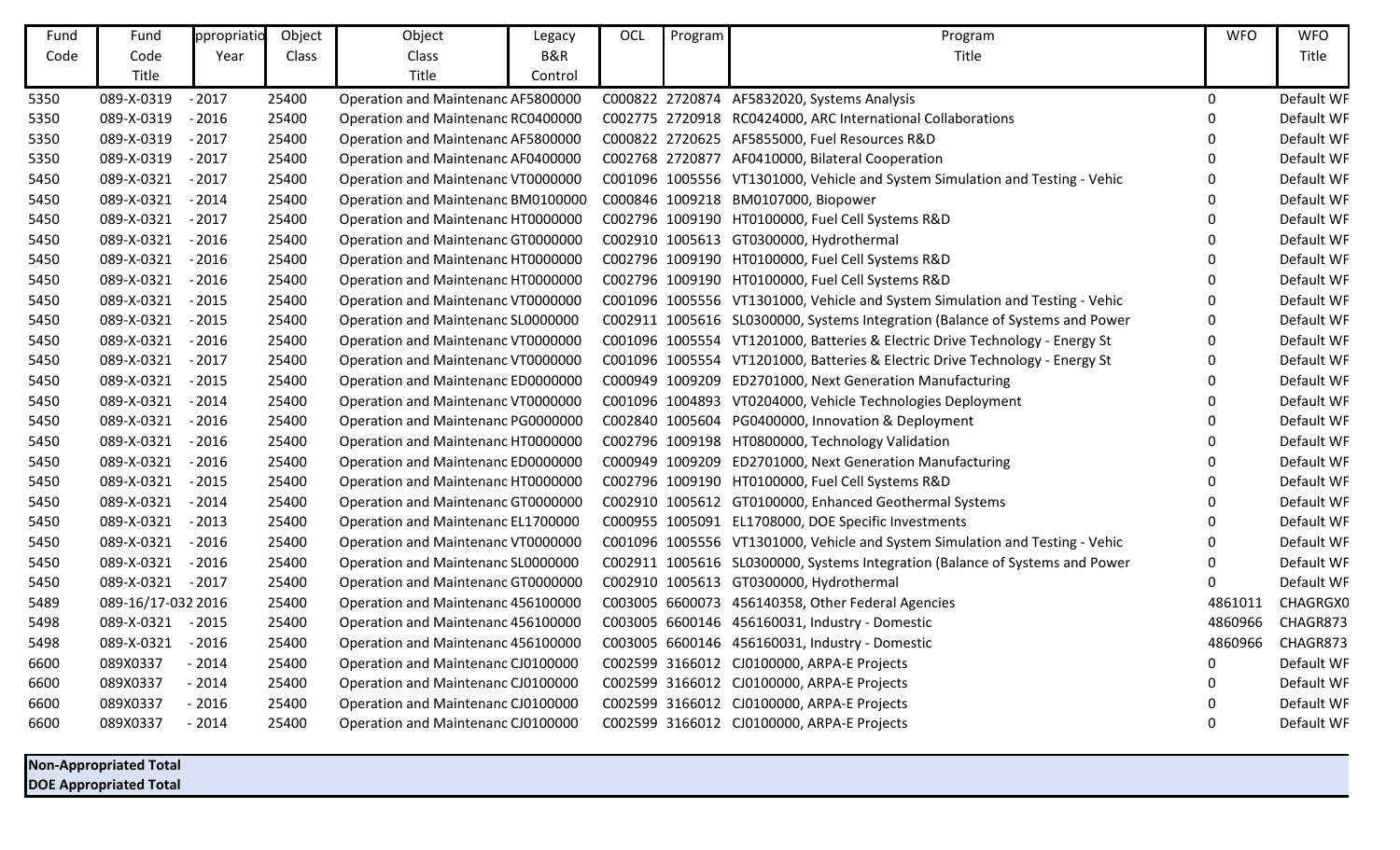| Fund Code | Fund Code Title | ppropriatio Year | Object Class | Object Class Title | Legacy B&R Control | OCL | Program | Program Title | WFO | WFO Title |
|---|---|---|---|---|---|---|---|---|---|---|
| 5350 | 089-X-0319 | - 2017 | 25400 | Operation and Maintenanc | AF5800000 | C000822 | 2720874 | AF5832020, Systems Analysis | 0 | Default WF |
| 5350 | 089-X-0319 | - 2016 | 25400 | Operation and Maintenanc | RC0400000 | C002775 | 2720918 | RC0424000, ARC International Collaborations | 0 | Default WF |
| 5350 | 089-X-0319 | - 2017 | 25400 | Operation and Maintenanc | AF5800000 | C000822 | 2720625 | AF5855000, Fuel Resources R&D | 0 | Default WF |
| 5350 | 089-X-0319 | - 2017 | 25400 | Operation and Maintenanc | AF0400000 | C002768 | 2720877 | AF0410000, Bilateral Cooperation | 0 | Default WF |
| 5450 | 089-X-0321 | - 2017 | 25400 | Operation and Maintenanc | VT0000000 | C001096 | 1005556 | VT1301000, Vehicle and System Simulation and Testing - Vehic | 0 | Default WF |
| 5450 | 089-X-0321 | - 2014 | 25400 | Operation and Maintenanc | BM0100000 | C000846 | 1009218 | BM0107000, Biopower | 0 | Default WF |
| 5450 | 089-X-0321 | - 2017 | 25400 | Operation and Maintenanc | HT0000000 | C002796 | 1009190 | HT0100000, Fuel Cell Systems R&D | 0 | Default WF |
| 5450 | 089-X-0321 | - 2016 | 25400 | Operation and Maintenanc | GT0000000 | C002910 | 1005613 | GT0300000, Hydrothermal | 0 | Default WF |
| 5450 | 089-X-0321 | - 2016 | 25400 | Operation and Maintenanc | HT0000000 | C002796 | 1009190 | HT0100000, Fuel Cell Systems R&D | 0 | Default WF |
| 5450 | 089-X-0321 | - 2016 | 25400 | Operation and Maintenanc | HT0000000 | C002796 | 1009190 | HT0100000, Fuel Cell Systems R&D | 0 | Default WF |
| 5450 | 089-X-0321 | - 2015 | 25400 | Operation and Maintenanc | VT0000000 | C001096 | 1005556 | VT1301000, Vehicle and System Simulation and Testing - Vehic | 0 | Default WF |
| 5450 | 089-X-0321 | - 2015 | 25400 | Operation and Maintenanc | SL0000000 | C002911 | 1005616 | SL0300000, Systems Integration (Balance of Systems and Power | 0 | Default WF |
| 5450 | 089-X-0321 | - 2016 | 25400 | Operation and Maintenanc | VT0000000 | C001096 | 1005554 | VT1201000, Batteries & Electric Drive Technology - Energy St | 0 | Default WF |
| 5450 | 089-X-0321 | - 2017 | 25400 | Operation and Maintenanc | VT0000000 | C001096 | 1005554 | VT1201000, Batteries & Electric Drive Technology - Energy St | 0 | Default WF |
| 5450 | 089-X-0321 | - 2015 | 25400 | Operation and Maintenanc | ED0000000 | C000949 | 1009209 | ED2701000, Next Generation Manufacturing | 0 | Default WF |
| 5450 | 089-X-0321 | - 2014 | 25400 | Operation and Maintenanc | VT0000000 | C001096 | 1004893 | VT0204000, Vehicle Technologies Deployment | 0 | Default WF |
| 5450 | 089-X-0321 | - 2016 | 25400 | Operation and Maintenanc | PG0000000 | C002840 | 1005604 | PG0400000, Innovation & Deployment | 0 | Default WF |
| 5450 | 089-X-0321 | - 2016 | 25400 | Operation and Maintenanc | HT0000000 | C002796 | 1009198 | HT0800000, Technology Validation | 0 | Default WF |
| 5450 | 089-X-0321 | - 2016 | 25400 | Operation and Maintenanc | ED0000000 | C000949 | 1009209 | ED2701000, Next Generation Manufacturing | 0 | Default WF |
| 5450 | 089-X-0321 | - 2015 | 25400 | Operation and Maintenanc | HT0000000 | C002796 | 1009190 | HT0100000, Fuel Cell Systems R&D | 0 | Default WF |
| 5450 | 089-X-0321 | - 2014 | 25400 | Operation and Maintenanc | GT0000000 | C002910 | 1005612 | GT0100000, Enhanced Geothermal Systems | 0 | Default WF |
| 5450 | 089-X-0321 | - 2013 | 25400 | Operation and Maintenanc | EL1700000 | C000955 | 1005091 | EL1708000, DOE Specific Investments | 0 | Default WF |
| 5450 | 089-X-0321 | - 2016 | 25400 | Operation and Maintenanc | VT0000000 | C001096 | 1005556 | VT1301000, Vehicle and System Simulation and Testing - Vehic | 0 | Default WF |
| 5450 | 089-X-0321 | - 2016 | 25400 | Operation and Maintenanc | SL0000000 | C002911 | 1005616 | SL0300000, Systems Integration (Balance of Systems and Power | 0 | Default WF |
| 5450 | 089-X-0321 | - 2017 | 25400 | Operation and Maintenanc | GT0000000 | C002910 | 1005613 | GT0300000, Hydrothermal | 0 | Default WF |
| 5489 | 089-16/17-032 | 2016 | 25400 | Operation and Maintenanc | 456100000 | C003005 | 6600073 | 456140358, Other Federal Agencies | 4861011 | CHAGRGX0 |
| 5498 | 089-X-0321 | - 2015 | 25400 | Operation and Maintenanc | 456100000 | C003005 | 6600146 | 456160031, Industry - Domestic | 4860966 | CHAGR873 |
| 5498 | 089-X-0321 | - 2016 | 25400 | Operation and Maintenanc | 456100000 | C003005 | 6600146 | 456160031, Industry - Domestic | 4860966 | CHAGR873 |
| 6600 | 089X0337 | - 2014 | 25400 | Operation and Maintenanc | CJ0100000 | C002599 | 3166012 | CJ0100000, ARPA-E Projects | 0 | Default WF |
| 6600 | 089X0337 | - 2014 | 25400 | Operation and Maintenanc | CJ0100000 | C002599 | 3166012 | CJ0100000, ARPA-E Projects | 0 | Default WF |
| 6600 | 089X0337 | - 2016 | 25400 | Operation and Maintenanc | CJ0100000 | C002599 | 3166012 | CJ0100000, ARPA-E Projects | 0 | Default WF |
| 6600 | 089X0337 | - 2014 | 25400 | Operation and Maintenanc | CJ0100000 | C002599 | 3166012 | CJ0100000, ARPA-E Projects | 0 | Default WF |

**Non-Appropriated Total**
**DOE Appropriated Total**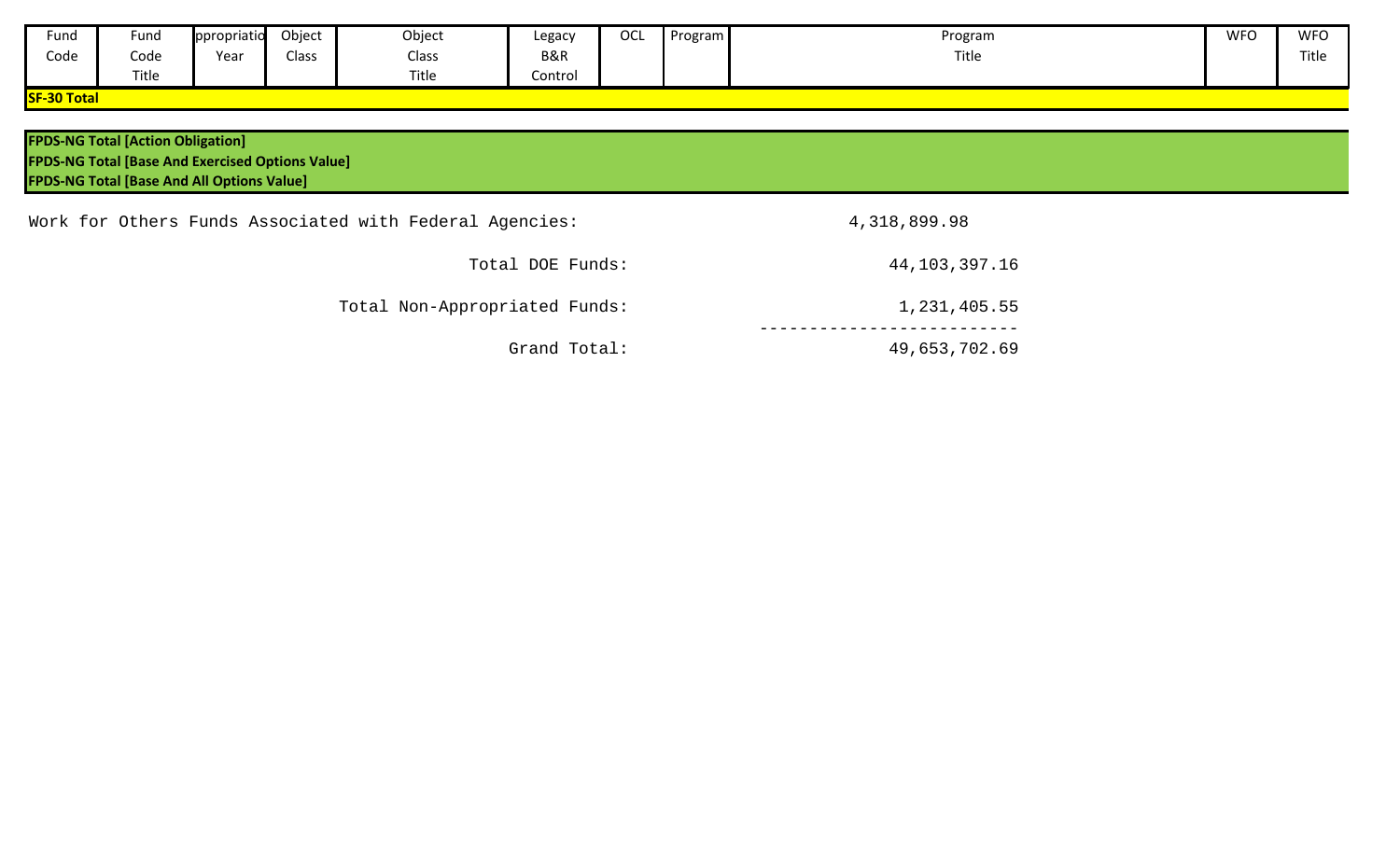| Fund Code | Fund Code Title | Appropriation Year | Object Class | Object Class Title | Legacy B&R Control | OCL | Program | Program Title | WFO | WFO Title |
|---|---|---|---|---|---|---|---|---|---|---|
| **SF-30 Total** | | | | | | | | | | |
| **FPDS-NG Total [Action Obligation]** | | | | | | | | | | |
| **FPDS-NG Total [Base And Exercised Options Value]** | | | | | | | | | | |
| **FPDS-NG Total [Base And All Options Value]** | | | | | | | | | | |

```
Work for Others Funds Associated with Federal Agencies:        4,318,899.98

                               Total DOE Funds:               44,103,397.16

                    Total Non-Appropriated Funds:              1,231,405.55
                                                   -------------------------
                                   Grand Total:               49,653,702.69
```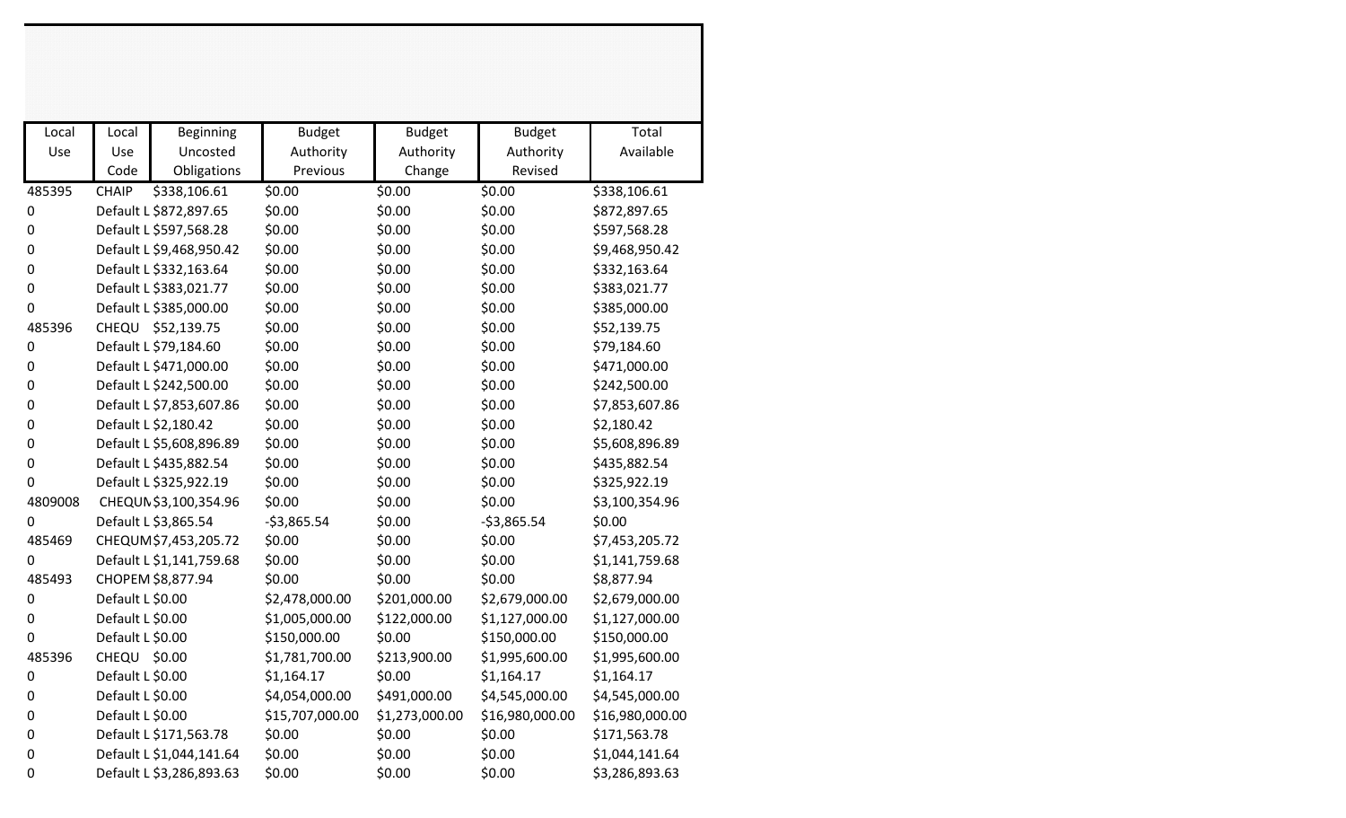| Local Use | Local Use Code | Beginning Uncosted Obligations | Budget Authority Previous | Budget Authority Change | Budget Authority Revised | Total Available |
|---|---|---|---|---|---|---|
| 485395 | CHAIP | $338,106.61 | $0.00 | $0.00 | $0.00 | $338,106.61 |
| 0 | Default L | $872,897.65 | $0.00 | $0.00 | $0.00 | $872,897.65 |
| 0 | Default L | $597,568.28 | $0.00 | $0.00 | $0.00 | $597,568.28 |
| 0 | Default L | $9,468,950.42 | $0.00 | $0.00 | $0.00 | $9,468,950.42 |
| 0 | Default L | $332,163.64 | $0.00 | $0.00 | $0.00 | $332,163.64 |
| 0 | Default L | $383,021.77 | $0.00 | $0.00 | $0.00 | $383,021.77 |
| 0 | Default L | $385,000.00 | $0.00 | $0.00 | $0.00 | $385,000.00 |
| 485396 | CHEQU | $52,139.75 | $0.00 | $0.00 | $0.00 | $52,139.75 |
| 0 | Default L | $79,184.60 | $0.00 | $0.00 | $0.00 | $79,184.60 |
| 0 | Default L | $471,000.00 | $0.00 | $0.00 | $0.00 | $471,000.00 |
| 0 | Default L | $242,500.00 | $0.00 | $0.00 | $0.00 | $242,500.00 |
| 0 | Default L | $7,853,607.86 | $0.00 | $0.00 | $0.00 | $7,853,607.86 |
| 0 | Default L | $2,180.42 | $0.00 | $0.00 | $0.00 | $2,180.42 |
| 0 | Default L | $5,608,896.89 | $0.00 | $0.00 | $0.00 | $5,608,896.89 |
| 0 | Default L | $435,882.54 | $0.00 | $0.00 | $0.00 | $435,882.54 |
| 0 | Default L | $325,922.19 | $0.00 | $0.00 | $0.00 | $325,922.19 |
| 4809008 | CHEQUI | $3,100,354.96 | $0.00 | $0.00 | $0.00 | $3,100,354.96 |
| 0 | Default L | $3,865.54 | -$3,865.54 | $0.00 | -$3,865.54 | $0.00 |
| 485469 | CHEQUM | $7,453,205.72 | $0.00 | $0.00 | $0.00 | $7,453,205.72 |
| 0 | Default L | $1,141,759.68 | $0.00 | $0.00 | $0.00 | $1,141,759.68 |
| 485493 | CHOPEM | $8,877.94 | $0.00 | $0.00 | $0.00 | $8,877.94 |
| 0 | Default L | $0.00 | $2,478,000.00 | $201,000.00 | $2,679,000.00 | $2,679,000.00 |
| 0 | Default L | $0.00 | $1,005,000.00 | $122,000.00 | $1,127,000.00 | $1,127,000.00 |
| 0 | Default L | $0.00 | $150,000.00 | $0.00 | $150,000.00 | $150,000.00 |
| 485396 | CHEQU | $0.00 | $1,781,700.00 | $213,900.00 | $1,995,600.00 | $1,995,600.00 |
| 0 | Default L | $0.00 | $1,164.17 | $0.00 | $1,164.17 | $1,164.17 |
| 0 | Default L | $0.00 | $4,054,000.00 | $491,000.00 | $4,545,000.00 | $4,545,000.00 |
| 0 | Default L | $0.00 | $15,707,000.00 | $1,273,000.00 | $16,980,000.00 | $16,980,000.00 |
| 0 | Default L | $171,563.78 | $0.00 | $0.00 | $0.00 | $171,563.78 |
| 0 | Default L | $1,044,141.64 | $0.00 | $0.00 | $0.00 | $1,044,141.64 |
| 0 | Default L | $3,286,893.63 | $0.00 | $0.00 | $0.00 | $3,286,893.63 |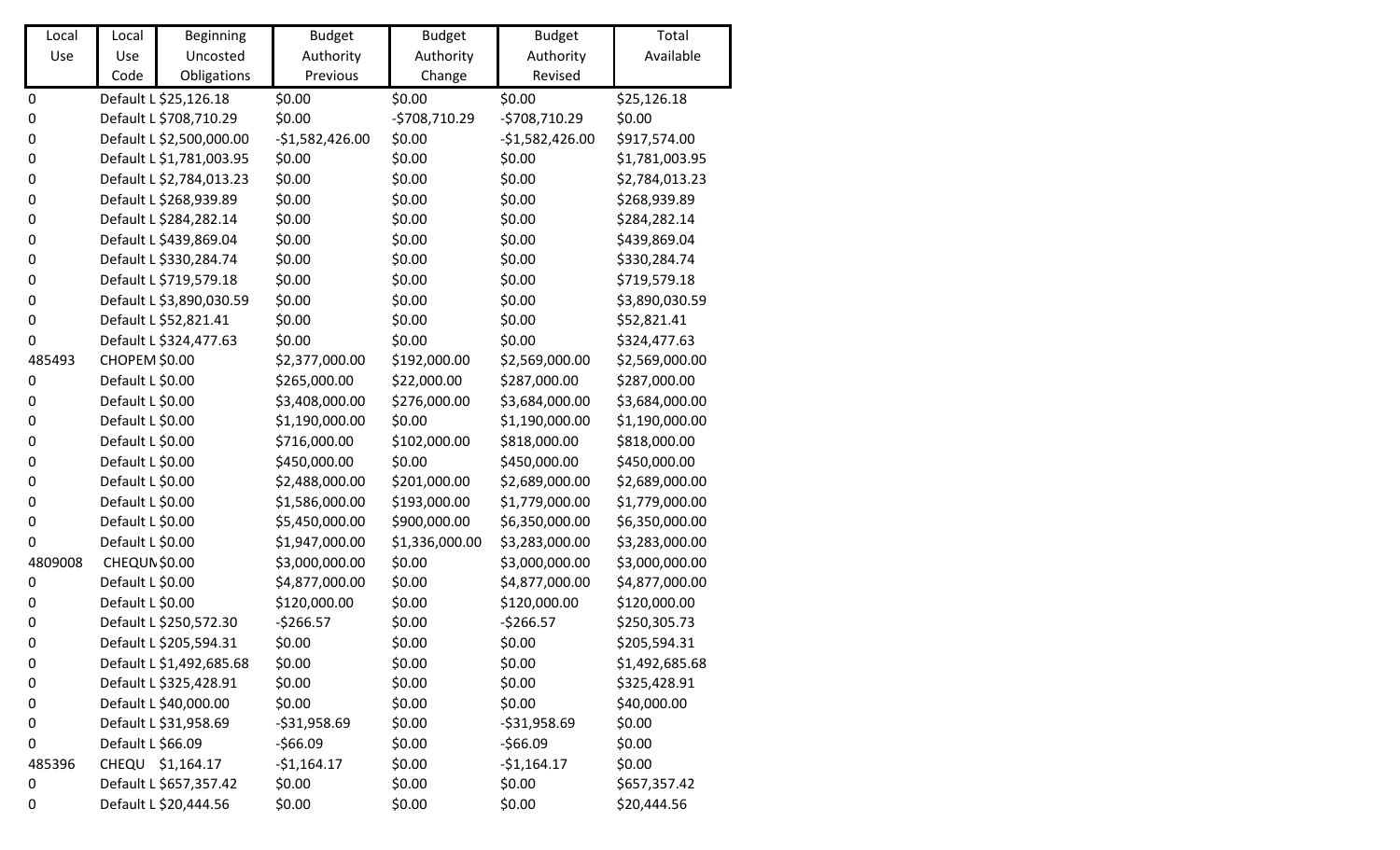| Local Use | Local Use Code | Beginning Uncosted Obligations | Budget Authority Previous | Budget Authority Change | Budget Authority Revised | Total Available |
|---|---|---|---|---|---|---|
| 0 | Default L | $25,126.18 | $0.00 | $0.00 | $0.00 | $25,126.18 |
| 0 | Default L | $708,710.29 | $0.00 | -$708,710.29 | -$708,710.29 | $0.00 |
| 0 | Default L | $2,500,000.00 | -$1,582,426.00 | $0.00 | -$1,582,426.00 | $917,574.00 |
| 0 | Default L | $1,781,003.95 | $0.00 | $0.00 | $0.00 | $1,781,003.95 |
| 0 | Default L | $2,784,013.23 | $0.00 | $0.00 | $0.00 | $2,784,013.23 |
| 0 | Default L | $268,939.89 | $0.00 | $0.00 | $0.00 | $268,939.89 |
| 0 | Default L | $284,282.14 | $0.00 | $0.00 | $0.00 | $284,282.14 |
| 0 | Default L | $439,869.04 | $0.00 | $0.00 | $0.00 | $439,869.04 |
| 0 | Default L | $330,284.74 | $0.00 | $0.00 | $0.00 | $330,284.74 |
| 0 | Default L | $719,579.18 | $0.00 | $0.00 | $0.00 | $719,579.18 |
| 0 | Default L | $3,890,030.59 | $0.00 | $0.00 | $0.00 | $3,890,030.59 |
| 0 | Default L | $52,821.41 | $0.00 | $0.00 | $0.00 | $52,821.41 |
| 0 | Default L | $324,477.63 | $0.00 | $0.00 | $0.00 | $324,477.63 |
| 485493 | CHOPEM | $0.00 | $2,377,000.00 | $192,000.00 | $2,569,000.00 | $2,569,000.00 |
| 0 | Default L | $0.00 | $265,000.00 | $22,000.00 | $287,000.00 | $287,000.00 |
| 0 | Default L | $0.00 | $3,408,000.00 | $276,000.00 | $3,684,000.00 | $3,684,000.00 |
| 0 | Default L | $0.00 | $1,190,000.00 | $0.00 | $1,190,000.00 | $1,190,000.00 |
| 0 | Default L | $0.00 | $716,000.00 | $102,000.00 | $818,000.00 | $818,000.00 |
| 0 | Default L | $0.00 | $450,000.00 | $0.00 | $450,000.00 | $450,000.00 |
| 0 | Default L | $0.00 | $2,488,000.00 | $201,000.00 | $2,689,000.00 | $2,689,000.00 |
| 0 | Default L | $0.00 | $1,586,000.00 | $193,000.00 | $1,779,000.00 | $1,779,000.00 |
| 0 | Default L | $0.00 | $5,450,000.00 | $900,000.00 | $6,350,000.00 | $6,350,000.00 |
| 0 | Default L | $0.00 | $1,947,000.00 | $1,336,000.00 | $3,283,000.00 | $3,283,000.00 |
| 4809008 | CHEQUN | $0.00 | $3,000,000.00 | $0.00 | $3,000,000.00 | $3,000,000.00 |
| 0 | Default L | $0.00 | $4,877,000.00 | $0.00 | $4,877,000.00 | $4,877,000.00 |
| 0 | Default L | $0.00 | $120,000.00 | $0.00 | $120,000.00 | $120,000.00 |
| 0 | Default L | $250,572.30 | -$266.57 | $0.00 | -$266.57 | $250,305.73 |
| 0 | Default L | $205,594.31 | $0.00 | $0.00 | $0.00 | $205,594.31 |
| 0 | Default L | $1,492,685.68 | $0.00 | $0.00 | $0.00 | $1,492,685.68 |
| 0 | Default L | $325,428.91 | $0.00 | $0.00 | $0.00 | $325,428.91 |
| 0 | Default L | $40,000.00 | $0.00 | $0.00 | $0.00 | $40,000.00 |
| 0 | Default L | $31,958.69 | -$31,958.69 | $0.00 | -$31,958.69 | $0.00 |
| 0 | Default L | $66.09 | -$66.09 | $0.00 | -$66.09 | $0.00 |
| 485396 | CHEQU | $1,164.17 | -$1,164.17 | $0.00 | -$1,164.17 | $0.00 |
| 0 | Default L | $657,357.42 | $0.00 | $0.00 | $0.00 | $657,357.42 |
| 0 | Default L | $20,444.56 | $0.00 | $0.00 | $0.00 | $20,444.56 |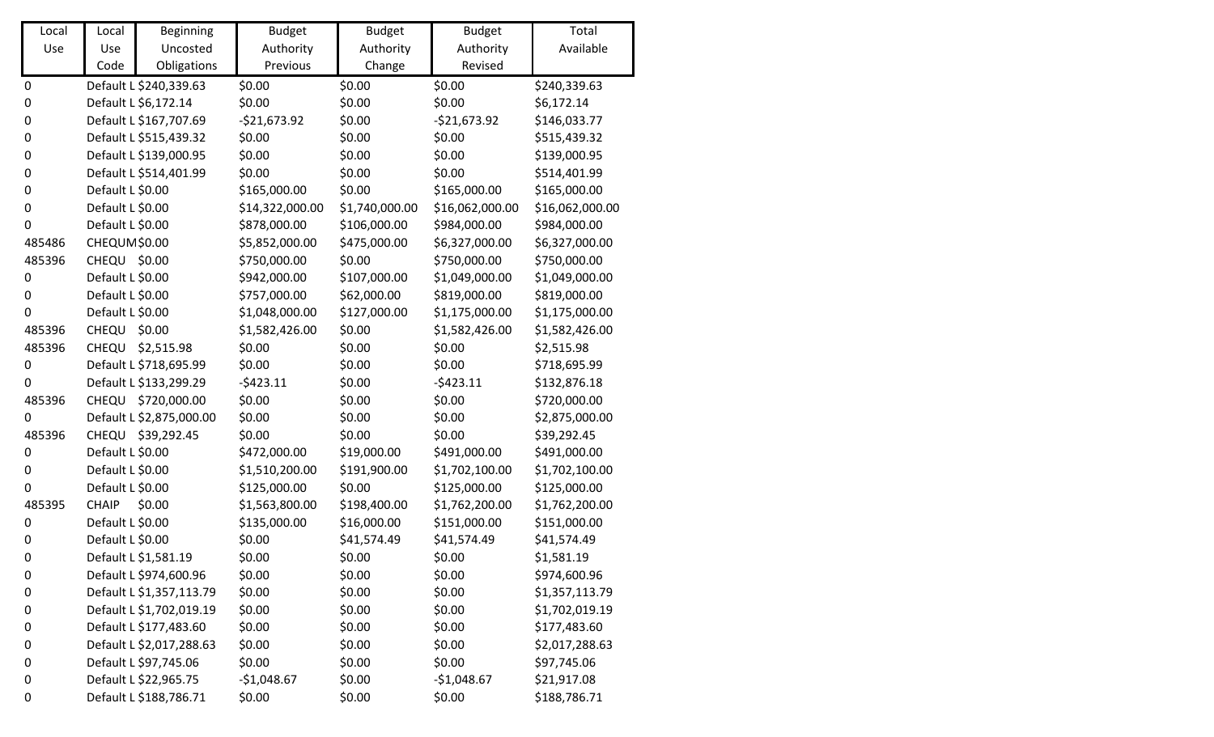| Local Use | Local Use Code | Beginning Uncosted Obligations | Budget Authority Previous | Budget Authority Change | Budget Authority Revised | Total Available |
|---|---|---|---|---|---|---|
| 0 | Default L | $240,339.63 | $0.00 | $0.00 | $0.00 | $240,339.63 |
| 0 | Default L | $6,172.14 | $0.00 | $0.00 | $0.00 | $6,172.14 |
| 0 | Default L | $167,707.69 | -$21,673.92 | $0.00 | -$21,673.92 | $146,033.77 |
| 0 | Default L | $515,439.32 | $0.00 | $0.00 | $0.00 | $515,439.32 |
| 0 | Default L | $139,000.95 | $0.00 | $0.00 | $0.00 | $139,000.95 |
| 0 | Default L | $514,401.99 | $0.00 | $0.00 | $0.00 | $514,401.99 |
| 0 | Default L | $0.00 | $165,000.00 | $0.00 | $165,000.00 | $165,000.00 |
| 0 | Default L | $0.00 | $14,322,000.00 | $1,740,000.00 | $16,062,000.00 | $16,062,000.00 |
| 0 | Default L | $0.00 | $878,000.00 | $106,000.00 | $984,000.00 | $984,000.00 |
| 485486 | CHEQUM | $0.00 | $5,852,000.00 | $475,000.00 | $6,327,000.00 | $6,327,000.00 |
| 485396 | CHEQU | $0.00 | $750,000.00 | $0.00 | $750,000.00 | $750,000.00 |
| 0 | Default L | $0.00 | $942,000.00 | $107,000.00 | $1,049,000.00 | $1,049,000.00 |
| 0 | Default L | $0.00 | $757,000.00 | $62,000.00 | $819,000.00 | $819,000.00 |
| 0 | Default L | $0.00 | $1,048,000.00 | $127,000.00 | $1,175,000.00 | $1,175,000.00 |
| 485396 | CHEQU | $0.00 | $1,582,426.00 | $0.00 | $1,582,426.00 | $1,582,426.00 |
| 485396 | CHEQU | $2,515.98 | $0.00 | $0.00 | $0.00 | $2,515.98 |
| 0 | Default L | $718,695.99 | $0.00 | $0.00 | $0.00 | $718,695.99 |
| 0 | Default L | $133,299.29 | -$423.11 | $0.00 | -$423.11 | $132,876.18 |
| 485396 | CHEQU | $720,000.00 | $0.00 | $0.00 | $0.00 | $720,000.00 |
| 0 | Default L | $2,875,000.00 | $0.00 | $0.00 | $0.00 | $2,875,000.00 |
| 485396 | CHEQU | $39,292.45 | $0.00 | $0.00 | $0.00 | $39,292.45 |
| 0 | Default L | $0.00 | $472,000.00 | $19,000.00 | $491,000.00 | $491,000.00 |
| 0 | Default L | $0.00 | $1,510,200.00 | $191,900.00 | $1,702,100.00 | $1,702,100.00 |
| 0 | Default L | $0.00 | $125,000.00 | $0.00 | $125,000.00 | $125,000.00 |
| 485395 | CHAIP | $0.00 | $1,563,800.00 | $198,400.00 | $1,762,200.00 | $1,762,200.00 |
| 0 | Default L | $0.00 | $135,000.00 | $16,000.00 | $151,000.00 | $151,000.00 |
| 0 | Default L | $0.00 | $0.00 | $41,574.49 | $41,574.49 | $41,574.49 |
| 0 | Default L | $1,581.19 | $0.00 | $0.00 | $0.00 | $1,581.19 |
| 0 | Default L | $974,600.96 | $0.00 | $0.00 | $0.00 | $974,600.96 |
| 0 | Default L | $1,357,113.79 | $0.00 | $0.00 | $0.00 | $1,357,113.79 |
| 0 | Default L | $1,702,019.19 | $0.00 | $0.00 | $0.00 | $1,702,019.19 |
| 0 | Default L | $177,483.60 | $0.00 | $0.00 | $0.00 | $177,483.60 |
| 0 | Default L | $2,017,288.63 | $0.00 | $0.00 | $0.00 | $2,017,288.63 |
| 0 | Default L | $97,745.06 | $0.00 | $0.00 | $0.00 | $97,745.06 |
| 0 | Default L | $22,965.75 | -$1,048.67 | $0.00 | -$1,048.67 | $21,917.08 |
| 0 | Default L | $188,786.71 | $0.00 | $0.00 | $0.00 | $188,786.71 |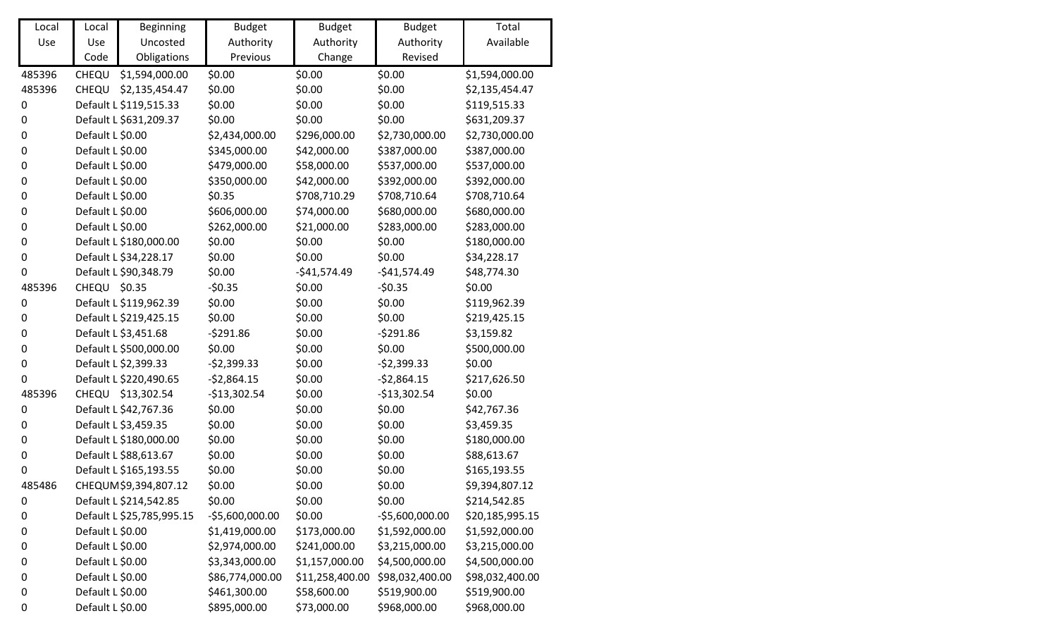| Local Use | Local Use Code | Beginning Uncosted Obligations | Budget Authority Previous | Budget Authority Change | Budget Authority Revised | Total Available |
|---|---|---|---|---|---|---|
| 485396 | CHEQU | $1,594,000.00 | $0.00 | $0.00 | $0.00 | $1,594,000.00 |
| 485396 | CHEQU | $2,135,454.47 | $0.00 | $0.00 | $0.00 | $2,135,454.47 |
| 0 | Default L | $119,515.33 | $0.00 | $0.00 | $0.00 | $119,515.33 |
| 0 | Default L | $631,209.37 | $0.00 | $0.00 | $0.00 | $631,209.37 |
| 0 | Default L | $0.00 | $2,434,000.00 | $296,000.00 | $2,730,000.00 | $2,730,000.00 |
| 0 | Default L | $0.00 | $345,000.00 | $42,000.00 | $387,000.00 | $387,000.00 |
| 0 | Default L | $0.00 | $479,000.00 | $58,000.00 | $537,000.00 | $537,000.00 |
| 0 | Default L | $0.00 | $350,000.00 | $42,000.00 | $392,000.00 | $392,000.00 |
| 0 | Default L | $0.00 | $0.35 | $708,710.29 | $708,710.64 | $708,710.64 |
| 0 | Default L | $0.00 | $606,000.00 | $74,000.00 | $680,000.00 | $680,000.00 |
| 0 | Default L | $0.00 | $262,000.00 | $21,000.00 | $283,000.00 | $283,000.00 |
| 0 | Default L | $180,000.00 | $0.00 | $0.00 | $0.00 | $180,000.00 |
| 0 | Default L | $34,228.17 | $0.00 | $0.00 | $0.00 | $34,228.17 |
| 0 | Default L | $90,348.79 | $0.00 | -$41,574.49 | -$41,574.49 | $48,774.30 |
| 485396 | CHEQU | $0.35 | -$0.35 | $0.00 | -$0.35 | $0.00 |
| 0 | Default L | $119,962.39 | $0.00 | $0.00 | $0.00 | $119,962.39 |
| 0 | Default L | $219,425.15 | $0.00 | $0.00 | $0.00 | $219,425.15 |
| 0 | Default L | $3,451.68 | -$291.86 | $0.00 | -$291.86 | $3,159.82 |
| 0 | Default L | $500,000.00 | $0.00 | $0.00 | $0.00 | $500,000.00 |
| 0 | Default L | $2,399.33 | -$2,399.33 | $0.00 | -$2,399.33 | $0.00 |
| 0 | Default L | $220,490.65 | -$2,864.15 | $0.00 | -$2,864.15 | $217,626.50 |
| 485396 | CHEQU | $13,302.54 | -$13,302.54 | $0.00 | -$13,302.54 | $0.00 |
| 0 | Default L | $42,767.36 | $0.00 | $0.00 | $0.00 | $42,767.36 |
| 0 | Default L | $3,459.35 | $0.00 | $0.00 | $0.00 | $3,459.35 |
| 0 | Default L | $180,000.00 | $0.00 | $0.00 | $0.00 | $180,000.00 |
| 0 | Default L | $88,613.67 | $0.00 | $0.00 | $0.00 | $88,613.67 |
| 0 | Default L | $165,193.55 | $0.00 | $0.00 | $0.00 | $165,193.55 |
| 485486 | CHEQUM | $9,394,807.12 | $0.00 | $0.00 | $0.00 | $9,394,807.12 |
| 0 | Default L | $214,542.85 | $0.00 | $0.00 | $0.00 | $214,542.85 |
| 0 | Default L | $25,785,995.15 | -$5,600,000.00 | $0.00 | -$5,600,000.00 | $20,185,995.15 |
| 0 | Default L | $0.00 | $1,419,000.00 | $173,000.00 | $1,592,000.00 | $1,592,000.00 |
| 0 | Default L | $0.00 | $2,974,000.00 | $241,000.00 | $3,215,000.00 | $3,215,000.00 |
| 0 | Default L | $0.00 | $3,343,000.00 | $1,157,000.00 | $4,500,000.00 | $4,500,000.00 |
| 0 | Default L | $0.00 | $86,774,000.00 | $11,258,400.00 | $98,032,400.00 | $98,032,400.00 |
| 0 | Default L | $0.00 | $461,300.00 | $58,600.00 | $519,900.00 | $519,900.00 |
| 0 | Default L | $0.00 | $895,000.00 | $73,000.00 | $968,000.00 | $968,000.00 |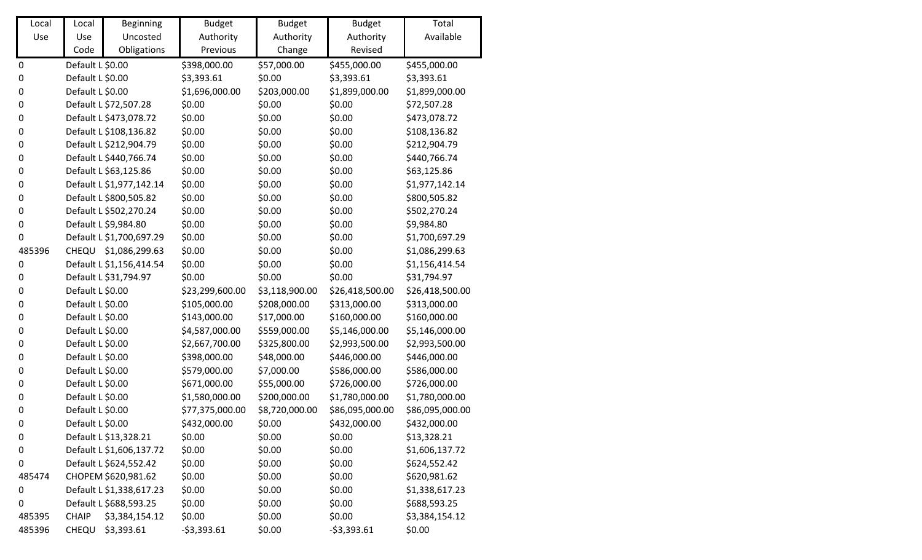| Local Use | Local Use Code | Beginning Uncosted Obligations | Budget Authority Previous | Budget Authority Change | Budget Authority Revised | Total Available |
|---|---|---|---|---|---|---|
| 0 | Default L | $0.00 | $398,000.00 | $57,000.00 | $455,000.00 | $455,000.00 |
| 0 | Default L | $0.00 | $3,393.61 | $0.00 | $3,393.61 | $3,393.61 |
| 0 | Default L | $0.00 | $1,696,000.00 | $203,000.00 | $1,899,000.00 | $1,899,000.00 |
| 0 | Default L | $72,507.28 | $0.00 | $0.00 | $0.00 | $72,507.28 |
| 0 | Default L | $473,078.72 | $0.00 | $0.00 | $0.00 | $473,078.72 |
| 0 | Default L | $108,136.82 | $0.00 | $0.00 | $0.00 | $108,136.82 |
| 0 | Default L | $212,904.79 | $0.00 | $0.00 | $0.00 | $212,904.79 |
| 0 | Default L | $440,766.74 | $0.00 | $0.00 | $0.00 | $440,766.74 |
| 0 | Default L | $63,125.86 | $0.00 | $0.00 | $0.00 | $63,125.86 |
| 0 | Default L | $1,977,142.14 | $0.00 | $0.00 | $0.00 | $1,977,142.14 |
| 0 | Default L | $800,505.82 | $0.00 | $0.00 | $0.00 | $800,505.82 |
| 0 | Default L | $502,270.24 | $0.00 | $0.00 | $0.00 | $502,270.24 |
| 0 | Default L | $9,984.80 | $0.00 | $0.00 | $0.00 | $9,984.80 |
| 0 | Default L | $1,700,697.29 | $0.00 | $0.00 | $0.00 | $1,700,697.29 |
| 485396 | CHEQU | $1,086,299.63 | $0.00 | $0.00 | $0.00 | $1,086,299.63 |
| 0 | Default L | $1,156,414.54 | $0.00 | $0.00 | $0.00 | $1,156,414.54 |
| 0 | Default L | $31,794.97 | $0.00 | $0.00 | $0.00 | $31,794.97 |
| 0 | Default L | $0.00 | $23,299,600.00 | $3,118,900.00 | $26,418,500.00 | $26,418,500.00 |
| 0 | Default L | $0.00 | $105,000.00 | $208,000.00 | $313,000.00 | $313,000.00 |
| 0 | Default L | $0.00 | $143,000.00 | $17,000.00 | $160,000.00 | $160,000.00 |
| 0 | Default L | $0.00 | $4,587,000.00 | $559,000.00 | $5,146,000.00 | $5,146,000.00 |
| 0 | Default L | $0.00 | $2,667,700.00 | $325,800.00 | $2,993,500.00 | $2,993,500.00 |
| 0 | Default L | $0.00 | $398,000.00 | $48,000.00 | $446,000.00 | $446,000.00 |
| 0 | Default L | $0.00 | $579,000.00 | $7,000.00 | $586,000.00 | $586,000.00 |
| 0 | Default L | $0.00 | $671,000.00 | $55,000.00 | $726,000.00 | $726,000.00 |
| 0 | Default L | $0.00 | $1,580,000.00 | $200,000.00 | $1,780,000.00 | $1,780,000.00 |
| 0 | Default L | $0.00 | $77,375,000.00 | $8,720,000.00 | $86,095,000.00 | $86,095,000.00 |
| 0 | Default L | $0.00 | $432,000.00 | $0.00 | $432,000.00 | $432,000.00 |
| 0 | Default L | $13,328.21 | $0.00 | $0.00 | $0.00 | $13,328.21 |
| 0 | Default L | $1,606,137.72 | $0.00 | $0.00 | $0.00 | $1,606,137.72 |
| 0 | Default L | $624,552.42 | $0.00 | $0.00 | $0.00 | $624,552.42 |
| 485474 | CHOPEM | $620,981.62 | $0.00 | $0.00 | $0.00 | $620,981.62 |
| 0 | Default L | $1,338,617.23 | $0.00 | $0.00 | $0.00 | $1,338,617.23 |
| 0 | Default L | $688,593.25 | $0.00 | $0.00 | $0.00 | $688,593.25 |
| 485395 | CHAIP | $3,384,154.12 | $0.00 | $0.00 | $0.00 | $3,384,154.12 |
| 485396 | CHEQU | $3,393.61 | -$3,393.61 | $0.00 | -$3,393.61 | $0.00 |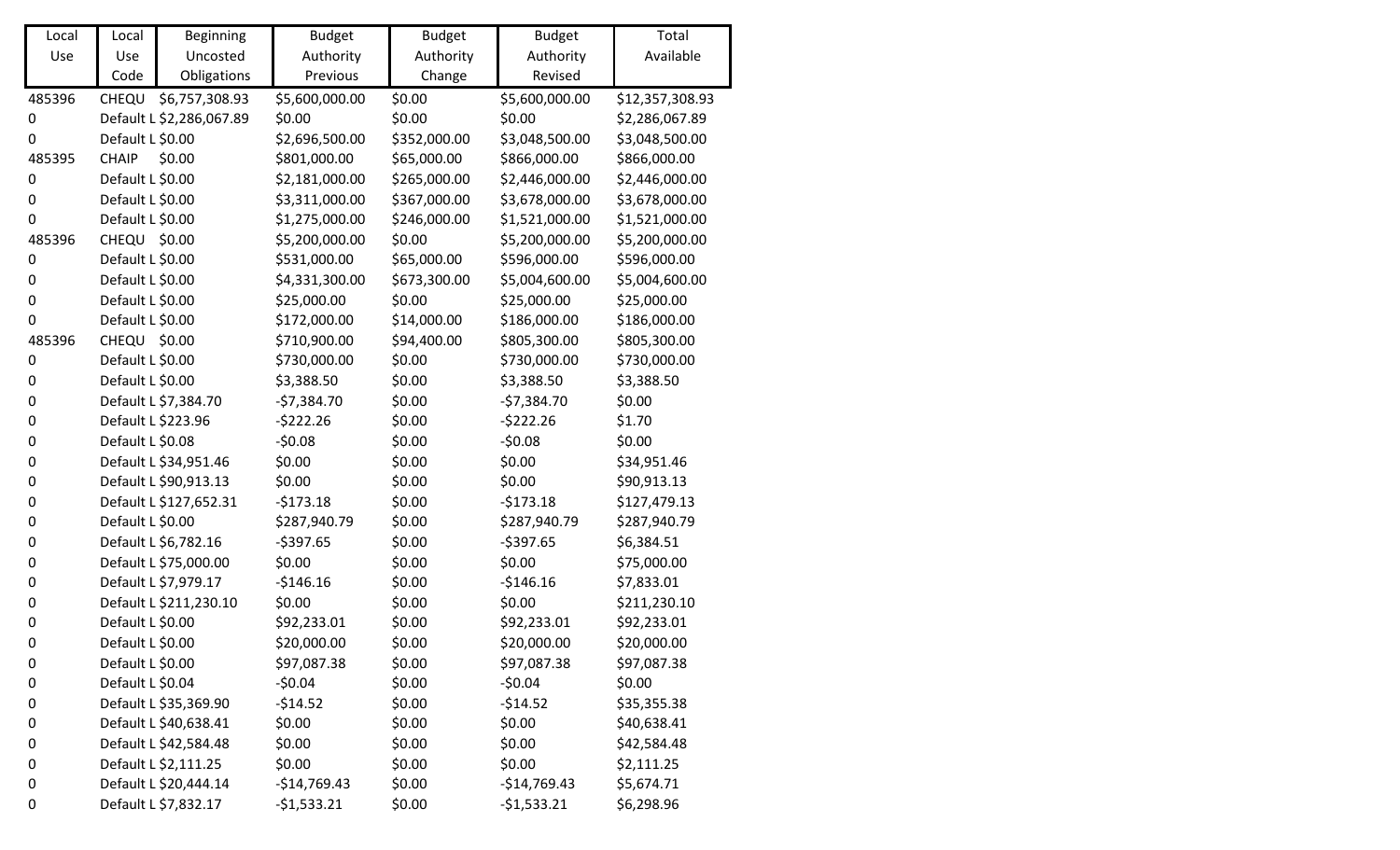| Local Use | Local Use Code | Beginning Uncosted Obligations | Budget Authority Previous | Budget Authority Change | Budget Authority Revised | Total Available |
|---|---|---|---|---|---|---|
| 485396 | CHEQU | $6,757,308.93 | $5,600,000.00 | $0.00 | $5,600,000.00 | $12,357,308.93 |
| 0 | Default L | $2,286,067.89 | $0.00 | $0.00 | $0.00 | $2,286,067.89 |
| 0 | Default L | $0.00 | $2,696,500.00 | $352,000.00 | $3,048,500.00 | $3,048,500.00 |
| 485395 | CHAIP | $0.00 | $801,000.00 | $65,000.00 | $866,000.00 | $866,000.00 |
| 0 | Default L | $0.00 | $2,181,000.00 | $265,000.00 | $2,446,000.00 | $2,446,000.00 |
| 0 | Default L | $0.00 | $3,311,000.00 | $367,000.00 | $3,678,000.00 | $3,678,000.00 |
| 0 | Default L | $0.00 | $1,275,000.00 | $246,000.00 | $1,521,000.00 | $1,521,000.00 |
| 485396 | CHEQU | $0.00 | $5,200,000.00 | $0.00 | $5,200,000.00 | $5,200,000.00 |
| 0 | Default L | $0.00 | $531,000.00 | $65,000.00 | $596,000.00 | $596,000.00 |
| 0 | Default L | $0.00 | $4,331,300.00 | $673,300.00 | $5,004,600.00 | $5,004,600.00 |
| 0 | Default L | $0.00 | $25,000.00 | $0.00 | $25,000.00 | $25,000.00 |
| 0 | Default L | $0.00 | $172,000.00 | $14,000.00 | $186,000.00 | $186,000.00 |
| 485396 | CHEQU | $0.00 | $710,900.00 | $94,400.00 | $805,300.00 | $805,300.00 |
| 0 | Default L | $0.00 | $730,000.00 | $0.00 | $730,000.00 | $730,000.00 |
| 0 | Default L | $0.00 | $3,388.50 | $0.00 | $3,388.50 | $3,388.50 |
| 0 | Default L | $7,384.70 | -$7,384.70 | $0.00 | -$7,384.70 | $0.00 |
| 0 | Default L | $223.96 | -$222.26 | $0.00 | -$222.26 | $1.70 |
| 0 | Default L | $0.08 | -$0.08 | $0.00 | -$0.08 | $0.00 |
| 0 | Default L | $34,951.46 | $0.00 | $0.00 | $0.00 | $34,951.46 |
| 0 | Default L | $90,913.13 | $0.00 | $0.00 | $0.00 | $90,913.13 |
| 0 | Default L | $127,652.31 | -$173.18 | $0.00 | -$173.18 | $127,479.13 |
| 0 | Default L | $0.00 | $287,940.79 | $0.00 | $287,940.79 | $287,940.79 |
| 0 | Default L | $6,782.16 | -$397.65 | $0.00 | -$397.65 | $6,384.51 |
| 0 | Default L | $75,000.00 | $0.00 | $0.00 | $0.00 | $75,000.00 |
| 0 | Default L | $7,979.17 | -$146.16 | $0.00 | -$146.16 | $7,833.01 |
| 0 | Default L | $211,230.10 | $0.00 | $0.00 | $0.00 | $211,230.10 |
| 0 | Default L | $0.00 | $92,233.01 | $0.00 | $92,233.01 | $92,233.01 |
| 0 | Default L | $0.00 | $20,000.00 | $0.00 | $20,000.00 | $20,000.00 |
| 0 | Default L | $0.00 | $97,087.38 | $0.00 | $97,087.38 | $97,087.38 |
| 0 | Default L | $0.04 | -$0.04 | $0.00 | -$0.04 | $0.00 |
| 0 | Default L | $35,369.90 | -$14.52 | $0.00 | -$14.52 | $35,355.38 |
| 0 | Default L | $40,638.41 | $0.00 | $0.00 | $0.00 | $40,638.41 |
| 0 | Default L | $42,584.48 | $0.00 | $0.00 | $0.00 | $42,584.48 |
| 0 | Default L | $2,111.25 | $0.00 | $0.00 | $0.00 | $2,111.25 |
| 0 | Default L | $20,444.14 | -$14,769.43 | $0.00 | -$14,769.43 | $5,674.71 |
| 0 | Default L | $7,832.17 | -$1,533.21 | $0.00 | -$1,533.21 | $6,298.96 |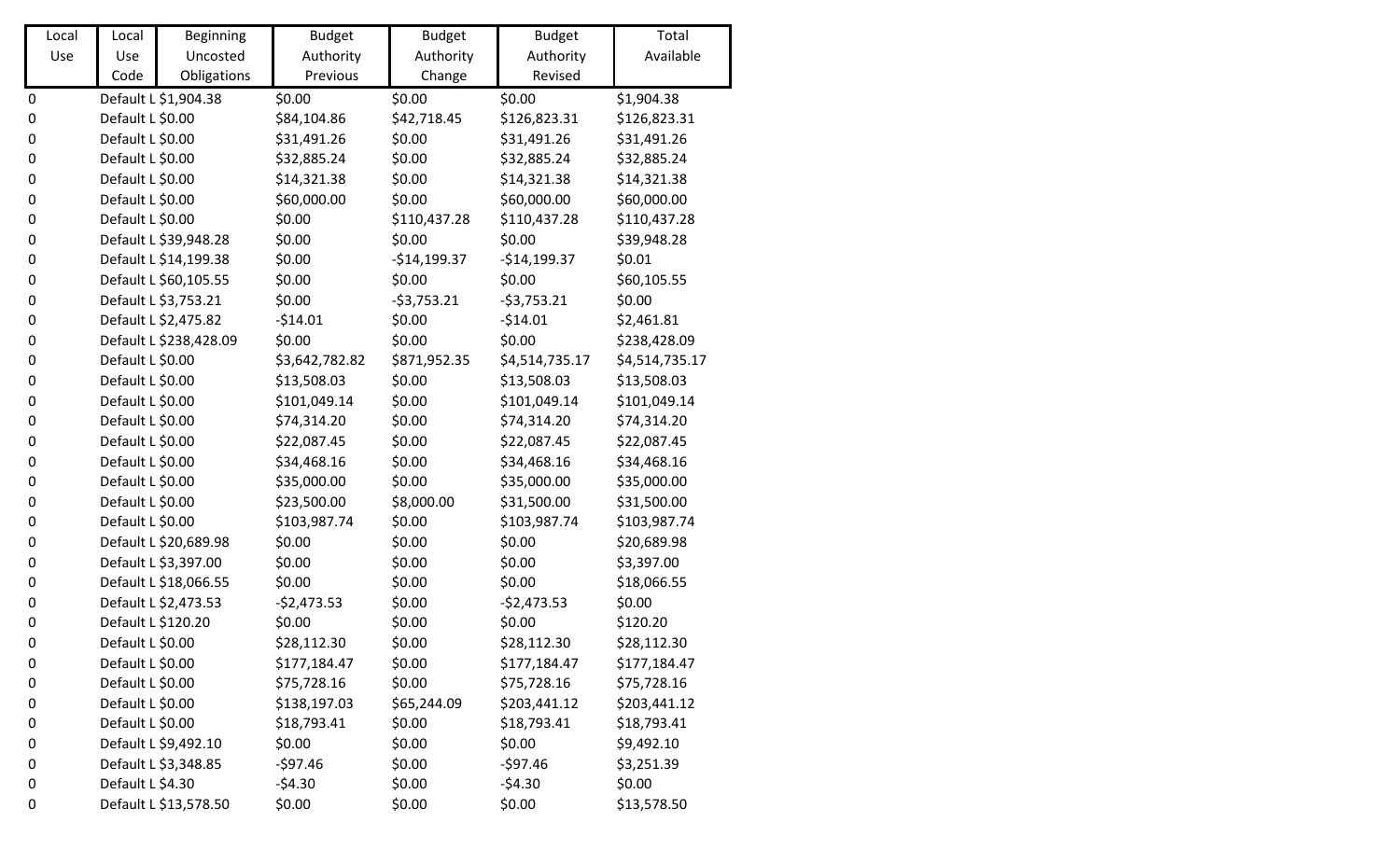| Local Use | Local Use Code | Beginning Uncosted Obligations | Budget Authority Previous | Budget Authority Change | Budget Authority Revised | Total Available |
|---|---|---|---|---|---|---|
| 0 | Default L | $1,904.38 | $0.00 | $0.00 | $0.00 | $1,904.38 |
| 0 | Default L | $0.00 | $84,104.86 | $42,718.45 | $126,823.31 | $126,823.31 |
| 0 | Default L | $0.00 | $31,491.26 | $0.00 | $31,491.26 | $31,491.26 |
| 0 | Default L | $0.00 | $32,885.24 | $0.00 | $32,885.24 | $32,885.24 |
| 0 | Default L | $0.00 | $14,321.38 | $0.00 | $14,321.38 | $14,321.38 |
| 0 | Default L | $0.00 | $60,000.00 | $0.00 | $60,000.00 | $60,000.00 |
| 0 | Default L | $0.00 | $0.00 | $110,437.28 | $110,437.28 | $110,437.28 |
| 0 | Default L | $39,948.28 | $0.00 | $0.00 | $0.00 | $39,948.28 |
| 0 | Default L | $14,199.38 | $0.00 | -$14,199.37 | -$14,199.37 | $0.01 |
| 0 | Default L | $60,105.55 | $0.00 | $0.00 | $0.00 | $60,105.55 |
| 0 | Default L | $3,753.21 | $0.00 | -$3,753.21 | -$3,753.21 | $0.00 |
| 0 | Default L | $2,475.82 | -$14.01 | $0.00 | -$14.01 | $2,461.81 |
| 0 | Default L | $238,428.09 | $0.00 | $0.00 | $0.00 | $238,428.09 |
| 0 | Default L | $0.00 | $3,642,782.82 | $871,952.35 | $4,514,735.17 | $4,514,735.17 |
| 0 | Default L | $0.00 | $13,508.03 | $0.00 | $13,508.03 | $13,508.03 |
| 0 | Default L | $0.00 | $101,049.14 | $0.00 | $101,049.14 | $101,049.14 |
| 0 | Default L | $0.00 | $74,314.20 | $0.00 | $74,314.20 | $74,314.20 |
| 0 | Default L | $0.00 | $22,087.45 | $0.00 | $22,087.45 | $22,087.45 |
| 0 | Default L | $0.00 | $34,468.16 | $0.00 | $34,468.16 | $34,468.16 |
| 0 | Default L | $0.00 | $35,000.00 | $0.00 | $35,000.00 | $35,000.00 |
| 0 | Default L | $0.00 | $23,500.00 | $8,000.00 | $31,500.00 | $31,500.00 |
| 0 | Default L | $0.00 | $103,987.74 | $0.00 | $103,987.74 | $103,987.74 |
| 0 | Default L | $20,689.98 | $0.00 | $0.00 | $0.00 | $20,689.98 |
| 0 | Default L | $3,397.00 | $0.00 | $0.00 | $0.00 | $3,397.00 |
| 0 | Default L | $18,066.55 | $0.00 | $0.00 | $0.00 | $18,066.55 |
| 0 | Default L | $2,473.53 | -$2,473.53 | $0.00 | -$2,473.53 | $0.00 |
| 0 | Default L | $120.20 | $0.00 | $0.00 | $0.00 | $120.20 |
| 0 | Default L | $0.00 | $28,112.30 | $0.00 | $28,112.30 | $28,112.30 |
| 0 | Default L | $0.00 | $177,184.47 | $0.00 | $177,184.47 | $177,184.47 |
| 0 | Default L | $0.00 | $75,728.16 | $0.00 | $75,728.16 | $75,728.16 |
| 0 | Default L | $0.00 | $138,197.03 | $65,244.09 | $203,441.12 | $203,441.12 |
| 0 | Default L | $0.00 | $18,793.41 | $0.00 | $18,793.41 | $18,793.41 |
| 0 | Default L | $9,492.10 | $0.00 | $0.00 | $0.00 | $9,492.10 |
| 0 | Default L | $3,348.85 | -$97.46 | $0.00 | -$97.46 | $3,251.39 |
| 0 | Default L | $4.30 | -$4.30 | $0.00 | -$4.30 | $0.00 |
| 0 | Default L | $13,578.50 | $0.00 | $0.00 | $0.00 | $13,578.50 |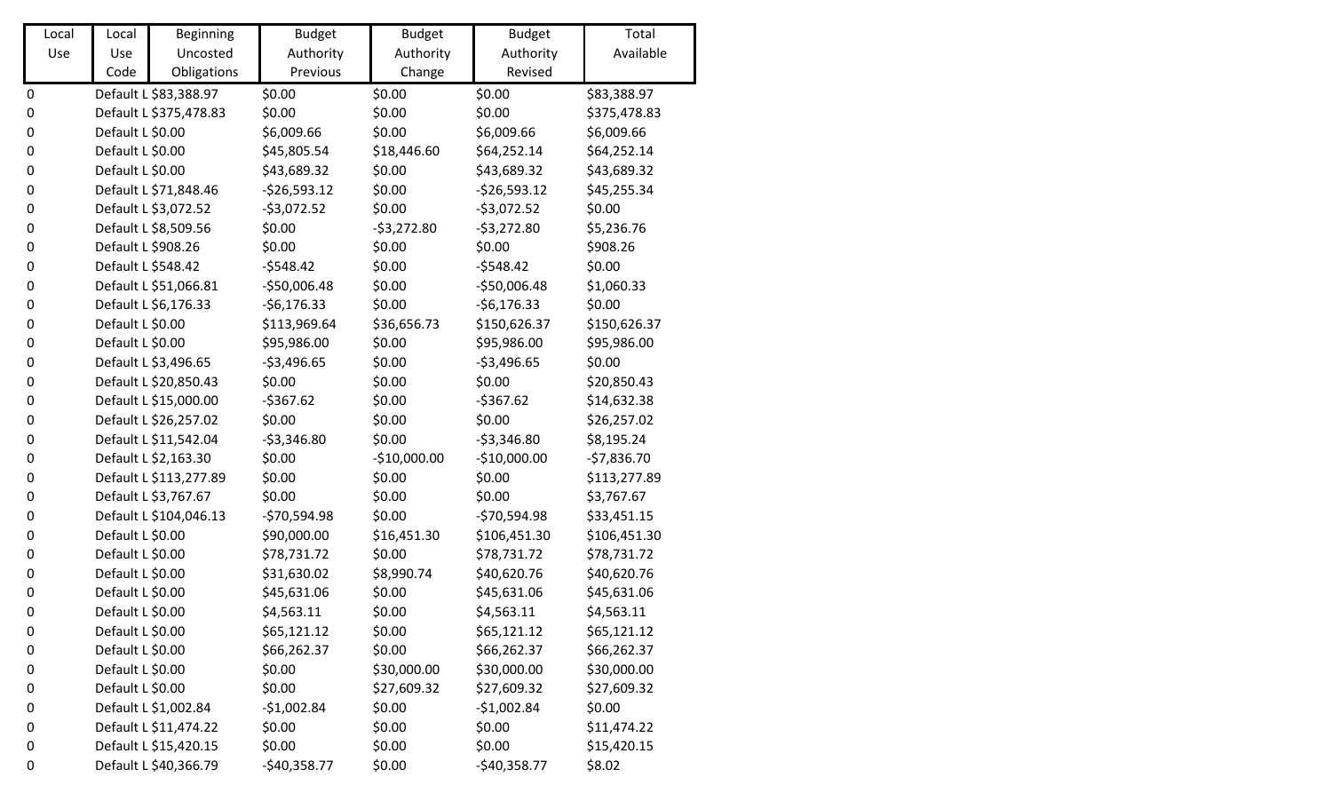| Local Use | Local Use Code | Beginning Uncosted Obligations | Budget Authority Previous | Budget Authority Change | Budget Authority Revised | Total Available |
|---|---|---|---|---|---|---|
| 0 | Default L | $83,388.97 | $0.00 | $0.00 | $0.00 | $83,388.97 |
| 0 | Default L | $375,478.83 | $0.00 | $0.00 | $0.00 | $375,478.83 |
| 0 | Default L | $0.00 | $6,009.66 | $0.00 | $6,009.66 | $6,009.66 |
| 0 | Default L | $0.00 | $45,805.54 | $18,446.60 | $64,252.14 | $64,252.14 |
| 0 | Default L | $0.00 | $43,689.32 | $0.00 | $43,689.32 | $43,689.32 |
| 0 | Default L | $71,848.46 | -$26,593.12 | $0.00 | -$26,593.12 | $45,255.34 |
| 0 | Default L | $3,072.52 | -$3,072.52 | $0.00 | -$3,072.52 | $0.00 |
| 0 | Default L | $8,509.56 | $0.00 | -$3,272.80 | -$3,272.80 | $5,236.76 |
| 0 | Default L | $908.26 | $0.00 | $0.00 | $0.00 | $908.26 |
| 0 | Default L | $548.42 | -$548.42 | $0.00 | -$548.42 | $0.00 |
| 0 | Default L | $51,066.81 | -$50,006.48 | $0.00 | -$50,006.48 | $1,060.33 |
| 0 | Default L | $6,176.33 | -$6,176.33 | $0.00 | -$6,176.33 | $0.00 |
| 0 | Default L | $0.00 | $113,969.64 | $36,656.73 | $150,626.37 | $150,626.37 |
| 0 | Default L | $0.00 | $95,986.00 | $0.00 | $95,986.00 | $95,986.00 |
| 0 | Default L | $3,496.65 | -$3,496.65 | $0.00 | -$3,496.65 | $0.00 |
| 0 | Default L | $20,850.43 | $0.00 | $0.00 | $0.00 | $20,850.43 |
| 0 | Default L | $15,000.00 | -$367.62 | $0.00 | -$367.62 | $14,632.38 |
| 0 | Default L | $26,257.02 | $0.00 | $0.00 | $0.00 | $26,257.02 |
| 0 | Default L | $11,542.04 | -$3,346.80 | $0.00 | -$3,346.80 | $8,195.24 |
| 0 | Default L | $2,163.30 | $0.00 | -$10,000.00 | -$10,000.00 | -$7,836.70 |
| 0 | Default L | $113,277.89 | $0.00 | $0.00 | $0.00 | $113,277.89 |
| 0 | Default L | $3,767.67 | $0.00 | $0.00 | $0.00 | $3,767.67 |
| 0 | Default L | $104,046.13 | -$70,594.98 | $0.00 | -$70,594.98 | $33,451.15 |
| 0 | Default L | $0.00 | $90,000.00 | $16,451.30 | $106,451.30 | $106,451.30 |
| 0 | Default L | $0.00 | $78,731.72 | $0.00 | $78,731.72 | $78,731.72 |
| 0 | Default L | $0.00 | $31,630.02 | $8,990.74 | $40,620.76 | $40,620.76 |
| 0 | Default L | $0.00 | $45,631.06 | $0.00 | $45,631.06 | $45,631.06 |
| 0 | Default L | $0.00 | $4,563.11 | $0.00 | $4,563.11 | $4,563.11 |
| 0 | Default L | $0.00 | $65,121.12 | $0.00 | $65,121.12 | $65,121.12 |
| 0 | Default L | $0.00 | $66,262.37 | $0.00 | $66,262.37 | $66,262.37 |
| 0 | Default L | $0.00 | $0.00 | $30,000.00 | $30,000.00 | $30,000.00 |
| 0 | Default L | $0.00 | $0.00 | $27,609.32 | $27,609.32 | $27,609.32 |
| 0 | Default L | $1,002.84 | -$1,002.84 | $0.00 | -$1,002.84 | $0.00 |
| 0 | Default L | $11,474.22 | $0.00 | $0.00 | $0.00 | $11,474.22 |
| 0 | Default L | $15,420.15 | $0.00 | $0.00 | $0.00 | $15,420.15 |
| 0 | Default L | $40,366.79 | -$40,358.77 | $0.00 | -$40,358.77 | $8.02 |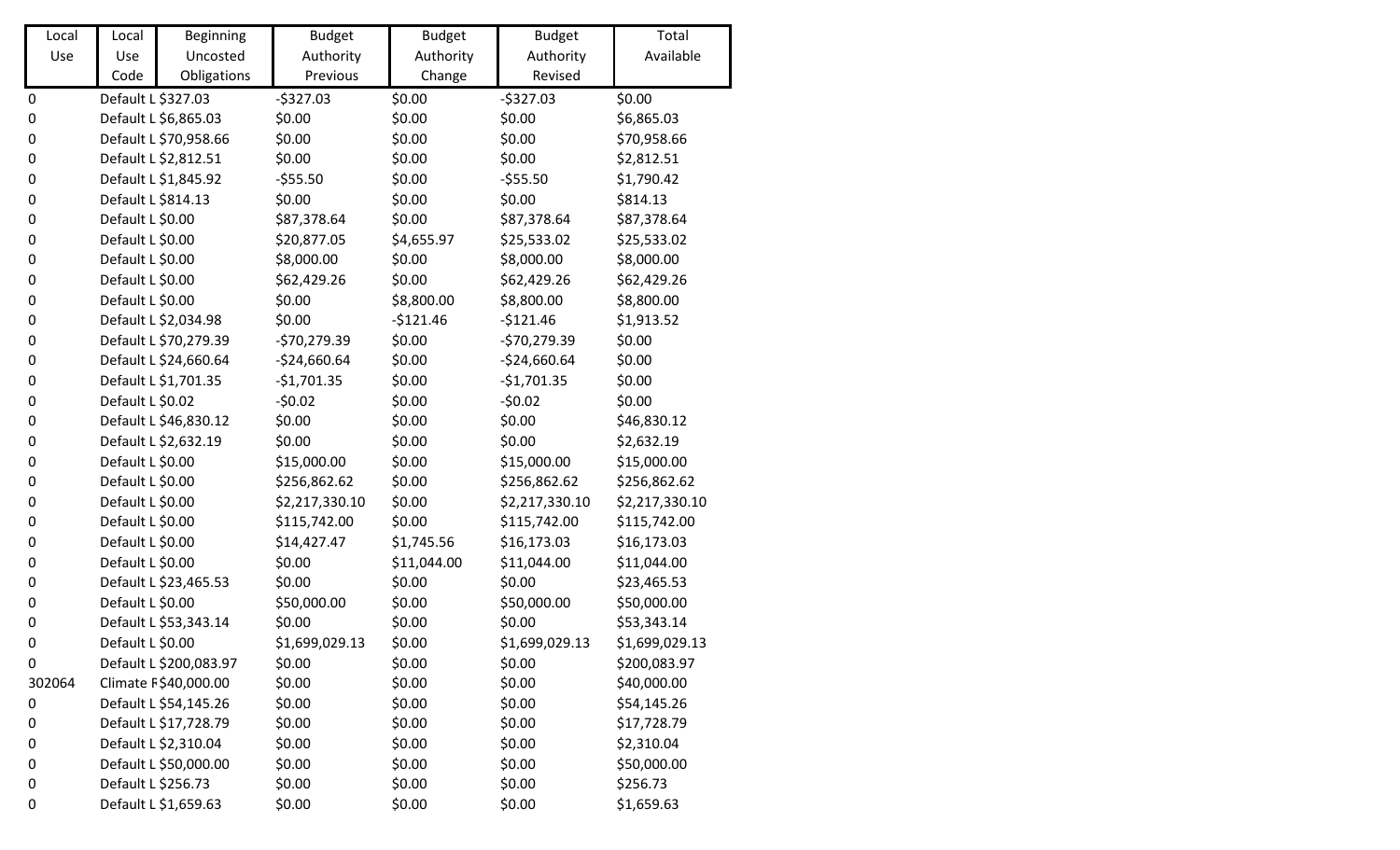| Local Use | Local Use Code | Beginning Uncosted Obligations | Budget Authority Previous | Budget Authority Change | Budget Authority Revised | Total Available |
|---|---|---|---|---|---|---|
| 0 | Default L | $327.03 | -$327.03 | $0.00 | -$327.03 | $0.00 |
| 0 | Default L | $6,865.03 | $0.00 | $0.00 | $0.00 | $6,865.03 |
| 0 | Default L | $70,958.66 | $0.00 | $0.00 | $0.00 | $70,958.66 |
| 0 | Default L | $2,812.51 | $0.00 | $0.00 | $0.00 | $2,812.51 |
| 0 | Default L | $1,845.92 | -$55.50 | $0.00 | -$55.50 | $1,790.42 |
| 0 | Default L | $814.13 | $0.00 | $0.00 | $0.00 | $814.13 |
| 0 | Default L | $0.00 | $87,378.64 | $0.00 | $87,378.64 | $87,378.64 |
| 0 | Default L | $0.00 | $20,877.05 | $4,655.97 | $25,533.02 | $25,533.02 |
| 0 | Default L | $0.00 | $8,000.00 | $0.00 | $8,000.00 | $8,000.00 |
| 0 | Default L | $0.00 | $62,429.26 | $0.00 | $62,429.26 | $62,429.26 |
| 0 | Default L | $0.00 | $0.00 | $8,800.00 | $8,800.00 | $8,800.00 |
| 0 | Default L | $2,034.98 | $0.00 | -$121.46 | -$121.46 | $1,913.52 |
| 0 | Default L | $70,279.39 | -$70,279.39 | $0.00 | -$70,279.39 | $0.00 |
| 0 | Default L | $24,660.64 | -$24,660.64 | $0.00 | -$24,660.64 | $0.00 |
| 0 | Default L | $1,701.35 | -$1,701.35 | $0.00 | -$1,701.35 | $0.00 |
| 0 | Default L | $0.02 | -$0.02 | $0.00 | -$0.02 | $0.00 |
| 0 | Default L | $46,830.12 | $0.00 | $0.00 | $0.00 | $46,830.12 |
| 0 | Default L | $2,632.19 | $0.00 | $0.00 | $0.00 | $2,632.19 |
| 0 | Default L | $0.00 | $15,000.00 | $0.00 | $15,000.00 | $15,000.00 |
| 0 | Default L | $0.00 | $256,862.62 | $0.00 | $256,862.62 | $256,862.62 |
| 0 | Default L | $0.00 | $2,217,330.10 | $0.00 | $2,217,330.10 | $2,217,330.10 |
| 0 | Default L | $0.00 | $115,742.00 | $0.00 | $115,742.00 | $115,742.00 |
| 0 | Default L | $0.00 | $14,427.47 | $1,745.56 | $16,173.03 | $16,173.03 |
| 0 | Default L | $0.00 | $0.00 | $11,044.00 | $11,044.00 | $11,044.00 |
| 0 | Default L | $23,465.53 | $0.00 | $0.00 | $0.00 | $23,465.53 |
| 0 | Default L | $0.00 | $50,000.00 | $0.00 | $50,000.00 | $50,000.00 |
| 0 | Default L | $53,343.14 | $0.00 | $0.00 | $0.00 | $53,343.14 |
| 0 | Default L | $0.00 | $1,699,029.13 | $0.00 | $1,699,029.13 | $1,699,029.13 |
| 0 | Default L | $200,083.97 | $0.00 | $0.00 | $0.00 | $200,083.97 |
| 302064 | Climate F | $40,000.00 | $0.00 | $0.00 | $0.00 | $40,000.00 |
| 0 | Default L | $54,145.26 | $0.00 | $0.00 | $0.00 | $54,145.26 |
| 0 | Default L | $17,728.79 | $0.00 | $0.00 | $0.00 | $17,728.79 |
| 0 | Default L | $2,310.04 | $0.00 | $0.00 | $0.00 | $2,310.04 |
| 0 | Default L | $50,000.00 | $0.00 | $0.00 | $0.00 | $50,000.00 |
| 0 | Default L | $256.73 | $0.00 | $0.00 | $0.00 | $256.73 |
| 0 | Default L | $1,659.63 | $0.00 | $0.00 | $0.00 | $1,659.63 |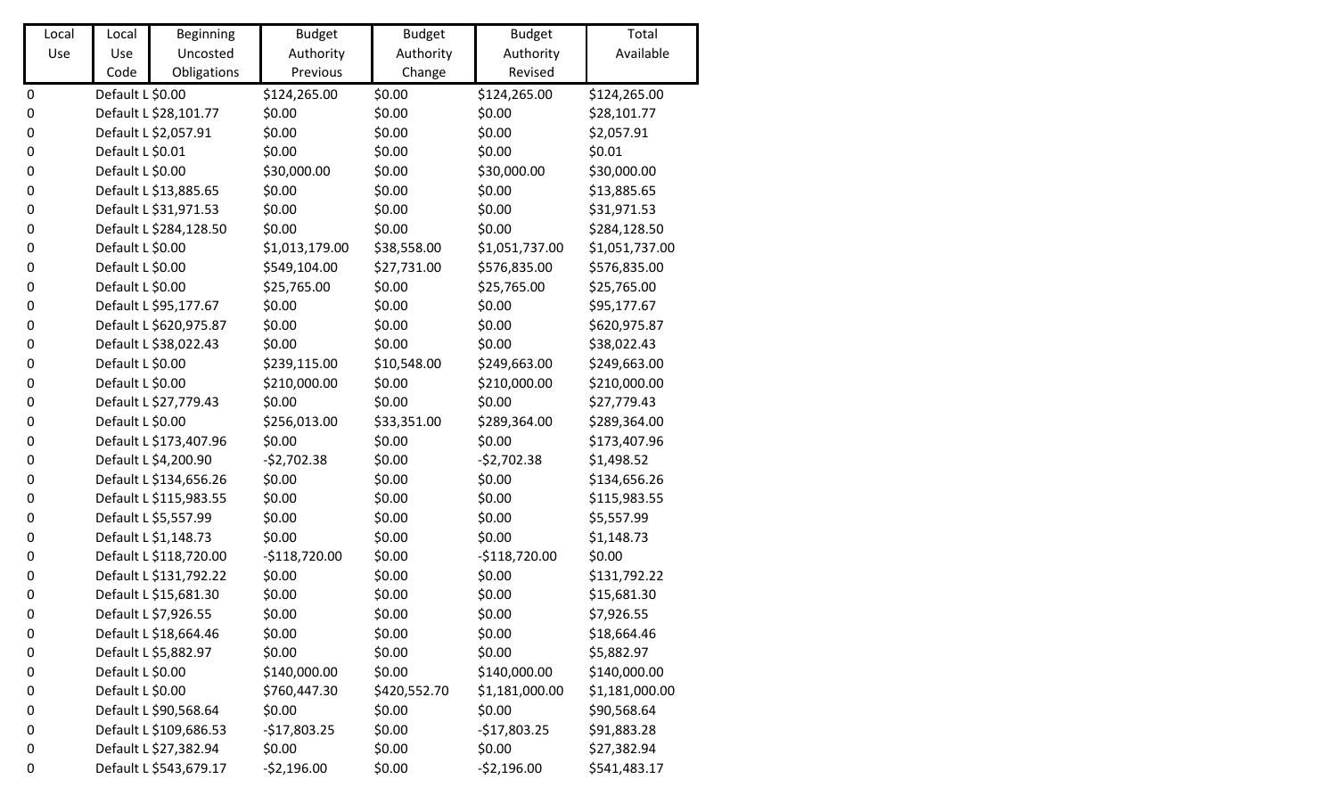| Local Use | Local Use Code | Beginning Uncosted Obligations | Budget Authority Previous | Budget Authority Change | Budget Authority Revised | Total Available |
|---|---|---|---|---|---|---|
| 0 | Default L | $0.00 | $124,265.00 | $0.00 | $124,265.00 | $124,265.00 |
| 0 | Default L | $28,101.77 | $0.00 | $0.00 | $0.00 | $28,101.77 |
| 0 | Default L | $2,057.91 | $0.00 | $0.00 | $0.00 | $2,057.91 |
| 0 | Default L | $0.01 | $0.00 | $0.00 | $0.00 | $0.01 |
| 0 | Default L | $0.00 | $30,000.00 | $0.00 | $30,000.00 | $30,000.00 |
| 0 | Default L | $13,885.65 | $0.00 | $0.00 | $0.00 | $13,885.65 |
| 0 | Default L | $31,971.53 | $0.00 | $0.00 | $0.00 | $31,971.53 |
| 0 | Default L | $284,128.50 | $0.00 | $0.00 | $0.00 | $284,128.50 |
| 0 | Default L | $0.00 | $1,013,179.00 | $38,558.00 | $1,051,737.00 | $1,051,737.00 |
| 0 | Default L | $0.00 | $549,104.00 | $27,731.00 | $576,835.00 | $576,835.00 |
| 0 | Default L | $0.00 | $25,765.00 | $0.00 | $25,765.00 | $25,765.00 |
| 0 | Default L | $95,177.67 | $0.00 | $0.00 | $0.00 | $95,177.67 |
| 0 | Default L | $620,975.87 | $0.00 | $0.00 | $0.00 | $620,975.87 |
| 0 | Default L | $38,022.43 | $0.00 | $0.00 | $0.00 | $38,022.43 |
| 0 | Default L | $0.00 | $239,115.00 | $10,548.00 | $249,663.00 | $249,663.00 |
| 0 | Default L | $0.00 | $210,000.00 | $0.00 | $210,000.00 | $210,000.00 |
| 0 | Default L | $27,779.43 | $0.00 | $0.00 | $0.00 | $27,779.43 |
| 0 | Default L | $0.00 | $256,013.00 | $33,351.00 | $289,364.00 | $289,364.00 |
| 0 | Default L | $173,407.96 | $0.00 | $0.00 | $0.00 | $173,407.96 |
| 0 | Default L | $4,200.90 | -$2,702.38 | $0.00 | -$2,702.38 | $1,498.52 |
| 0 | Default L | $134,656.26 | $0.00 | $0.00 | $0.00 | $134,656.26 |
| 0 | Default L | $115,983.55 | $0.00 | $0.00 | $0.00 | $115,983.55 |
| 0 | Default L | $5,557.99 | $0.00 | $0.00 | $0.00 | $5,557.99 |
| 0 | Default L | $1,148.73 | $0.00 | $0.00 | $0.00 | $1,148.73 |
| 0 | Default L | $118,720.00 | -$118,720.00 | $0.00 | -$118,720.00 | $0.00 |
| 0 | Default L | $131,792.22 | $0.00 | $0.00 | $0.00 | $131,792.22 |
| 0 | Default L | $15,681.30 | $0.00 | $0.00 | $0.00 | $15,681.30 |
| 0 | Default L | $7,926.55 | $0.00 | $0.00 | $0.00 | $7,926.55 |
| 0 | Default L | $18,664.46 | $0.00 | $0.00 | $0.00 | $18,664.46 |
| 0 | Default L | $5,882.97 | $0.00 | $0.00 | $0.00 | $5,882.97 |
| 0 | Default L | $0.00 | $140,000.00 | $0.00 | $140,000.00 | $140,000.00 |
| 0 | Default L | $0.00 | $760,447.30 | $420,552.70 | $1,181,000.00 | $1,181,000.00 |
| 0 | Default L | $90,568.64 | $0.00 | $0.00 | $0.00 | $90,568.64 |
| 0 | Default L | $109,686.53 | -$17,803.25 | $0.00 | -$17,803.25 | $91,883.28 |
| 0 | Default L | $27,382.94 | $0.00 | $0.00 | $0.00 | $27,382.94 |
| 0 | Default L | $543,679.17 | -$2,196.00 | $0.00 | -$2,196.00 | $541,483.17 |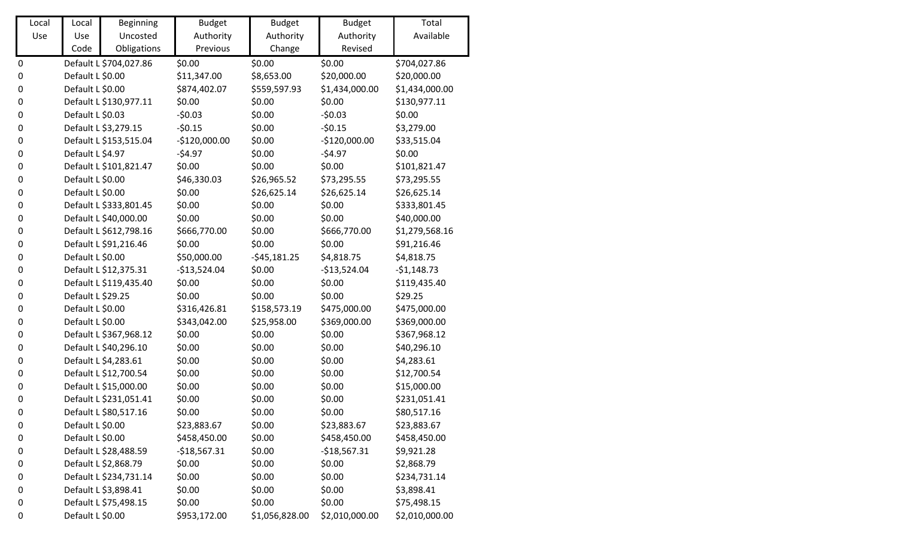| Local Use | Local Use Code | Beginning Uncosted Obligations | Budget Authority Previous | Budget Authority Change | Budget Authority Revised | Total Available |
|---|---|---|---|---|---|---|
| 0 | Default L | $704,027.86 | $0.00 | $0.00 | $0.00 | $704,027.86 |
| 0 | Default L | $0.00 | $11,347.00 | $8,653.00 | $20,000.00 | $20,000.00 |
| 0 | Default L | $0.00 | $874,402.07 | $559,597.93 | $1,434,000.00 | $1,434,000.00 |
| 0 | Default L | $130,977.11 | $0.00 | $0.00 | $0.00 | $130,977.11 |
| 0 | Default L | $0.03 | -$0.03 | $0.00 | -$0.03 | $0.00 |
| 0 | Default L | $3,279.15 | -$0.15 | $0.00 | -$0.15 | $3,279.00 |
| 0 | Default L | $153,515.04 | -$120,000.00 | $0.00 | -$120,000.00 | $33,515.04 |
| 0 | Default L | $4.97 | -$4.97 | $0.00 | -$4.97 | $0.00 |
| 0 | Default L | $101,821.47 | $0.00 | $0.00 | $0.00 | $101,821.47 |
| 0 | Default L | $0.00 | $46,330.03 | $26,965.52 | $73,295.55 | $73,295.55 |
| 0 | Default L | $0.00 | $0.00 | $26,625.14 | $26,625.14 | $26,625.14 |
| 0 | Default L | $333,801.45 | $0.00 | $0.00 | $0.00 | $333,801.45 |
| 0 | Default L | $40,000.00 | $0.00 | $0.00 | $0.00 | $40,000.00 |
| 0 | Default L | $612,798.16 | $666,770.00 | $0.00 | $666,770.00 | $1,279,568.16 |
| 0 | Default L | $91,216.46 | $0.00 | $0.00 | $0.00 | $91,216.46 |
| 0 | Default L | $0.00 | $50,000.00 | -$45,181.25 | $4,818.75 | $4,818.75 |
| 0 | Default L | $12,375.31 | -$13,524.04 | $0.00 | -$13,524.04 | -$1,148.73 |
| 0 | Default L | $119,435.40 | $0.00 | $0.00 | $0.00 | $119,435.40 |
| 0 | Default L | $29.25 | $0.00 | $0.00 | $0.00 | $29.25 |
| 0 | Default L | $0.00 | $316,426.81 | $158,573.19 | $475,000.00 | $475,000.00 |
| 0 | Default L | $0.00 | $343,042.00 | $25,958.00 | $369,000.00 | $369,000.00 |
| 0 | Default L | $367,968.12 | $0.00 | $0.00 | $0.00 | $367,968.12 |
| 0 | Default L | $40,296.10 | $0.00 | $0.00 | $0.00 | $40,296.10 |
| 0 | Default L | $4,283.61 | $0.00 | $0.00 | $0.00 | $4,283.61 |
| 0 | Default L | $12,700.54 | $0.00 | $0.00 | $0.00 | $12,700.54 |
| 0 | Default L | $15,000.00 | $0.00 | $0.00 | $0.00 | $15,000.00 |
| 0 | Default L | $231,051.41 | $0.00 | $0.00 | $0.00 | $231,051.41 |
| 0 | Default L | $80,517.16 | $0.00 | $0.00 | $0.00 | $80,517.16 |
| 0 | Default L | $0.00 | $23,883.67 | $0.00 | $23,883.67 | $23,883.67 |
| 0 | Default L | $0.00 | $458,450.00 | $0.00 | $458,450.00 | $458,450.00 |
| 0 | Default L | $28,488.59 | -$18,567.31 | $0.00 | -$18,567.31 | $9,921.28 |
| 0 | Default L | $2,868.79 | $0.00 | $0.00 | $0.00 | $2,868.79 |
| 0 | Default L | $234,731.14 | $0.00 | $0.00 | $0.00 | $234,731.14 |
| 0 | Default L | $3,898.41 | $0.00 | $0.00 | $0.00 | $3,898.41 |
| 0 | Default L | $75,498.15 | $0.00 | $0.00 | $0.00 | $75,498.15 |
| 0 | Default L | $0.00 | $953,172.00 | $1,056,828.00 | $2,010,000.00 | $2,010,000.00 |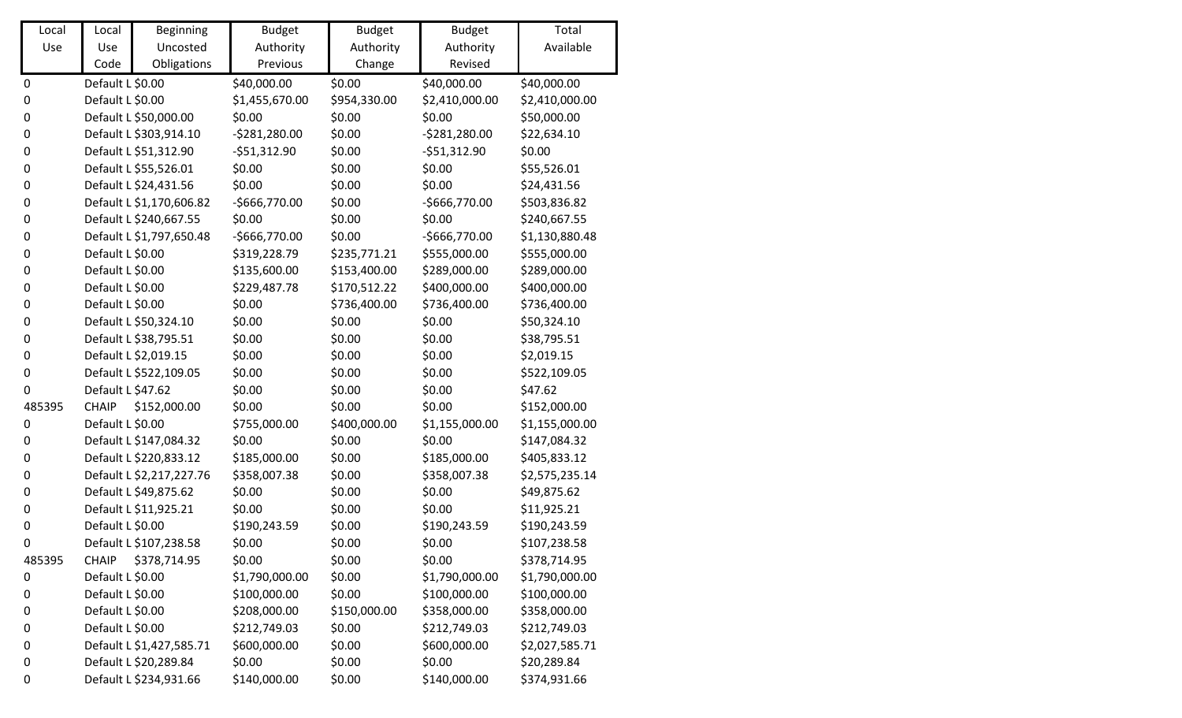| Local Use | Local Use Code | Beginning Uncosted Obligations | Budget Authority Previous | Budget Authority Change | Budget Authority Revised | Total Available |
|---|---|---|---|---|---|---|
| 0 | Default L | $0.00 | $40,000.00 | $0.00 | $40,000.00 | $40,000.00 |
| 0 | Default L | $0.00 | $1,455,670.00 | $954,330.00 | $2,410,000.00 | $2,410,000.00 |
| 0 | Default L | $50,000.00 | $0.00 | $0.00 | $0.00 | $50,000.00 |
| 0 | Default L | $303,914.10 | -$281,280.00 | $0.00 | -$281,280.00 | $22,634.10 |
| 0 | Default L | $51,312.90 | -$51,312.90 | $0.00 | -$51,312.90 | $0.00 |
| 0 | Default L | $55,526.01 | $0.00 | $0.00 | $0.00 | $55,526.01 |
| 0 | Default L | $24,431.56 | $0.00 | $0.00 | $0.00 | $24,431.56 |
| 0 | Default L | $1,170,606.82 | -$666,770.00 | $0.00 | -$666,770.00 | $503,836.82 |
| 0 | Default L | $240,667.55 | $0.00 | $0.00 | $0.00 | $240,667.55 |
| 0 | Default L | $1,797,650.48 | -$666,770.00 | $0.00 | -$666,770.00 | $1,130,880.48 |
| 0 | Default L | $0.00 | $319,228.79 | $235,771.21 | $555,000.00 | $555,000.00 |
| 0 | Default L | $0.00 | $135,600.00 | $153,400.00 | $289,000.00 | $289,000.00 |
| 0 | Default L | $0.00 | $229,487.78 | $170,512.22 | $400,000.00 | $400,000.00 |
| 0 | Default L | $0.00 | $0.00 | $736,400.00 | $736,400.00 | $736,400.00 |
| 0 | Default L | $50,324.10 | $0.00 | $0.00 | $0.00 | $50,324.10 |
| 0 | Default L | $38,795.51 | $0.00 | $0.00 | $0.00 | $38,795.51 |
| 0 | Default L | $2,019.15 | $0.00 | $0.00 | $0.00 | $2,019.15 |
| 0 | Default L | $522,109.05 | $0.00 | $0.00 | $0.00 | $522,109.05 |
| 0 | Default L | $47.62 | $0.00 | $0.00 | $0.00 | $47.62 |
| 485395 | CHAIP | $152,000.00 | $0.00 | $0.00 | $0.00 | $152,000.00 |
| 0 | Default L | $0.00 | $755,000.00 | $400,000.00 | $1,155,000.00 | $1,155,000.00 |
| 0 | Default L | $147,084.32 | $0.00 | $0.00 | $0.00 | $147,084.32 |
| 0 | Default L | $220,833.12 | $185,000.00 | $0.00 | $185,000.00 | $405,833.12 |
| 0 | Default L | $2,217,227.76 | $358,007.38 | $0.00 | $358,007.38 | $2,575,235.14 |
| 0 | Default L | $49,875.62 | $0.00 | $0.00 | $0.00 | $49,875.62 |
| 0 | Default L | $11,925.21 | $0.00 | $0.00 | $0.00 | $11,925.21 |
| 0 | Default L | $0.00 | $190,243.59 | $0.00 | $190,243.59 | $190,243.59 |
| 0 | Default L | $107,238.58 | $0.00 | $0.00 | $0.00 | $107,238.58 |
| 485395 | CHAIP | $378,714.95 | $0.00 | $0.00 | $0.00 | $378,714.95 |
| 0 | Default L | $0.00 | $1,790,000.00 | $0.00 | $1,790,000.00 | $1,790,000.00 |
| 0 | Default L | $0.00 | $100,000.00 | $0.00 | $100,000.00 | $100,000.00 |
| 0 | Default L | $0.00 | $208,000.00 | $150,000.00 | $358,000.00 | $358,000.00 |
| 0 | Default L | $0.00 | $212,749.03 | $0.00 | $212,749.03 | $212,749.03 |
| 0 | Default L | $1,427,585.71 | $600,000.00 | $0.00 | $600,000.00 | $2,027,585.71 |
| 0 | Default L | $20,289.84 | $0.00 | $0.00 | $0.00 | $20,289.84 |
| 0 | Default L | $234,931.66 | $140,000.00 | $0.00 | $140,000.00 | $374,931.66 |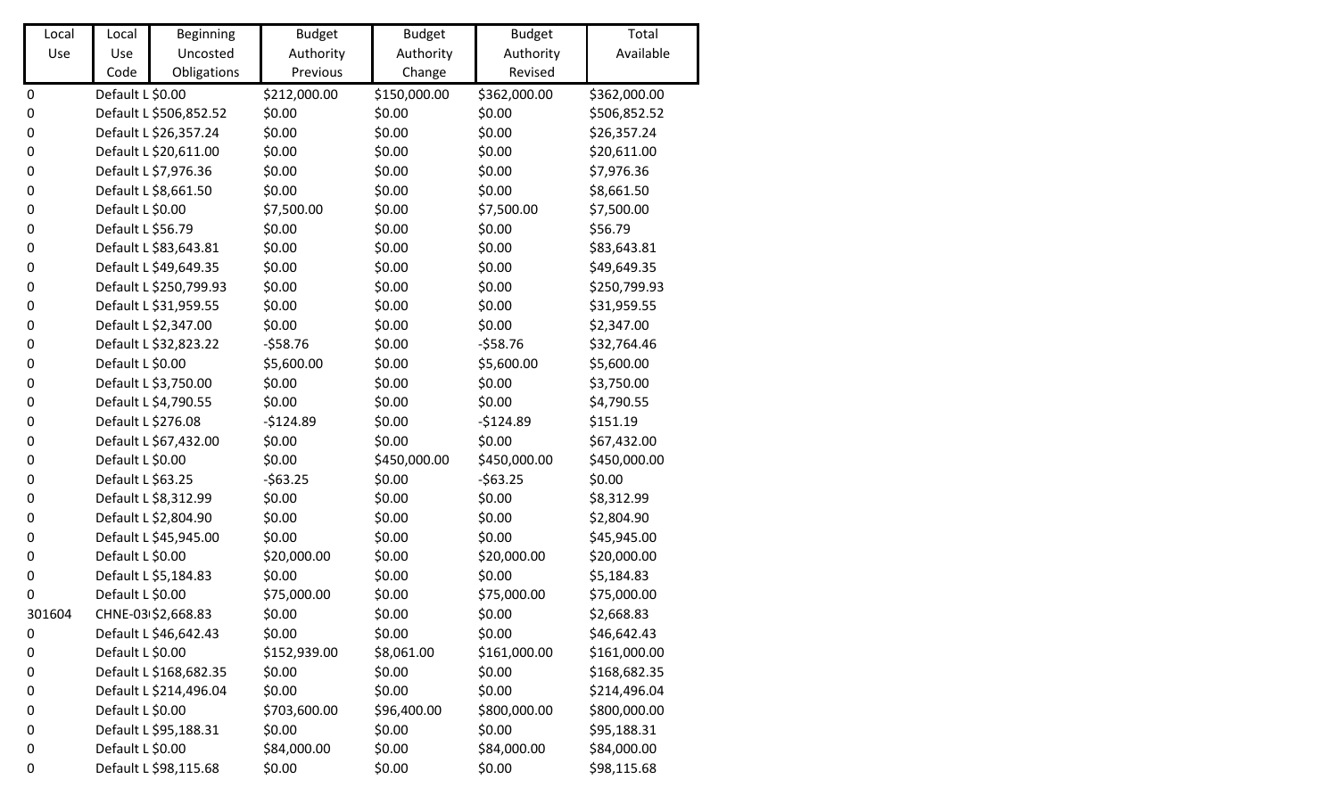| Local Use | Local Use Code | Beginning Uncosted Obligations | Budget Authority Previous | Budget Authority Change | Budget Authority Revised | Total Available |
|---|---|---|---|---|---|---|
| 0 | Default L | $0.00 | $212,000.00 | $150,000.00 | $362,000.00 | $362,000.00 |
| 0 | Default L | $506,852.52 | $0.00 | $0.00 | $0.00 | $506,852.52 |
| 0 | Default L | $26,357.24 | $0.00 | $0.00 | $0.00 | $26,357.24 |
| 0 | Default L | $20,611.00 | $0.00 | $0.00 | $0.00 | $20,611.00 |
| 0 | Default L | $7,976.36 | $0.00 | $0.00 | $0.00 | $7,976.36 |
| 0 | Default L | $8,661.50 | $0.00 | $0.00 | $0.00 | $8,661.50 |
| 0 | Default L | $0.00 | $7,500.00 | $0.00 | $7,500.00 | $7,500.00 |
| 0 | Default L | $56.79 | $0.00 | $0.00 | $0.00 | $56.79 |
| 0 | Default L | $83,643.81 | $0.00 | $0.00 | $0.00 | $83,643.81 |
| 0 | Default L | $49,649.35 | $0.00 | $0.00 | $0.00 | $49,649.35 |
| 0 | Default L | $250,799.93 | $0.00 | $0.00 | $0.00 | $250,799.93 |
| 0 | Default L | $31,959.55 | $0.00 | $0.00 | $0.00 | $31,959.55 |
| 0 | Default L | $2,347.00 | $0.00 | $0.00 | $0.00 | $2,347.00 |
| 0 | Default L | $32,823.22 | -$58.76 | $0.00 | -$58.76 | $32,764.46 |
| 0 | Default L | $0.00 | $5,600.00 | $0.00 | $5,600.00 | $5,600.00 |
| 0 | Default L | $3,750.00 | $0.00 | $0.00 | $0.00 | $3,750.00 |
| 0 | Default L | $4,790.55 | $0.00 | $0.00 | $0.00 | $4,790.55 |
| 0 | Default L | $276.08 | -$124.89 | $0.00 | -$124.89 | $151.19 |
| 0 | Default L | $67,432.00 | $0.00 | $0.00 | $0.00 | $67,432.00 |
| 0 | Default L | $0.00 | $0.00 | $450,000.00 | $450,000.00 | $450,000.00 |
| 0 | Default L | $63.25 | -$63.25 | $0.00 | -$63.25 | $0.00 |
| 0 | Default L | $8,312.99 | $0.00 | $0.00 | $0.00 | $8,312.99 |
| 0 | Default L | $2,804.90 | $0.00 | $0.00 | $0.00 | $2,804.90 |
| 0 | Default L | $45,945.00 | $0.00 | $0.00 | $0.00 | $45,945.00 |
| 0 | Default L | $0.00 | $20,000.00 | $0.00 | $20,000.00 | $20,000.00 |
| 0 | Default L | $5,184.83 | $0.00 | $0.00 | $0.00 | $5,184.83 |
| 0 | Default L | $0.00 | $75,000.00 | $0.00 | $75,000.00 | $75,000.00 |
| 301604 | CHNE-03 | $2,668.83 | $0.00 | $0.00 | $0.00 | $2,668.83 |
| 0 | Default L | $46,642.43 | $0.00 | $0.00 | $0.00 | $46,642.43 |
| 0 | Default L | $0.00 | $152,939.00 | $8,061.00 | $161,000.00 | $161,000.00 |
| 0 | Default L | $168,682.35 | $0.00 | $0.00 | $0.00 | $168,682.35 |
| 0 | Default L | $214,496.04 | $0.00 | $0.00 | $0.00 | $214,496.04 |
| 0 | Default L | $0.00 | $703,600.00 | $96,400.00 | $800,000.00 | $800,000.00 |
| 0 | Default L | $95,188.31 | $0.00 | $0.00 | $0.00 | $95,188.31 |
| 0 | Default L | $0.00 | $84,000.00 | $0.00 | $84,000.00 | $84,000.00 |
| 0 | Default L | $98,115.68 | $0.00 | $0.00 | $0.00 | $98,115.68 |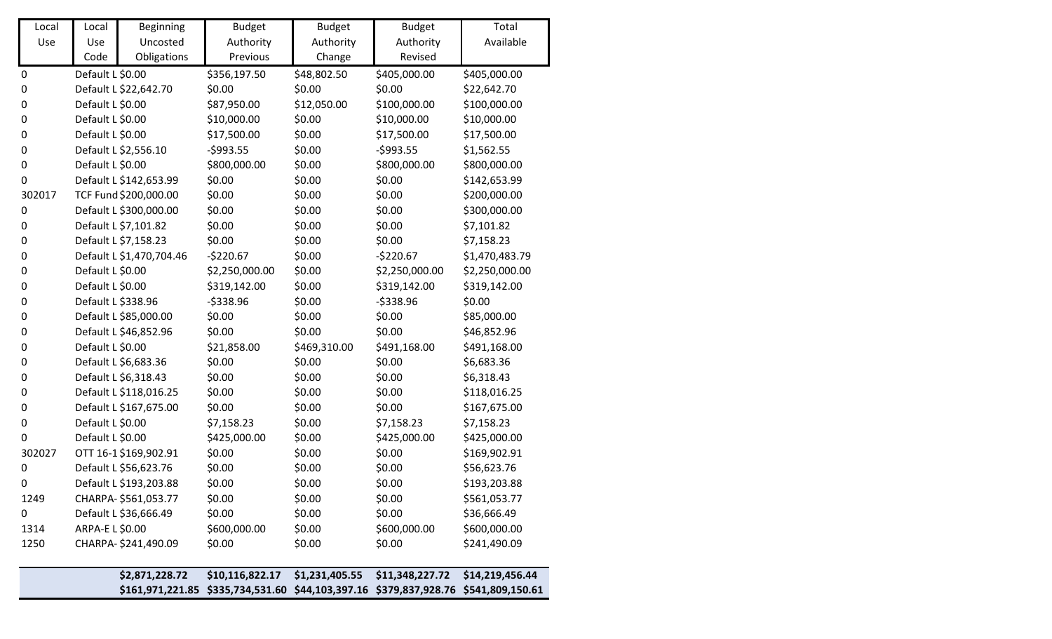| Local Use | Local Use Code | Beginning Uncosted Obligations | Budget Authority Previous | Budget Authority Change | Budget Authority Revised | Total Available |
|---|---|---|---|---|---|---|
| 0 | Default L | $0.00 | $356,197.50 | $48,802.50 | $405,000.00 | $405,000.00 |
| 0 | Default L | $22,642.70 | $0.00 | $0.00 | $0.00 | $22,642.70 |
| 0 | Default L | $0.00 | $87,950.00 | $12,050.00 | $100,000.00 | $100,000.00 |
| 0 | Default L | $0.00 | $10,000.00 | $0.00 | $10,000.00 | $10,000.00 |
| 0 | Default L | $0.00 | $17,500.00 | $0.00 | $17,500.00 | $17,500.00 |
| 0 | Default L | $2,556.10 | -$993.55 | $0.00 | -$993.55 | $1,562.55 |
| 0 | Default L | $0.00 | $800,000.00 | $0.00 | $800,000.00 | $800,000.00 |
| 0 | Default L | $142,653.99 | $0.00 | $0.00 | $0.00 | $142,653.99 |
| 302017 | TCF Fund | $200,000.00 | $0.00 | $0.00 | $0.00 | $200,000.00 |
| 0 | Default L | $300,000.00 | $0.00 | $0.00 | $0.00 | $300,000.00 |
| 0 | Default L | $7,101.82 | $0.00 | $0.00 | $0.00 | $7,101.82 |
| 0 | Default L | $7,158.23 | $0.00 | $0.00 | $0.00 | $7,158.23 |
| 0 | Default L | $1,470,704.46 | -$220.67 | $0.00 | -$220.67 | $1,470,483.79 |
| 0 | Default L | $0.00 | $2,250,000.00 | $0.00 | $2,250,000.00 | $2,250,000.00 |
| 0 | Default L | $0.00 | $319,142.00 | $0.00 | $319,142.00 | $319,142.00 |
| 0 | Default L | $338.96 | -$338.96 | $0.00 | -$338.96 | $0.00 |
| 0 | Default L | $85,000.00 | $0.00 | $0.00 | $0.00 | $85,000.00 |
| 0 | Default L | $46,852.96 | $0.00 | $0.00 | $0.00 | $46,852.96 |
| 0 | Default L | $0.00 | $21,858.00 | $469,310.00 | $491,168.00 | $491,168.00 |
| 0 | Default L | $6,683.36 | $0.00 | $0.00 | $0.00 | $6,683.36 |
| 0 | Default L | $6,318.43 | $0.00 | $0.00 | $0.00 | $6,318.43 |
| 0 | Default L | $118,016.25 | $0.00 | $0.00 | $0.00 | $118,016.25 |
| 0 | Default L | $167,675.00 | $0.00 | $0.00 | $0.00 | $167,675.00 |
| 0 | Default L | $0.00 | $7,158.23 | $0.00 | $7,158.23 | $7,158.23 |
| 0 | Default L | $0.00 | $425,000.00 | $0.00 | $425,000.00 | $425,000.00 |
| 302027 | OTT 16-1 | $169,902.91 | $0.00 | $0.00 | $0.00 | $169,902.91 |
| 0 | Default L | $56,623.76 | $0.00 | $0.00 | $0.00 | $56,623.76 |
| 0 | Default L | $193,203.88 | $0.00 | $0.00 | $0.00 | $193,203.88 |
| 1249 | CHARPA- | $561,053.77 | $0.00 | $0.00 | $0.00 | $561,053.77 |
| 0 | Default L | $36,666.49 | $0.00 | $0.00 | $0.00 | $36,666.49 |
| 1314 | ARPA-E L | $0.00 | $600,000.00 | $0.00 | $600,000.00 | $600,000.00 |
| 1250 | CHARPA- | $241,490.09 | $0.00 | $0.00 | $0.00 | $241,490.09 |
| | | **$2,871,228.72** | **$10,116,822.17** | **$1,231,405.55** | **$11,348,227.72** | **$14,219,456.44** |
| | | **$161,971,221.85** | **$335,734,531.60** | **$44,103,397.16** | **$379,837,928.76** | **$541,809,150.61** |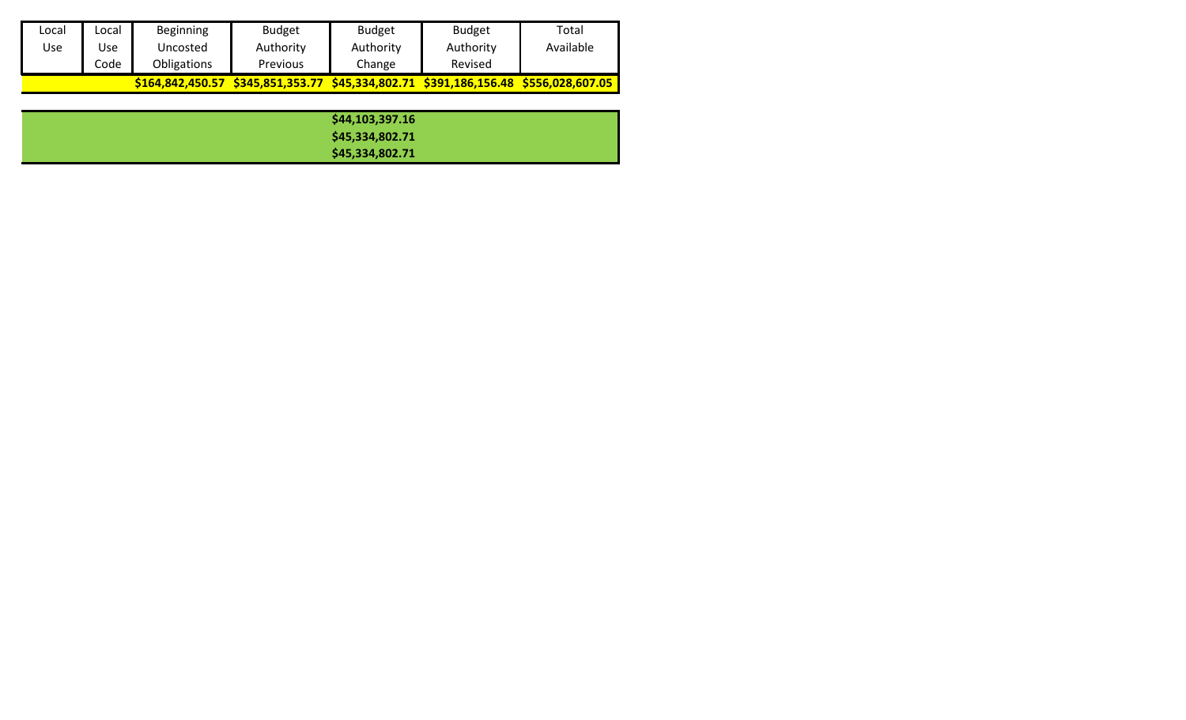| Local Use | Local Use Code | Beginning Uncosted Obligations | Budget Authority Previous | Budget Authority Change | Budget Authority Revised | Total Available |
|---|---|---|---|---|---|---|
| | | **$164,842,450.57** | **$345,851,353.77** | **$45,334,802.71** | **$391,186,156.48** | **$556,028,607.05** |

| | | | | | | |
|---|---|---|---|---|---|---|
| | | | | **$44,103,397.16** | | |
| | | | | **$45,334,802.71** | | |
| | | | | **$45,334,802.71** | | |